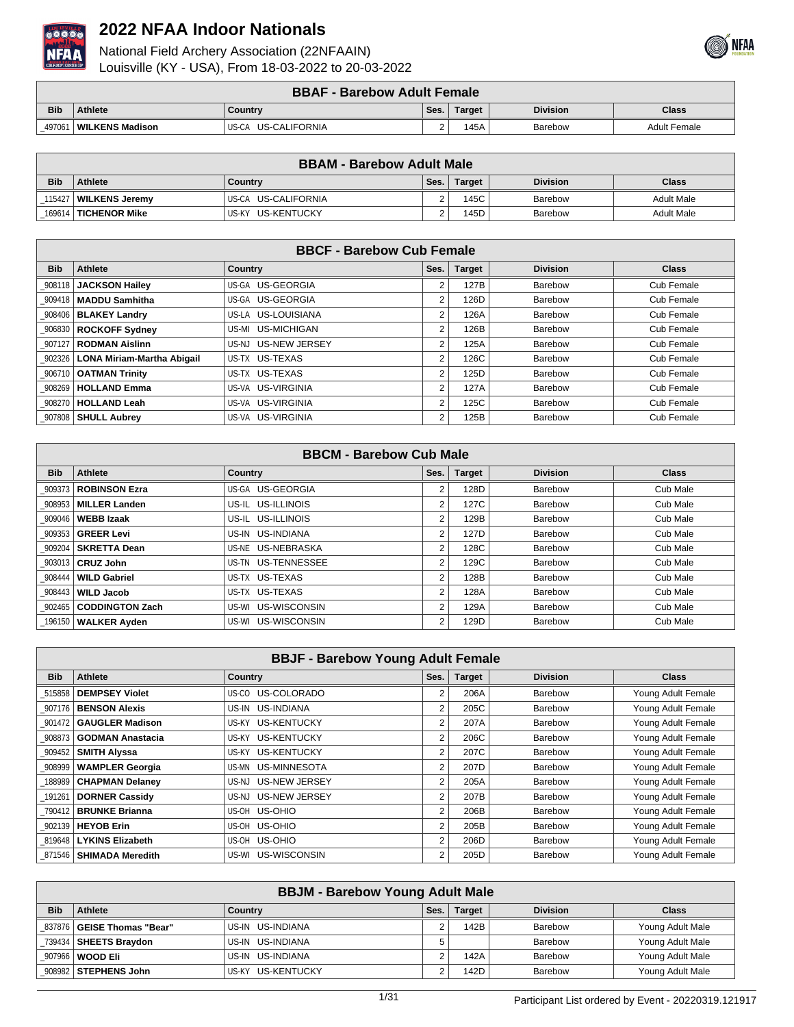# 2022 NFAA Indoor Nationals

National Field Archery Association (22NFAAIN)
Louisville (KY - USA), From 18-03-2022 to 20-03-2022

## BBAF - Barebow Adult Female

| Bib | Athlete | Country | Ses. | Target | Division | Class |
|---|---|---|---|---|---|---|
| _497061 | **WILKENS Madison** | US-CA US-CALIFORNIA | 2 | 145A | Barebow | Adult Female |

## BBAM - Barebow Adult Male

| Bib | Athlete | Country | Ses. | Target | Division | Class |
|---|---|---|---|---|---|---|
| _115427 | **WILKENS Jeremy** | US-CA US-CALIFORNIA | 2 | 145C | Barebow | Adult Male |
| _169614 | **TICHENOR Mike** | US-KY US-KENTUCKY | 2 | 145D | Barebow | Adult Male |

## BBCF - Barebow Cub Female

| Bib | Athlete | Country | Ses. | Target | Division | Class |
|---|---|---|---|---|---|---|
| _908118 | **JACKSON Hailey** | US-GA US-GEORGIA | 2 | 127B | Barebow | Cub Female |
| _909418 | **MADDU Samhitha** | US-GA US-GEORGIA | 2 | 126D | Barebow | Cub Female |
| _908406 | **BLAKEY Landry** | US-LA US-LOUISIANA | 2 | 126A | Barebow | Cub Female |
| _906830 | **ROCKOFF Sydney** | US-MI US-MICHIGAN | 2 | 126B | Barebow | Cub Female |
| _907127 | **RODMAN Aislinn** | US-NJ US-NEW JERSEY | 2 | 125A | Barebow | Cub Female |
| _902326 | **LONA Miriam-Martha Abigail** | US-TX US-TEXAS | 2 | 126C | Barebow | Cub Female |
| _906710 | **OATMAN Trinity** | US-TX US-TEXAS | 2 | 125D | Barebow | Cub Female |
| _908269 | **HOLLAND Emma** | US-VA US-VIRGINIA | 2 | 127A | Barebow | Cub Female |
| _908270 | **HOLLAND Leah** | US-VA US-VIRGINIA | 2 | 125C | Barebow | Cub Female |
| _907808 | **SHULL Aubrey** | US-VA US-VIRGINIA | 2 | 125B | Barebow | Cub Female |

## BBCM - Barebow Cub Male

| Bib | Athlete | Country | Ses. | Target | Division | Class |
|---|---|---|---|---|---|---|
| _909373 | **ROBINSON Ezra** | US-GA US-GEORGIA | 2 | 128D | Barebow | Cub Male |
| _908953 | **MILLER Landen** | US-IL US-ILLINOIS | 2 | 127C | Barebow | Cub Male |
| _909046 | **WEBB Izaak** | US-IL US-ILLINOIS | 2 | 129B | Barebow | Cub Male |
| _909353 | **GREER Levi** | US-IN US-INDIANA | 2 | 127D | Barebow | Cub Male |
| _909204 | **SKRETTA Dean** | US-NE US-NEBRASKA | 2 | 128C | Barebow | Cub Male |
| _903013 | **CRUZ John** | US-TN US-TENNESSEE | 2 | 129C | Barebow | Cub Male |
| _908444 | **WILD Gabriel** | US-TX US-TEXAS | 2 | 128B | Barebow | Cub Male |
| _908443 | **WILD Jacob** | US-TX US-TEXAS | 2 | 128A | Barebow | Cub Male |
| _902465 | **CODDINGTON Zach** | US-WI US-WISCONSIN | 2 | 129A | Barebow | Cub Male |
| _196150 | **WALKER Ayden** | US-WI US-WISCONSIN | 2 | 129D | Barebow | Cub Male |

## BBJF - Barebow Young Adult Female

| Bib | Athlete | Country | Ses. | Target | Division | Class |
|---|---|---|---|---|---|---|
| _515858 | **DEMPSEY Violet** | US-CO US-COLORADO | 2 | 206A | Barebow | Young Adult Female |
| _907176 | **BENSON Alexis** | US-IN US-INDIANA | 2 | 205C | Barebow | Young Adult Female |
| _901472 | **GAUGLER Madison** | US-KY US-KENTUCKY | 2 | 207A | Barebow | Young Adult Female |
| _908873 | **GODMAN Anastacia** | US-KY US-KENTUCKY | 2 | 206C | Barebow | Young Adult Female |
| _909452 | **SMITH Alyssa** | US-KY US-KENTUCKY | 2 | 207C | Barebow | Young Adult Female |
| _908999 | **WAMPLER Georgia** | US-MN US-MINNESOTA | 2 | 207D | Barebow | Young Adult Female |
| _188989 | **CHAPMAN Delaney** | US-NJ US-NEW JERSEY | 2 | 205A | Barebow | Young Adult Female |
| _191261 | **DORNER Cassidy** | US-NJ US-NEW JERSEY | 2 | 207B | Barebow | Young Adult Female |
| _790412 | **BRUNKE Brianna** | US-OH US-OHIO | 2 | 206B | Barebow | Young Adult Female |
| _902139 | **HEYOB Erin** | US-OH US-OHIO | 2 | 205B | Barebow | Young Adult Female |
| _819648 | **LYKINS Elizabeth** | US-OH US-OHIO | 2 | 206D | Barebow | Young Adult Female |
| _871546 | **SHIMADA Meredith** | US-WI US-WISCONSIN | 2 | 205D | Barebow | Young Adult Female |

## BBJM - Barebow Young Adult Male

| Bib | Athlete | Country | Ses. | Target | Division | Class |
|---|---|---|---|---|---|---|
| _837876 | **GEISE Thomas "Bear"** | US-IN US-INDIANA | 2 | 142B | Barebow | Young Adult Male |
| _739434 | **SHEETS Braydon** | US-IN US-INDIANA | 5 | | Barebow | Young Adult Male |
| _907966 | **WOOD Eli** | US-IN US-INDIANA | 2 | 142A | Barebow | Young Adult Male |
| _908982 | **STEPHENS John** | US-KY US-KENTUCKY | 2 | 142D | Barebow | Young Adult Male |

Participant List ordered by Event - 20220319.121917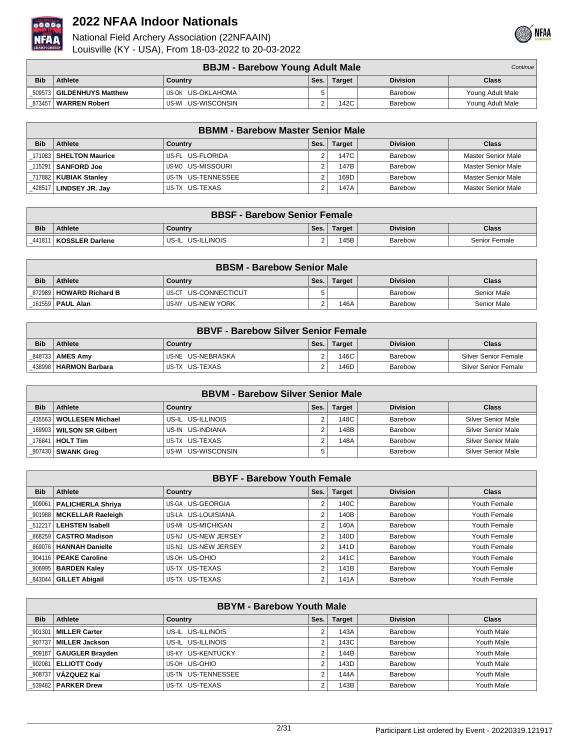# 2022 NFAA Indoor Nationals

National Field Archery Association (22NFAAIN)
Louisville (KY - USA), From 18-03-2022 to 20-03-2022

## BBJM - Barebow Young Adult Male

*Continue*

| Bib | Athlete | Country | Ses. | Target | Division | Class |
|---|---|---|---|---|---|---|
| _509573 | **GILDENHUYS Matthew** | US-OK US-OKLAHOMA | 5 | | Barebow | Young Adult Male |
| _873457 | **WARREN Robert** | US-WI US-WISCONSIN | 2 | 142C | Barebow | Young Adult Male |

## BBMM - Barebow Master Senior Male

| Bib | Athlete | Country | Ses. | Target | Division | Class |
|---|---|---|---|---|---|---|
| _171083 | **SHELTON Maurice** | US-FL US-FLORIDA | 2 | 147C | Barebow | Master Senior Male |
| _115291 | **SANFORD Joe** | US-MO US-MISSOURI | 2 | 147B | Barebow | Master Senior Male |
| _717882 | **KUBIAK Stanley** | US-TN US-TENNESSEE | 2 | 169D | Barebow | Master Senior Male |
| _428517 | **LINDSEY JR. Jay** | US-TX US-TEXAS | 2 | 147A | Barebow | Master Senior Male |

## BBSF - Barebow Senior Female

| Bib | Athlete | Country | Ses. | Target | Division | Class |
|---|---|---|---|---|---|---|
| _441811 | **KOSSLER Darlene** | US-IL US-ILLINOIS | 2 | 145B | Barebow | Senior Female |

## BBSM - Barebow Senior Male

| Bib | Athlete | Country | Ses. | Target | Division | Class |
|---|---|---|---|---|---|---|
| _872989 | **HOWARD Richard B** | US-CT US-CONNECTICUT | 5 | | Barebow | Senior Male |
| _161559 | **PAUL Alan** | US-NY US-NEW YORK | 2 | 146A | Barebow | Senior Male |

## BBVF - Barebow Silver Senior Female

| Bib | Athlete | Country | Ses. | Target | Division | Class |
|---|---|---|---|---|---|---|
| _848733 | **AMES Amy** | US-NE US-NEBRASKA | 2 | 146C | Barebow | Silver Senior Female |
| _438998 | **HARMON Barbara** | US-TX US-TEXAS | 2 | 146D | Barebow | Silver Senior Female |

## BBVM - Barebow Silver Senior Male

| Bib | Athlete | Country | Ses. | Target | Division | Class |
|---|---|---|---|---|---|---|
| _435563 | **WOLLESEN Michael** | US-IL US-ILLINOIS | 2 | 148C | Barebow | Silver Senior Male |
| _169903 | **WILSON SR Gilbert** | US-IN US-INDIANA | 2 | 148B | Barebow | Silver Senior Male |
| _176841 | **HOLT Tim** | US-TX US-TEXAS | 2 | 148A | Barebow | Silver Senior Male |
| _907430 | **SWANK Greg** | US-WI US-WISCONSIN | 5 | | Barebow | Silver Senior Male |

## BBYF - Barebow Youth Female

| Bib | Athlete | Country | Ses. | Target | Division | Class |
|---|---|---|---|---|---|---|
| _909061 | **PALICHERLA Shriya** | US-GA US-GEORGIA | 2 | 140C | Barebow | Youth Female |
| _901988 | **MCKELLAR Raeleigh** | US-LA US-LOUISIANA | 2 | 140B | Barebow | Youth Female |
| _512217 | **LEHSTEN Isabell** | US-MI US-MICHIGAN | 2 | 140A | Barebow | Youth Female |
| _868259 | **CASTRO Madison** | US-NJ US-NEW JERSEY | 2 | 140D | Barebow | Youth Female |
| _869076 | **HANNAH Danielle** | US-NJ US-NEW JERSEY | 2 | 141D | Barebow | Youth Female |
| _904116 | **PEAKE Caroline** | US-OH US-OHIO | 2 | 141C | Barebow | Youth Female |
| _906995 | **BARDEN Kaley** | US-TX US-TEXAS | 2 | 141B | Barebow | Youth Female |
| _843044 | **GILLET Abigail** | US-TX US-TEXAS | 2 | 141A | Barebow | Youth Female |

## BBYM - Barebow Youth Male

| Bib | Athlete | Country | Ses. | Target | Division | Class |
|---|---|---|---|---|---|---|
| _901301 | **MILLER Carter** | US-IL US-ILLINOIS | 2 | 143A | Barebow | Youth Male |
| _907737 | **MILLER Jackson** | US-IL US-ILLINOIS | 2 | 143C | Barebow | Youth Male |
| _909187 | **GAUGLER Brayden** | US-KY US-KENTUCKY | 2 | 144B | Barebow | Youth Male |
| _902081 | **ELLIOTT Cody** | US-OH US-OHIO | 2 | 143D | Barebow | Youth Male |
| _908737 | **VÁZQUEZ Kai** | US-TN US-TENNESSEE | 2 | 144A | Barebow | Youth Male |
| _539482 | **PARKER Drew** | US-TX US-TEXAS | 2 | 143B | Barebow | Youth Male |

Participant List ordered by Event - 20220319.121917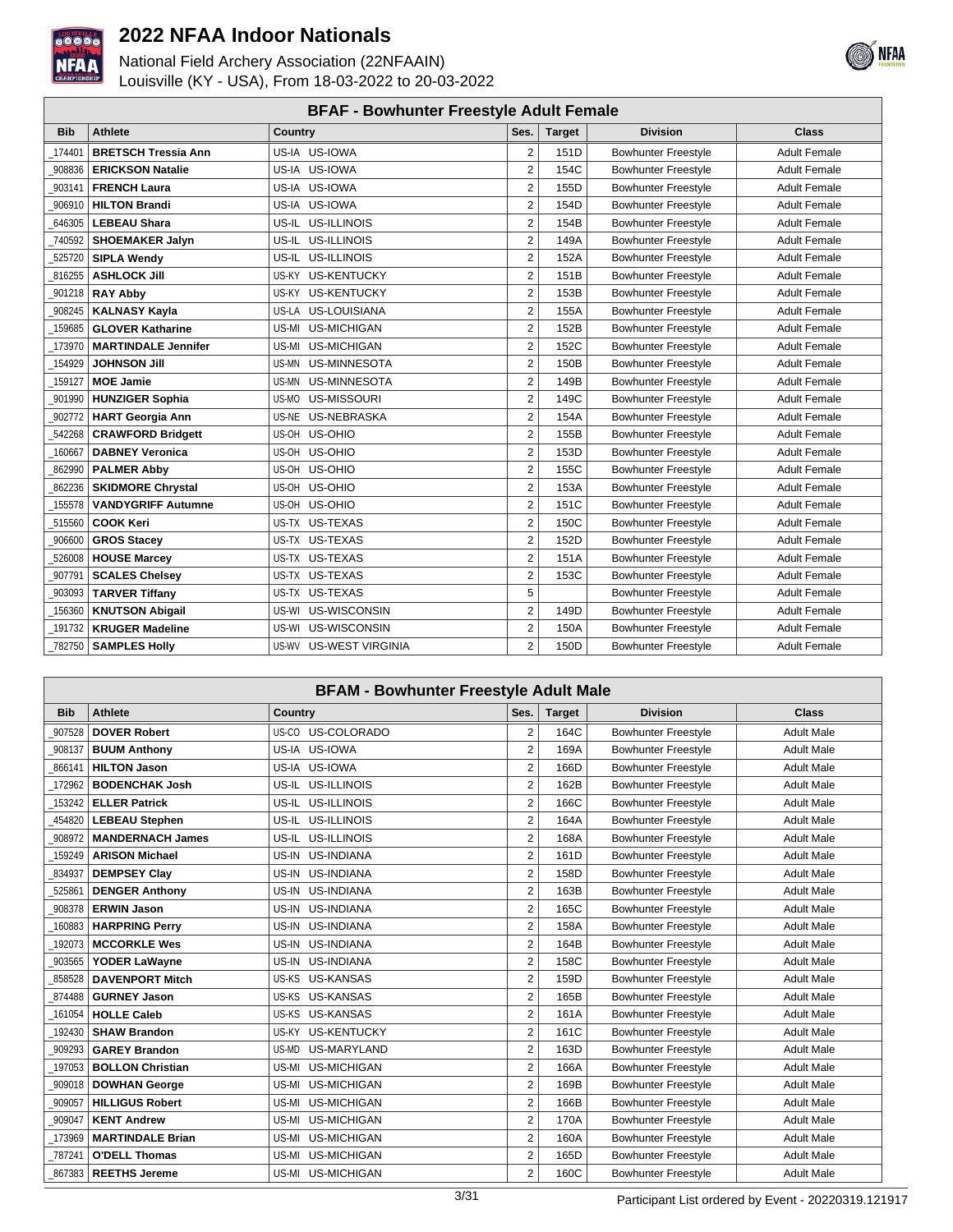# 2022 NFAA Indoor Nationals

National Field Archery Association (22NFAAIN)
Louisville (KY - USA), From 18-03-2022 to 20-03-2022

## BFAF - Bowhunter Freestyle Adult Female

| Bib | Athlete | Country | Ses. | Target | Division | Class |
|---|---|---|---|---|---|---|
| _174401 | **BRETSCH Tressia Ann** | US-IA US-IOWA | 2 | 151D | Bowhunter Freestyle | Adult Female |
| _908836 | **ERICKSON Natalie** | US-IA US-IOWA | 2 | 154C | Bowhunter Freestyle | Adult Female |
| _903141 | **FRENCH Laura** | US-IA US-IOWA | 2 | 155D | Bowhunter Freestyle | Adult Female |
| _906910 | **HILTON Brandi** | US-IA US-IOWA | 2 | 154D | Bowhunter Freestyle | Adult Female |
| _646305 | **LEBEAU Shara** | US-IL US-ILLINOIS | 2 | 154B | Bowhunter Freestyle | Adult Female |
| _740592 | **SHOEMAKER Jalyn** | US-IL US-ILLINOIS | 2 | 149A | Bowhunter Freestyle | Adult Female |
| _525720 | **SIPLA Wendy** | US-IL US-ILLINOIS | 2 | 152A | Bowhunter Freestyle | Adult Female |
| _816255 | **ASHLOCK Jill** | US-KY US-KENTUCKY | 2 | 151B | Bowhunter Freestyle | Adult Female |
| _901218 | **RAY Abby** | US-KY US-KENTUCKY | 2 | 153B | Bowhunter Freestyle | Adult Female |
| _908245 | **KALNASY Kayla** | US-LA US-LOUISIANA | 2 | 155A | Bowhunter Freestyle | Adult Female |
| _159685 | **GLOVER Katharine** | US-MI US-MICHIGAN | 2 | 152B | Bowhunter Freestyle | Adult Female |
| _173970 | **MARTINDALE Jennifer** | US-MI US-MICHIGAN | 2 | 152C | Bowhunter Freestyle | Adult Female |
| _154929 | **JOHNSON Jill** | US-MN US-MINNESOTA | 2 | 150B | Bowhunter Freestyle | Adult Female |
| _159127 | **MOE Jamie** | US-MN US-MINNESOTA | 2 | 149B | Bowhunter Freestyle | Adult Female |
| _901990 | **HUNZIGER Sophia** | US-MO US-MISSOURI | 2 | 149C | Bowhunter Freestyle | Adult Female |
| _902772 | **HART Georgia Ann** | US-NE US-NEBRASKA | 2 | 154A | Bowhunter Freestyle | Adult Female |
| _542268 | **CRAWFORD Bridgett** | US-OH US-OHIO | 2 | 155B | Bowhunter Freestyle | Adult Female |
| _160667 | **DABNEY Veronica** | US-OH US-OHIO | 2 | 153D | Bowhunter Freestyle | Adult Female |
| _862990 | **PALMER Abby** | US-OH US-OHIO | 2 | 155C | Bowhunter Freestyle | Adult Female |
| _862236 | **SKIDMORE Chrystal** | US-OH US-OHIO | 2 | 153A | Bowhunter Freestyle | Adult Female |
| _155578 | **VANDYGRIFF Autumne** | US-OH US-OHIO | 2 | 151C | Bowhunter Freestyle | Adult Female |
| _515560 | **COOK Keri** | US-TX US-TEXAS | 2 | 150C | Bowhunter Freestyle | Adult Female |
| _906600 | **GROS Stacey** | US-TX US-TEXAS | 2 | 152D | Bowhunter Freestyle | Adult Female |
| _526008 | **HOUSE Marcey** | US-TX US-TEXAS | 2 | 151A | Bowhunter Freestyle | Adult Female |
| _907791 | **SCALES Chelsey** | US-TX US-TEXAS | 2 | 153C | Bowhunter Freestyle | Adult Female |
| _903093 | **TARVER Tiffany** | US-TX US-TEXAS | 5 | | Bowhunter Freestyle | Adult Female |
| _156360 | **KNUTSON Abigail** | US-WI US-WISCONSIN | 2 | 149D | Bowhunter Freestyle | Adult Female |
| _191732 | **KRUGER Madeline** | US-WI US-WISCONSIN | 2 | 150A | Bowhunter Freestyle | Adult Female |
| _782750 | **SAMPLES Holly** | US-WV US-WEST VIRGINIA | 2 | 150D | Bowhunter Freestyle | Adult Female |

## BFAM - Bowhunter Freestyle Adult Male

| Bib | Athlete | Country | Ses. | Target | Division | Class |
|---|---|---|---|---|---|---|
| _907528 | **DOVER Robert** | US-CO US-COLORADO | 2 | 164C | Bowhunter Freestyle | Adult Male |
| _908137 | **BUUM Anthony** | US-IA US-IOWA | 2 | 169A | Bowhunter Freestyle | Adult Male |
| _866141 | **HILTON Jason** | US-IA US-IOWA | 2 | 166D | Bowhunter Freestyle | Adult Male |
| _172962 | **BODENCHAK Josh** | US-IL US-ILLINOIS | 2 | 162B | Bowhunter Freestyle | Adult Male |
| _153242 | **ELLER Patrick** | US-IL US-ILLINOIS | 2 | 166C | Bowhunter Freestyle | Adult Male |
| _454820 | **LEBEAU Stephen** | US-IL US-ILLINOIS | 2 | 164A | Bowhunter Freestyle | Adult Male |
| _908972 | **MANDERNACH James** | US-IL US-ILLINOIS | 2 | 168A | Bowhunter Freestyle | Adult Male |
| _159249 | **ARISON Michael** | US-IN US-INDIANA | 2 | 161D | Bowhunter Freestyle | Adult Male |
| _834937 | **DEMPSEY Clay** | US-IN US-INDIANA | 2 | 158D | Bowhunter Freestyle | Adult Male |
| _525861 | **DENGER Anthony** | US-IN US-INDIANA | 2 | 163B | Bowhunter Freestyle | Adult Male |
| _908378 | **ERWIN Jason** | US-IN US-INDIANA | 2 | 165C | Bowhunter Freestyle | Adult Male |
| _160883 | **HARPRING Perry** | US-IN US-INDIANA | 2 | 158A | Bowhunter Freestyle | Adult Male |
| _192073 | **MCCORKLE Wes** | US-IN US-INDIANA | 2 | 164B | Bowhunter Freestyle | Adult Male |
| _903565 | **YODER LaWayne** | US-IN US-INDIANA | 2 | 158C | Bowhunter Freestyle | Adult Male |
| _858528 | **DAVENPORT Mitch** | US-KS US-KANSAS | 2 | 159D | Bowhunter Freestyle | Adult Male |
| _874488 | **GURNEY Jason** | US-KS US-KANSAS | 2 | 165B | Bowhunter Freestyle | Adult Male |
| _161054 | **HOLLE Caleb** | US-KS US-KANSAS | 2 | 161A | Bowhunter Freestyle | Adult Male |
| _192430 | **SHAW Brandon** | US-KY US-KENTUCKY | 2 | 161C | Bowhunter Freestyle | Adult Male |
| _909293 | **GAREY Brandon** | US-MD US-MARYLAND | 2 | 163D | Bowhunter Freestyle | Adult Male |
| _197053 | **BOLLON Christian** | US-MI US-MICHIGAN | 2 | 166A | Bowhunter Freestyle | Adult Male |
| _909018 | **DOWHAN George** | US-MI US-MICHIGAN | 2 | 169B | Bowhunter Freestyle | Adult Male |
| _909057 | **HILLIGUS Robert** | US-MI US-MICHIGAN | 2 | 166B | Bowhunter Freestyle | Adult Male |
| _909047 | **KENT Andrew** | US-MI US-MICHIGAN | 2 | 170A | Bowhunter Freestyle | Adult Male |
| _173969 | **MARTINDALE Brian** | US-MI US-MICHIGAN | 2 | 160A | Bowhunter Freestyle | Adult Male |
| _787241 | **O'DELL Thomas** | US-MI US-MICHIGAN | 2 | 165D | Bowhunter Freestyle | Adult Male |
| _867383 | **REETHS Jereme** | US-MI US-MICHIGAN | 2 | 160C | Bowhunter Freestyle | Adult Male |

Participant List ordered by Event - 20220319.121917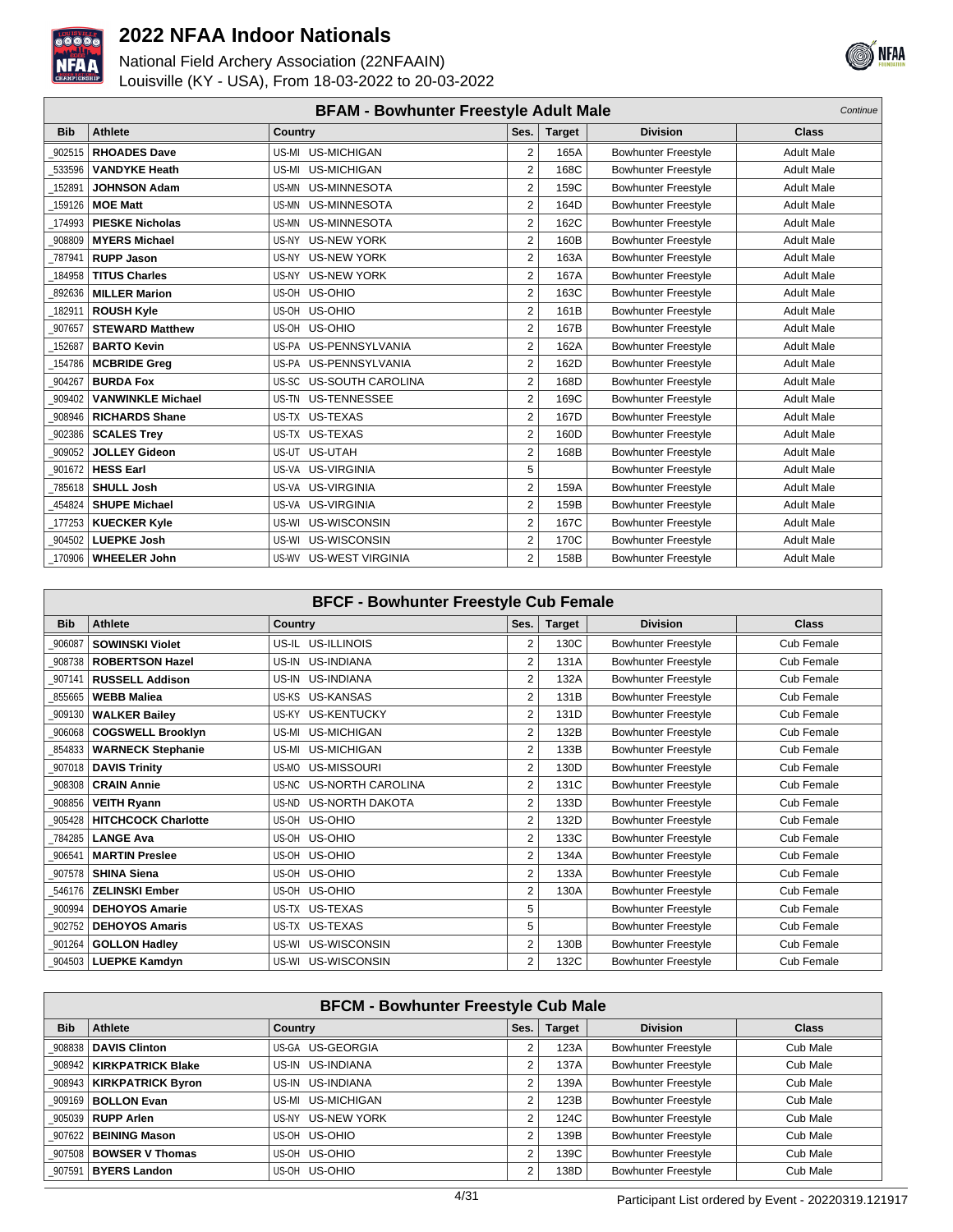# 2022 NFAA Indoor Nationals

National Field Archery Association (22NFAAIN)
Louisville (KY - USA), From 18-03-2022 to 20-03-2022

## BFAM - Bowhunter Freestyle Adult Male

*Continue*

| Bib | Athlete | Country | Ses. | Target | Division | Class |
|---|---|---|---|---|---|---|
| _902515 | **RHOADES Dave** | US-MI US-MICHIGAN | 2 | 165A | Bowhunter Freestyle | Adult Male |
| _533596 | **VANDYKE Heath** | US-MI US-MICHIGAN | 2 | 168C | Bowhunter Freestyle | Adult Male |
| _152891 | **JOHNSON Adam** | US-MN US-MINNESOTA | 2 | 159C | Bowhunter Freestyle | Adult Male |
| _159126 | **MOE Matt** | US-MN US-MINNESOTA | 2 | 164D | Bowhunter Freestyle | Adult Male |
| _174993 | **PIESKE Nicholas** | US-MN US-MINNESOTA | 2 | 162C | Bowhunter Freestyle | Adult Male |
| _908809 | **MYERS Michael** | US-NY US-NEW YORK | 2 | 160B | Bowhunter Freestyle | Adult Male |
| _787941 | **RUPP Jason** | US-NY US-NEW YORK | 2 | 163A | Bowhunter Freestyle | Adult Male |
| _184958 | **TITUS Charles** | US-NY US-NEW YORK | 2 | 167A | Bowhunter Freestyle | Adult Male |
| _892636 | **MILLER Marion** | US-OH US-OHIO | 2 | 163C | Bowhunter Freestyle | Adult Male |
| _182911 | **ROUSH Kyle** | US-OH US-OHIO | 2 | 161B | Bowhunter Freestyle | Adult Male |
| _907657 | **STEWARD Matthew** | US-OH US-OHIO | 2 | 167B | Bowhunter Freestyle | Adult Male |
| _152687 | **BARTO Kevin** | US-PA US-PENNSYLVANIA | 2 | 162A | Bowhunter Freestyle | Adult Male |
| _154786 | **MCBRIDE Greg** | US-PA US-PENNSYLVANIA | 2 | 162D | Bowhunter Freestyle | Adult Male |
| _904267 | **BURDA Fox** | US-SC US-SOUTH CAROLINA | 2 | 168D | Bowhunter Freestyle | Adult Male |
| _909402 | **VANWINKLE Michael** | US-TN US-TENNESSEE | 2 | 169C | Bowhunter Freestyle | Adult Male |
| _908946 | **RICHARDS Shane** | US-TX US-TEXAS | 2 | 167D | Bowhunter Freestyle | Adult Male |
| _902386 | **SCALES Trey** | US-TX US-TEXAS | 2 | 160D | Bowhunter Freestyle | Adult Male |
| _909052 | **JOLLEY Gideon** | US-UT US-UTAH | 2 | 168B | Bowhunter Freestyle | Adult Male |
| _901672 | **HESS Earl** | US-VA US-VIRGINIA | 5 | | Bowhunter Freestyle | Adult Male |
| _785618 | **SHULL Josh** | US-VA US-VIRGINIA | 2 | 159A | Bowhunter Freestyle | Adult Male |
| _454824 | **SHUPE Michael** | US-VA US-VIRGINIA | 2 | 159B | Bowhunter Freestyle | Adult Male |
| _177253 | **KUECKER Kyle** | US-WI US-WISCONSIN | 2 | 167C | Bowhunter Freestyle | Adult Male |
| _904502 | **LUEPKE Josh** | US-WI US-WISCONSIN | 2 | 170C | Bowhunter Freestyle | Adult Male |
| _170906 | **WHEELER John** | US-WV US-WEST VIRGINIA | 2 | 158B | Bowhunter Freestyle | Adult Male |

## BFCF - Bowhunter Freestyle Cub Female

| Bib | Athlete | Country | Ses. | Target | Division | Class |
|---|---|---|---|---|---|---|
| _906087 | **SOWINSKI Violet** | US-IL US-ILLINOIS | 2 | 130C | Bowhunter Freestyle | Cub Female |
| _908738 | **ROBERTSON Hazel** | US-IN US-INDIANA | 2 | 131A | Bowhunter Freestyle | Cub Female |
| _907141 | **RUSSELL Addison** | US-IN US-INDIANA | 2 | 132A | Bowhunter Freestyle | Cub Female |
| _855665 | **WEBB Maliea** | US-KS US-KANSAS | 2 | 131B | Bowhunter Freestyle | Cub Female |
| _909130 | **WALKER Bailey** | US-KY US-KENTUCKY | 2 | 131D | Bowhunter Freestyle | Cub Female |
| _906068 | **COGSWELL Brooklyn** | US-MI US-MICHIGAN | 2 | 132B | Bowhunter Freestyle | Cub Female |
| _854833 | **WARNECK Stephanie** | US-MI US-MICHIGAN | 2 | 133B | Bowhunter Freestyle | Cub Female |
| _907018 | **DAVIS Trinity** | US-MO US-MISSOURI | 2 | 130D | Bowhunter Freestyle | Cub Female |
| _908308 | **CRAIN Annie** | US-NC US-NORTH CAROLINA | 2 | 131C | Bowhunter Freestyle | Cub Female |
| _908856 | **VEITH Ryann** | US-ND US-NORTH DAKOTA | 2 | 133D | Bowhunter Freestyle | Cub Female |
| _905428 | **HITCHCOCK Charlotte** | US-OH US-OHIO | 2 | 132D | Bowhunter Freestyle | Cub Female |
| _784285 | **LANGE Ava** | US-OH US-OHIO | 2 | 133C | Bowhunter Freestyle | Cub Female |
| _906541 | **MARTIN Preslee** | US-OH US-OHIO | 2 | 134A | Bowhunter Freestyle | Cub Female |
| _907578 | **SHINA Siena** | US-OH US-OHIO | 2 | 133A | Bowhunter Freestyle | Cub Female |
| _546176 | **ZELINSKI Ember** | US-OH US-OHIO | 2 | 130A | Bowhunter Freestyle | Cub Female |
| _900994 | **DEHOYOS Amarie** | US-TX US-TEXAS | 5 | | Bowhunter Freestyle | Cub Female |
| _902752 | **DEHOYOS Amaris** | US-TX US-TEXAS | 5 | | Bowhunter Freestyle | Cub Female |
| _901264 | **GOLLON Hadley** | US-WI US-WISCONSIN | 2 | 130B | Bowhunter Freestyle | Cub Female |
| _904503 | **LUEPKE Kamdyn** | US-WI US-WISCONSIN | 2 | 132C | Bowhunter Freestyle | Cub Female |

## BFCM - Bowhunter Freestyle Cub Male

| Bib | Athlete | Country | Ses. | Target | Division | Class |
|---|---|---|---|---|---|---|
| _908838 | **DAVIS Clinton** | US-GA US-GEORGIA | 2 | 123A | Bowhunter Freestyle | Cub Male |
| _908942 | **KIRKPATRICK Blake** | US-IN US-INDIANA | 2 | 137A | Bowhunter Freestyle | Cub Male |
| _908943 | **KIRKPATRICK Byron** | US-IN US-INDIANA | 2 | 139A | Bowhunter Freestyle | Cub Male |
| _909169 | **BOLLON Evan** | US-MI US-MICHIGAN | 2 | 123B | Bowhunter Freestyle | Cub Male |
| _905039 | **RUPP Arlen** | US-NY US-NEW YORK | 2 | 124C | Bowhunter Freestyle | Cub Male |
| _907622 | **BEINING Mason** | US-OH US-OHIO | 2 | 139B | Bowhunter Freestyle | Cub Male |
| _907508 | **BOWSER V Thomas** | US-OH US-OHIO | 2 | 139C | Bowhunter Freestyle | Cub Male |
| _907591 | **BYERS Landon** | US-OH US-OHIO | 2 | 138D | Bowhunter Freestyle | Cub Male |

Participant List ordered by Event - 20220319.121917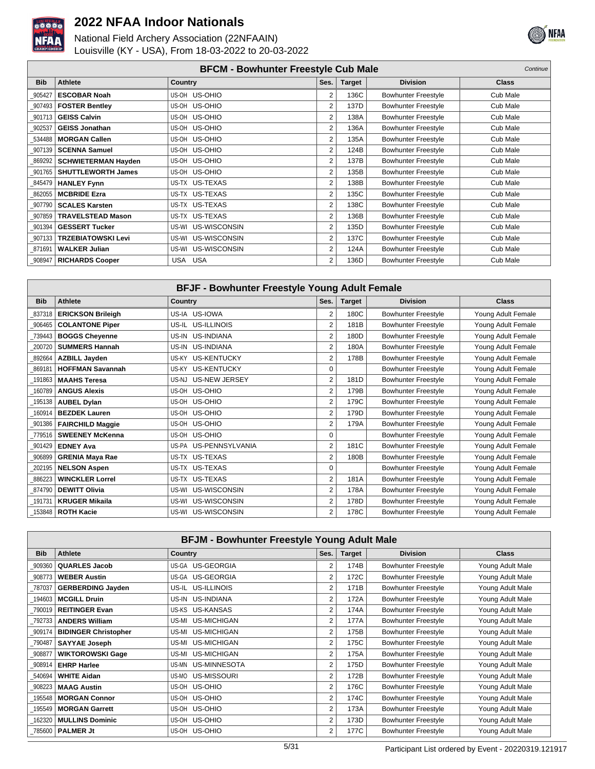## BFCM - Bowhunter Freestyle Cub Male

*Continue*

| Bib | Athlete | Country | Ses. | Target | Division | Class |
|---|---|---|---|---|---|---|
| _905427 | **ESCOBAR Noah** | US-OH US-OHIO | 2 | 136C | Bowhunter Freestyle | Cub Male |
| _907493 | **FOSTER Bentley** | US-OH US-OHIO | 2 | 137D | Bowhunter Freestyle | Cub Male |
| _901713 | **GEISS Calvin** | US-OH US-OHIO | 2 | 138A | Bowhunter Freestyle | Cub Male |
| _902537 | **GEISS Jonathan** | US-OH US-OHIO | 2 | 136A | Bowhunter Freestyle | Cub Male |
| _534488 | **MORGAN Callen** | US-OH US-OHIO | 2 | 135A | Bowhunter Freestyle | Cub Male |
| _907139 | **SCENNA Samuel** | US-OH US-OHIO | 2 | 124B | Bowhunter Freestyle | Cub Male |
| _869292 | **SCHWIETERMAN Hayden** | US-OH US-OHIO | 2 | 137B | Bowhunter Freestyle | Cub Male |
| _901765 | **SHUTTLEWORTH James** | US-OH US-OHIO | 2 | 135B | Bowhunter Freestyle | Cub Male |
| _845479 | **HANLEY Fynn** | US-TX US-TEXAS | 2 | 138B | Bowhunter Freestyle | Cub Male |
| _862055 | **MCBRIDE Ezra** | US-TX US-TEXAS | 2 | 135C | Bowhunter Freestyle | Cub Male |
| _907790 | **SCALES Karsten** | US-TX US-TEXAS | 2 | 138C | Bowhunter Freestyle | Cub Male |
| _907859 | **TRAVELSTEAD Mason** | US-TX US-TEXAS | 2 | 136B | Bowhunter Freestyle | Cub Male |
| _901394 | **GESSERT Tucker** | US-WI US-WISCONSIN | 2 | 135D | Bowhunter Freestyle | Cub Male |
| _907133 | **TRZEBIATOWSKI Levi** | US-WI US-WISCONSIN | 2 | 137C | Bowhunter Freestyle | Cub Male |
| _871691 | **WALKER Julian** | US-WI US-WISCONSIN | 2 | 124A | Bowhunter Freestyle | Cub Male |
| _908947 | **RICHARDS Cooper** | USA USA | 2 | 136D | Bowhunter Freestyle | Cub Male |

## BFJF - Bowhunter Freestyle Young Adult Female

| Bib | Athlete | Country | Ses. | Target | Division | Class |
|---|---|---|---|---|---|---|
| _837318 | **ERICKSON Brileigh** | US-IA US-IOWA | 2 | 180C | Bowhunter Freestyle | Young Adult Female |
| _906465 | **COLANTONE Piper** | US-IL US-ILLINOIS | 2 | 181B | Bowhunter Freestyle | Young Adult Female |
| _739443 | **BOGGS Cheyenne** | US-IN US-INDIANA | 2 | 180D | Bowhunter Freestyle | Young Adult Female |
| _200720 | **SUMMERS Hannah** | US-IN US-INDIANA | 2 | 180A | Bowhunter Freestyle | Young Adult Female |
| _892664 | **AZBILL Jayden** | US-KY US-KENTUCKY | 2 | 178B | Bowhunter Freestyle | Young Adult Female |
| _869181 | **HOFFMAN Savannah** | US-KY US-KENTUCKY | 0 | | Bowhunter Freestyle | Young Adult Female |
| _191863 | **MAAHS Teresa** | US-NJ US-NEW JERSEY | 2 | 181D | Bowhunter Freestyle | Young Adult Female |
| _160789 | **ANGUS Alexis** | US-OH US-OHIO | 2 | 179B | Bowhunter Freestyle | Young Adult Female |
| _195138 | **AUBEL Dylan** | US-OH US-OHIO | 2 | 179C | Bowhunter Freestyle | Young Adult Female |
| _160914 | **BEZDEK Lauren** | US-OH US-OHIO | 2 | 179D | Bowhunter Freestyle | Young Adult Female |
| _901386 | **FAIRCHILD Maggie** | US-OH US-OHIO | 2 | 179A | Bowhunter Freestyle | Young Adult Female |
| _779516 | **SWEENEY McKenna** | US-OH US-OHIO | 0 | | Bowhunter Freestyle | Young Adult Female |
| _901429 | **EDNEY Ava** | US-PA US-PENNSYLVANIA | 2 | 181C | Bowhunter Freestyle | Young Adult Female |
| _906899 | **GRENIA Maya Rae** | US-TX US-TEXAS | 2 | 180B | Bowhunter Freestyle | Young Adult Female |
| _202195 | **NELSON Aspen** | US-TX US-TEXAS | 0 | | Bowhunter Freestyle | Young Adult Female |
| _886223 | **WINCKLER Lorrel** | US-TX US-TEXAS | 2 | 181A | Bowhunter Freestyle | Young Adult Female |
| _874790 | **DEWITT Olivia** | US-WI US-WISCONSIN | 2 | 178A | Bowhunter Freestyle | Young Adult Female |
| _191731 | **KRUGER Mikaila** | US-WI US-WISCONSIN | 2 | 178D | Bowhunter Freestyle | Young Adult Female |
| _153848 | **ROTH Kacie** | US-WI US-WISCONSIN | 2 | 178C | Bowhunter Freestyle | Young Adult Female |

## BFJM - Bowhunter Freestyle Young Adult Male

| Bib | Athlete | Country | Ses. | Target | Division | Class |
|---|---|---|---|---|---|---|
| _909360 | **QUARLES Jacob** | US-GA US-GEORGIA | 2 | 174B | Bowhunter Freestyle | Young Adult Male |
| _908773 | **WEBER Austin** | US-GA US-GEORGIA | 2 | 172C | Bowhunter Freestyle | Young Adult Male |
| _787037 | **GERBERDING Jayden** | US-IL US-ILLINOIS | 2 | 171B | Bowhunter Freestyle | Young Adult Male |
| _194603 | **MCGILL Druin** | US-IN US-INDIANA | 2 | 172A | Bowhunter Freestyle | Young Adult Male |
| _790019 | **REITINGER Evan** | US-KS US-KANSAS | 2 | 174A | Bowhunter Freestyle | Young Adult Male |
| _792733 | **ANDERS William** | US-MI US-MICHIGAN | 2 | 177A | Bowhunter Freestyle | Young Adult Male |
| _909174 | **BIDINGER Christopher** | US-MI US-MICHIGAN | 2 | 175B | Bowhunter Freestyle | Young Adult Male |
| _790487 | **SAYYAE Joseph** | US-MI US-MICHIGAN | 2 | 175C | Bowhunter Freestyle | Young Adult Male |
| _908877 | **WIKTOROWSKI Gage** | US-MI US-MICHIGAN | 2 | 175A | Bowhunter Freestyle | Young Adult Male |
| _908914 | **EHRP Harlee** | US-MN US-MINNESOTA | 2 | 175D | Bowhunter Freestyle | Young Adult Male |
| _540694 | **WHITE Aidan** | US-MO US-MISSOURI | 2 | 172B | Bowhunter Freestyle | Young Adult Male |
| _908223 | **MAAG Austin** | US-OH US-OHIO | 2 | 176C | Bowhunter Freestyle | Young Adult Male |
| _195548 | **MORGAN Connor** | US-OH US-OHIO | 2 | 174C | Bowhunter Freestyle | Young Adult Male |
| _195549 | **MORGAN Garrett** | US-OH US-OHIO | 2 | 173A | Bowhunter Freestyle | Young Adult Male |
| _162320 | **MULLINS Dominic** | US-OH US-OHIO | 2 | 173D | Bowhunter Freestyle | Young Adult Male |
| _785600 | **PALMER Jt** | US-OH US-OHIO | 2 | 177C | Bowhunter Freestyle | Young Adult Male |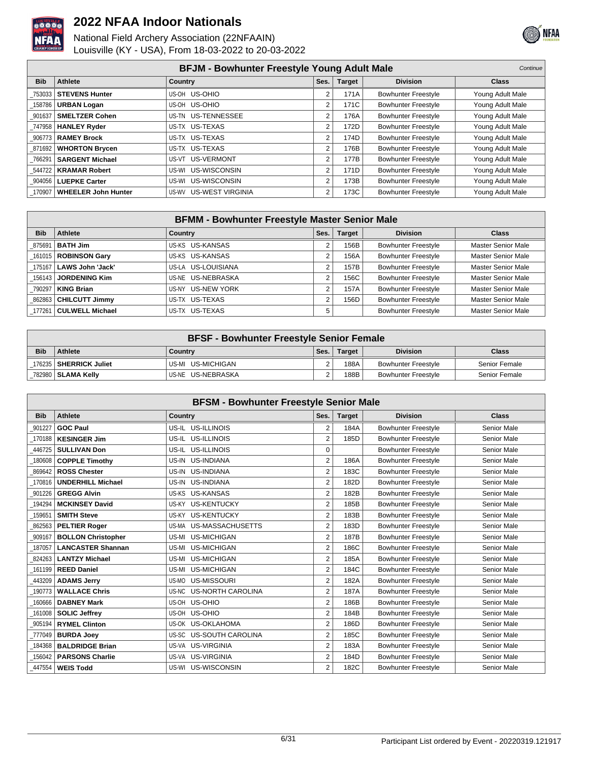# 2022 NFAA Indoor Nationals

National Field Archery Association (22NFAAIN)
Louisville (KY - USA), From 18-03-2022 to 20-03-2022

## BFJM - Bowhunter Freestyle Young Adult Male

*Continue*

| Bib | Athlete | Country | Ses. | Target | Division | Class |
|---|---|---|---|---|---|---|
| _753033 | **STEVENS Hunter** | US-OH US-OHIO | 2 | 171A | Bowhunter Freestyle | Young Adult Male |
| _158786 | **URBAN Logan** | US-OH US-OHIO | 2 | 171C | Bowhunter Freestyle | Young Adult Male |
| _901637 | **SMELTZER Cohen** | US-TN US-TENNESSEE | 2 | 176A | Bowhunter Freestyle | Young Adult Male |
| _747958 | **HANLEY Ryder** | US-TX US-TEXAS | 2 | 172D | Bowhunter Freestyle | Young Adult Male |
| _906773 | **RAMEY Brock** | US-TX US-TEXAS | 2 | 174D | Bowhunter Freestyle | Young Adult Male |
| _871692 | **WHORTON Brycen** | US-TX US-TEXAS | 2 | 176B | Bowhunter Freestyle | Young Adult Male |
| _766291 | **SARGENT Michael** | US-VT US-VERMONT | 2 | 177B | Bowhunter Freestyle | Young Adult Male |
| _544722 | **KRAMAR Robert** | US-WI US-WISCONSIN | 2 | 171D | Bowhunter Freestyle | Young Adult Male |
| _904056 | **LUEPKE Carter** | US-WI US-WISCONSIN | 2 | 173B | Bowhunter Freestyle | Young Adult Male |
| _170907 | **WHEELER John Hunter** | US-WV US-WEST VIRGINIA | 2 | 173C | Bowhunter Freestyle | Young Adult Male |

## BFMM - Bowhunter Freestyle Master Senior Male

| Bib | Athlete | Country | Ses. | Target | Division | Class |
|---|---|---|---|---|---|---|
| _875691 | **BATH Jim** | US-KS US-KANSAS | 2 | 156B | Bowhunter Freestyle | Master Senior Male |
| _161015 | **ROBINSON Gary** | US-KS US-KANSAS | 2 | 156A | Bowhunter Freestyle | Master Senior Male |
| _175167 | **LAWS John 'Jack'** | US-LA US-LOUISIANA | 2 | 157B | Bowhunter Freestyle | Master Senior Male |
| _156143 | **JORDENING Kim** | US-NE US-NEBRASKA | 2 | 156C | Bowhunter Freestyle | Master Senior Male |
| _790297 | **KING Brian** | US-NY US-NEW YORK | 2 | 157A | Bowhunter Freestyle | Master Senior Male |
| _862863 | **CHILCUTT Jimmy** | US-TX US-TEXAS | 2 | 156D | Bowhunter Freestyle | Master Senior Male |
| _177261 | **CULWELL Michael** | US-TX US-TEXAS | 5 | | Bowhunter Freestyle | Master Senior Male |

## BFSF - Bowhunter Freestyle Senior Female

| Bib | Athlete | Country | Ses. | Target | Division | Class |
|---|---|---|---|---|---|---|
| _176235 | **SHERRICK Juliet** | US-MI US-MICHIGAN | 2 | 188A | Bowhunter Freestyle | Senior Female |
| _782980 | **SLAMA Kelly** | US-NE US-NEBRASKA | 2 | 188B | Bowhunter Freestyle | Senior Female |

## BFSM - Bowhunter Freestyle Senior Male

| Bib | Athlete | Country | Ses. | Target | Division | Class |
|---|---|---|---|---|---|---|
| _901227 | **GOC Paul** | US-IL US-ILLINOIS | 2 | 184A | Bowhunter Freestyle | Senior Male |
| _170188 | **KESINGER Jim** | US-IL US-ILLINOIS | 2 | 185D | Bowhunter Freestyle | Senior Male |
| _446725 | **SULLIVAN Don** | US-IL US-ILLINOIS | 0 | | Bowhunter Freestyle | Senior Male |
| _180608 | **COPPLE Timothy** | US-IN US-INDIANA | 2 | 186A | Bowhunter Freestyle | Senior Male |
| _869642 | **ROSS Chester** | US-IN US-INDIANA | 2 | 183C | Bowhunter Freestyle | Senior Male |
| _170816 | **UNDERHILL Michael** | US-IN US-INDIANA | 2 | 182D | Bowhunter Freestyle | Senior Male |
| _901226 | **GREGG Alvin** | US-KS US-KANSAS | 2 | 182B | Bowhunter Freestyle | Senior Male |
| _194294 | **MCKINSEY David** | US-KY US-KENTUCKY | 2 | 185B | Bowhunter Freestyle | Senior Male |
| _159651 | **SMITH Steve** | US-KY US-KENTUCKY | 2 | 183B | Bowhunter Freestyle | Senior Male |
| _862563 | **PELTIER Roger** | US-MA US-MASSACHUSETTS | 2 | 183D | Bowhunter Freestyle | Senior Male |
| _909167 | **BOLLON Christopher** | US-MI US-MICHIGAN | 2 | 187B | Bowhunter Freestyle | Senior Male |
| _187057 | **LANCASTER Shannan** | US-MI US-MICHIGAN | 2 | 186C | Bowhunter Freestyle | Senior Male |
| _824263 | **LANTZY Michael** | US-MI US-MICHIGAN | 2 | 185A | Bowhunter Freestyle | Senior Male |
| _161199 | **REED Daniel** | US-MI US-MICHIGAN | 2 | 184C | Bowhunter Freestyle | Senior Male |
| _443209 | **ADAMS Jerry** | US-MO US-MISSOURI | 2 | 182A | Bowhunter Freestyle | Senior Male |
| _190773 | **WALLACE Chris** | US-NC US-NORTH CAROLINA | 2 | 187A | Bowhunter Freestyle | Senior Male |
| _160666 | **DABNEY Mark** | US-OH US-OHIO | 2 | 186B | Bowhunter Freestyle | Senior Male |
| _161008 | **SOLIC Jeffrey** | US-OH US-OHIO | 2 | 184B | Bowhunter Freestyle | Senior Male |
| _905194 | **RYMEL Clinton** | US-OK US-OKLAHOMA | 2 | 186D | Bowhunter Freestyle | Senior Male |
| _777049 | **BURDA Joey** | US-SC US-SOUTH CAROLINA | 2 | 185C | Bowhunter Freestyle | Senior Male |
| _184368 | **BALDRIDGE Brian** | US-VA US-VIRGINIA | 2 | 183A | Bowhunter Freestyle | Senior Male |
| _156042 | **PARSONS Charlie** | US-VA US-VIRGINIA | 2 | 184D | Bowhunter Freestyle | Senior Male |
| _447554 | **WEIS Todd** | US-WI US-WISCONSIN | 2 | 182C | Bowhunter Freestyle | Senior Male |

Participant List ordered by Event - 20220319.121917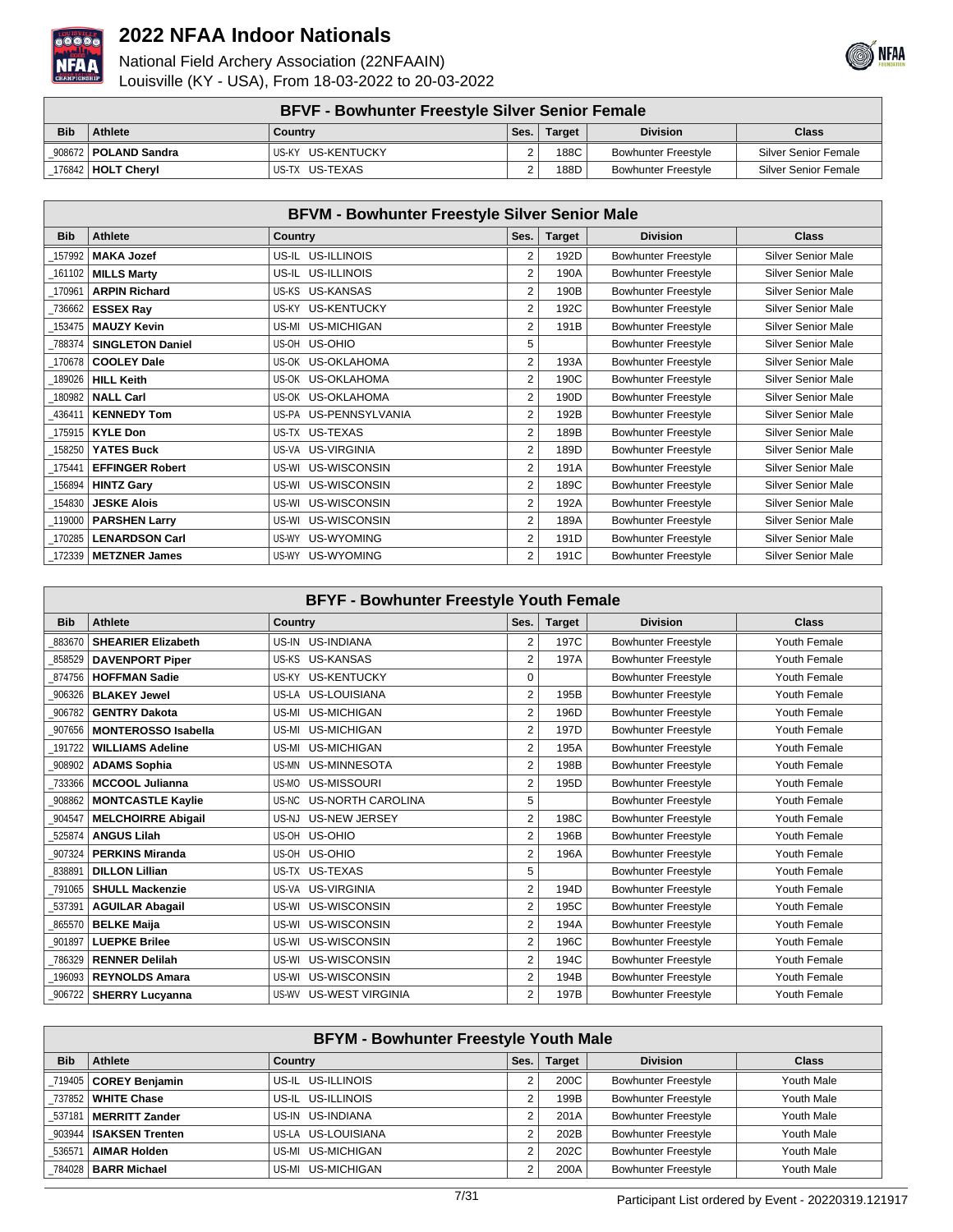## BFVF - Bowhunter Freestyle Silver Senior Female

| Bib | Athlete | Country | Ses. | Target | Division | Class |
|---|---|---|---|---|---|---|
| _908672 | **POLAND Sandra** | US-KY US-KENTUCKY | 2 | 188C | Bowhunter Freestyle | Silver Senior Female |
| _176842 | **HOLT Cheryl** | US-TX US-TEXAS | 2 | 188D | Bowhunter Freestyle | Silver Senior Female |

## BFVM - Bowhunter Freestyle Silver Senior Male

| Bib | Athlete | Country | Ses. | Target | Division | Class |
|---|---|---|---|---|---|---|
| _157992 | **MAKA Jozef** | US-IL US-ILLINOIS | 2 | 192D | Bowhunter Freestyle | Silver Senior Male |
| _161102 | **MILLS Marty** | US-IL US-ILLINOIS | 2 | 190A | Bowhunter Freestyle | Silver Senior Male |
| _170961 | **ARPIN Richard** | US-KS US-KANSAS | 2 | 190B | Bowhunter Freestyle | Silver Senior Male |
| _736662 | **ESSEX Ray** | US-KY US-KENTUCKY | 2 | 192C | Bowhunter Freestyle | Silver Senior Male |
| _153475 | **MAUZY Kevin** | US-MI US-MICHIGAN | 2 | 191B | Bowhunter Freestyle | Silver Senior Male |
| _788374 | **SINGLETON Daniel** | US-OH US-OHIO | 5 | | Bowhunter Freestyle | Silver Senior Male |
| _170678 | **COOLEY Dale** | US-OK US-OKLAHOMA | 2 | 193A | Bowhunter Freestyle | Silver Senior Male |
| _189026 | **HILL Keith** | US-OK US-OKLAHOMA | 2 | 190C | Bowhunter Freestyle | Silver Senior Male |
| _180982 | **NALL Carl** | US-OK US-OKLAHOMA | 2 | 190D | Bowhunter Freestyle | Silver Senior Male |
| _436411 | **KENNEDY Tom** | US-PA US-PENNSYLVANIA | 2 | 192B | Bowhunter Freestyle | Silver Senior Male |
| _175915 | **KYLE Don** | US-TX US-TEXAS | 2 | 189B | Bowhunter Freestyle | Silver Senior Male |
| _158250 | **YATES Buck** | US-VA US-VIRGINIA | 2 | 189D | Bowhunter Freestyle | Silver Senior Male |
| _175441 | **EFFINGER Robert** | US-WI US-WISCONSIN | 2 | 191A | Bowhunter Freestyle | Silver Senior Male |
| _156894 | **HINTZ Gary** | US-WI US-WISCONSIN | 2 | 189C | Bowhunter Freestyle | Silver Senior Male |
| _154830 | **JESKE Alois** | US-WI US-WISCONSIN | 2 | 192A | Bowhunter Freestyle | Silver Senior Male |
| _119000 | **PARSHEN Larry** | US-WI US-WISCONSIN | 2 | 189A | Bowhunter Freestyle | Silver Senior Male |
| _170285 | **LENARDSON Carl** | US-WY US-WYOMING | 2 | 191D | Bowhunter Freestyle | Silver Senior Male |
| _172339 | **METZNER James** | US-WY US-WYOMING | 2 | 191C | Bowhunter Freestyle | Silver Senior Male |

## BFYF - Bowhunter Freestyle Youth Female

| Bib | Athlete | Country | Ses. | Target | Division | Class |
|---|---|---|---|---|---|---|
| _883670 | **SHEARIER Elizabeth** | US-IN US-INDIANA | 2 | 197C | Bowhunter Freestyle | Youth Female |
| _858529 | **DAVENPORT Piper** | US-KS US-KANSAS | 2 | 197A | Bowhunter Freestyle | Youth Female |
| _874756 | **HOFFMAN Sadie** | US-KY US-KENTUCKY | 0 | | Bowhunter Freestyle | Youth Female |
| _906326 | **BLAKEY Jewel** | US-LA US-LOUISIANA | 2 | 195B | Bowhunter Freestyle | Youth Female |
| _906782 | **GENTRY Dakota** | US-MI US-MICHIGAN | 2 | 196D | Bowhunter Freestyle | Youth Female |
| _907656 | **MONTEROSSO Isabella** | US-MI US-MICHIGAN | 2 | 197D | Bowhunter Freestyle | Youth Female |
| _191722 | **WILLIAMS Adeline** | US-MI US-MICHIGAN | 2 | 195A | Bowhunter Freestyle | Youth Female |
| _908902 | **ADAMS Sophia** | US-MN US-MINNESOTA | 2 | 198B | Bowhunter Freestyle | Youth Female |
| _733366 | **MCCOOL Julianna** | US-MO US-MISSOURI | 2 | 195D | Bowhunter Freestyle | Youth Female |
| _908862 | **MONTCASTLE Kaylie** | US-NC US-NORTH CAROLINA | 5 | | Bowhunter Freestyle | Youth Female |
| _904547 | **MELCHOIRRE Abigail** | US-NJ US-NEW JERSEY | 2 | 198C | Bowhunter Freestyle | Youth Female |
| _525874 | **ANGUS Lilah** | US-OH US-OHIO | 2 | 196B | Bowhunter Freestyle | Youth Female |
| _907324 | **PERKINS Miranda** | US-OH US-OHIO | 2 | 196A | Bowhunter Freestyle | Youth Female |
| _838891 | **DILLON Lillian** | US-TX US-TEXAS | 5 | | Bowhunter Freestyle | Youth Female |
| _791065 | **SHULL Mackenzie** | US-VA US-VIRGINIA | 2 | 194D | Bowhunter Freestyle | Youth Female |
| _537391 | **AGUILAR Abagail** | US-WI US-WISCONSIN | 2 | 195C | Bowhunter Freestyle | Youth Female |
| _865570 | **BELKE Maija** | US-WI US-WISCONSIN | 2 | 194A | Bowhunter Freestyle | Youth Female |
| _901897 | **LUEPKE Brilee** | US-WI US-WISCONSIN | 2 | 196C | Bowhunter Freestyle | Youth Female |
| _786329 | **RENNER Delilah** | US-WI US-WISCONSIN | 2 | 194C | Bowhunter Freestyle | Youth Female |
| _196093 | **REYNOLDS Amara** | US-WI US-WISCONSIN | 2 | 194B | Bowhunter Freestyle | Youth Female |
| _906722 | **SHERRY Lucyanna** | US-WV US-WEST VIRGINIA | 2 | 197B | Bowhunter Freestyle | Youth Female |

## BFYM - Bowhunter Freestyle Youth Male

| Bib | Athlete | Country | Ses. | Target | Division | Class |
|---|---|---|---|---|---|---|
| _719405 | **COREY Benjamin** | US-IL US-ILLINOIS | 2 | 200C | Bowhunter Freestyle | Youth Male |
| _737852 | **WHITE Chase** | US-IL US-ILLINOIS | 2 | 199B | Bowhunter Freestyle | Youth Male |
| _537181 | **MERRITT Zander** | US-IN US-INDIANA | 2 | 201A | Bowhunter Freestyle | Youth Male |
| _903944 | **ISAKSEN Trenten** | US-LA US-LOUISIANA | 2 | 202B | Bowhunter Freestyle | Youth Male |
| _536571 | **AIMAR Holden** | US-MI US-MICHIGAN | 2 | 202C | Bowhunter Freestyle | Youth Male |
| _784028 | **BARR Michael** | US-MI US-MICHIGAN | 2 | 200A | Bowhunter Freestyle | Youth Male |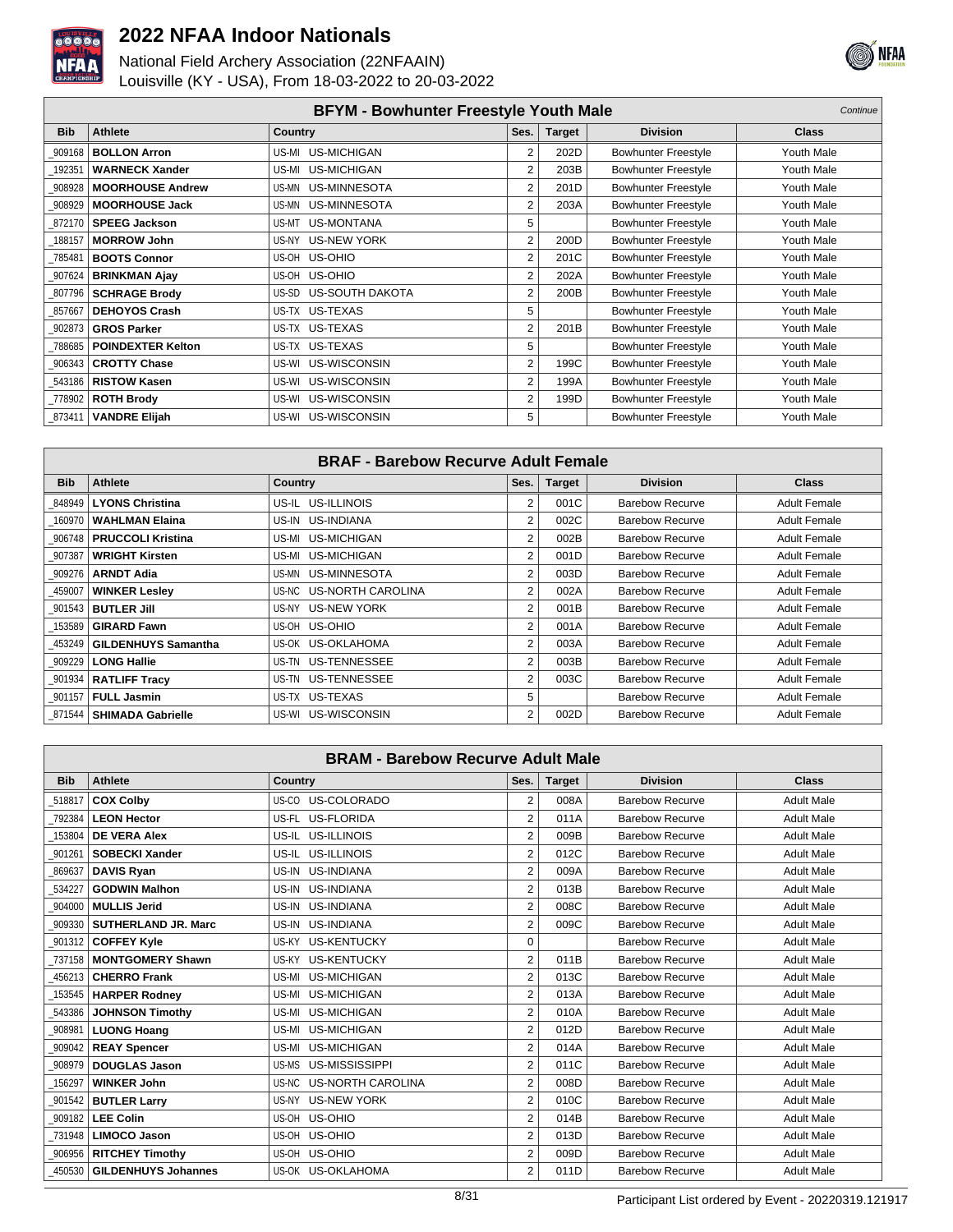# 2022 NFAA Indoor Nationals

National Field Archery Association (22NFAAIN)
Louisville (KY - USA), From 18-03-2022 to 20-03-2022

## BFYM - Bowhunter Freestyle Youth Male

*Continue*

| Bib | Athlete | Country | Ses. | Target | Division | Class |
|---|---|---|---|---|---|---|
| _909168 | **BOLLON Arron** | US-MI US-MICHIGAN | 2 | 202D | Bowhunter Freestyle | Youth Male |
| _192351 | **WARNECK Xander** | US-MI US-MICHIGAN | 2 | 203B | Bowhunter Freestyle | Youth Male |
| _908928 | **MOORHOUSE Andrew** | US-MN US-MINNESOTA | 2 | 201D | Bowhunter Freestyle | Youth Male |
| _908929 | **MOORHOUSE Jack** | US-MN US-MINNESOTA | 2 | 203A | Bowhunter Freestyle | Youth Male |
| _872170 | **SPEEG Jackson** | US-MT US-MONTANA | 5 | | Bowhunter Freestyle | Youth Male |
| _188157 | **MORROW John** | US-NY US-NEW YORK | 2 | 200D | Bowhunter Freestyle | Youth Male |
| _785481 | **BOOTS Connor** | US-OH US-OHIO | 2 | 201C | Bowhunter Freestyle | Youth Male |
| _907624 | **BRINKMAN Ajay** | US-OH US-OHIO | 2 | 202A | Bowhunter Freestyle | Youth Male |
| _807796 | **SCHRAGE Brody** | US-SD US-SOUTH DAKOTA | 2 | 200B | Bowhunter Freestyle | Youth Male |
| _857667 | **DEHOYOS Crash** | US-TX US-TEXAS | 5 | | Bowhunter Freestyle | Youth Male |
| _902873 | **GROS Parker** | US-TX US-TEXAS | 2 | 201B | Bowhunter Freestyle | Youth Male |
| _788685 | **POINDEXTER Kelton** | US-TX US-TEXAS | 5 | | Bowhunter Freestyle | Youth Male |
| _906343 | **CROTTY Chase** | US-WI US-WISCONSIN | 2 | 199C | Bowhunter Freestyle | Youth Male |
| _543186 | **RISTOW Kasen** | US-WI US-WISCONSIN | 2 | 199A | Bowhunter Freestyle | Youth Male |
| _778902 | **ROTH Brody** | US-WI US-WISCONSIN | 2 | 199D | Bowhunter Freestyle | Youth Male |
| _873411 | **VANDRE Elijah** | US-WI US-WISCONSIN | 5 | | Bowhunter Freestyle | Youth Male |

## BRAF - Barebow Recurve Adult Female

| Bib | Athlete | Country | Ses. | Target | Division | Class |
|---|---|---|---|---|---|---|
| _848949 | **LYONS Christina** | US-IL US-ILLINOIS | 2 | 001C | Barebow Recurve | Adult Female |
| _160970 | **WAHLMAN Elaina** | US-IN US-INDIANA | 2 | 002C | Barebow Recurve | Adult Female |
| _906748 | **PRUCCOLI Kristina** | US-MI US-MICHIGAN | 2 | 002B | Barebow Recurve | Adult Female |
| _907387 | **WRIGHT Kirsten** | US-MI US-MICHIGAN | 2 | 001D | Barebow Recurve | Adult Female |
| _909276 | **ARNDT Adia** | US-MN US-MINNESOTA | 2 | 003D | Barebow Recurve | Adult Female |
| _459007 | **WINKER Lesley** | US-NC US-NORTH CAROLINA | 2 | 002A | Barebow Recurve | Adult Female |
| _901543 | **BUTLER Jill** | US-NY US-NEW YORK | 2 | 001B | Barebow Recurve | Adult Female |
| _153589 | **GIRARD Fawn** | US-OH US-OHIO | 2 | 001A | Barebow Recurve | Adult Female |
| _453249 | **GILDENHUYS Samantha** | US-OK US-OKLAHOMA | 2 | 003A | Barebow Recurve | Adult Female |
| _909229 | **LONG Hallie** | US-TN US-TENNESSEE | 2 | 003B | Barebow Recurve | Adult Female |
| _901934 | **RATLIFF Tracy** | US-TN US-TENNESSEE | 2 | 003C | Barebow Recurve | Adult Female |
| _901157 | **FULL Jasmin** | US-TX US-TEXAS | 5 | | Barebow Recurve | Adult Female |
| _871544 | **SHIMADA Gabrielle** | US-WI US-WISCONSIN | 2 | 002D | Barebow Recurve | Adult Female |

## BRAM - Barebow Recurve Adult Male

| Bib | Athlete | Country | Ses. | Target | Division | Class |
|---|---|---|---|---|---|---|
| _518817 | **COX Colby** | US-CO US-COLORADO | 2 | 008A | Barebow Recurve | Adult Male |
| _792384 | **LEON Hector** | US-FL US-FLORIDA | 2 | 011A | Barebow Recurve | Adult Male |
| _153804 | **DE VERA Alex** | US-IL US-ILLINOIS | 2 | 009B | Barebow Recurve | Adult Male |
| _901261 | **SOBECKI Xander** | US-IL US-ILLINOIS | 2 | 012C | Barebow Recurve | Adult Male |
| _869637 | **DAVIS Ryan** | US-IN US-INDIANA | 2 | 009A | Barebow Recurve | Adult Male |
| _534227 | **GODWIN Malhon** | US-IN US-INDIANA | 2 | 013B | Barebow Recurve | Adult Male |
| _904000 | **MULLIS Jerid** | US-IN US-INDIANA | 2 | 008C | Barebow Recurve | Adult Male |
| _909330 | **SUTHERLAND JR. Marc** | US-IN US-INDIANA | 2 | 009C | Barebow Recurve | Adult Male |
| _901312 | **COFFEY Kyle** | US-KY US-KENTUCKY | 0 | | Barebow Recurve | Adult Male |
| _737158 | **MONTGOMERY Shawn** | US-KY US-KENTUCKY | 2 | 011B | Barebow Recurve | Adult Male |
| _456213 | **CHERRO Frank** | US-MI US-MICHIGAN | 2 | 013C | Barebow Recurve | Adult Male |
| _153545 | **HARPER Rodney** | US-MI US-MICHIGAN | 2 | 013A | Barebow Recurve | Adult Male |
| _543386 | **JOHNSON Timothy** | US-MI US-MICHIGAN | 2 | 010A | Barebow Recurve | Adult Male |
| _908981 | **LUONG Hoang** | US-MI US-MICHIGAN | 2 | 012D | Barebow Recurve | Adult Male |
| _909042 | **REAY Spencer** | US-MI US-MICHIGAN | 2 | 014A | Barebow Recurve | Adult Male |
| _908979 | **DOUGLAS Jason** | US-MS US-MISSISSIPPI | 2 | 011C | Barebow Recurve | Adult Male |
| _156297 | **WINKER John** | US-NC US-NORTH CAROLINA | 2 | 008D | Barebow Recurve | Adult Male |
| _901542 | **BUTLER Larry** | US-NY US-NEW YORK | 2 | 010C | Barebow Recurve | Adult Male |
| _909182 | **LEE Colin** | US-OH US-OHIO | 2 | 014B | Barebow Recurve | Adult Male |
| _731948 | **LIMOCO Jason** | US-OH US-OHIO | 2 | 013D | Barebow Recurve | Adult Male |
| _906956 | **RITCHEY Timothy** | US-OH US-OHIO | 2 | 009D | Barebow Recurve | Adult Male |
| _450530 | **GILDENHUYS Johannes** | US-OK US-OKLAHOMA | 2 | 011D | Barebow Recurve | Adult Male |

Participant List ordered by Event - 20220319.121917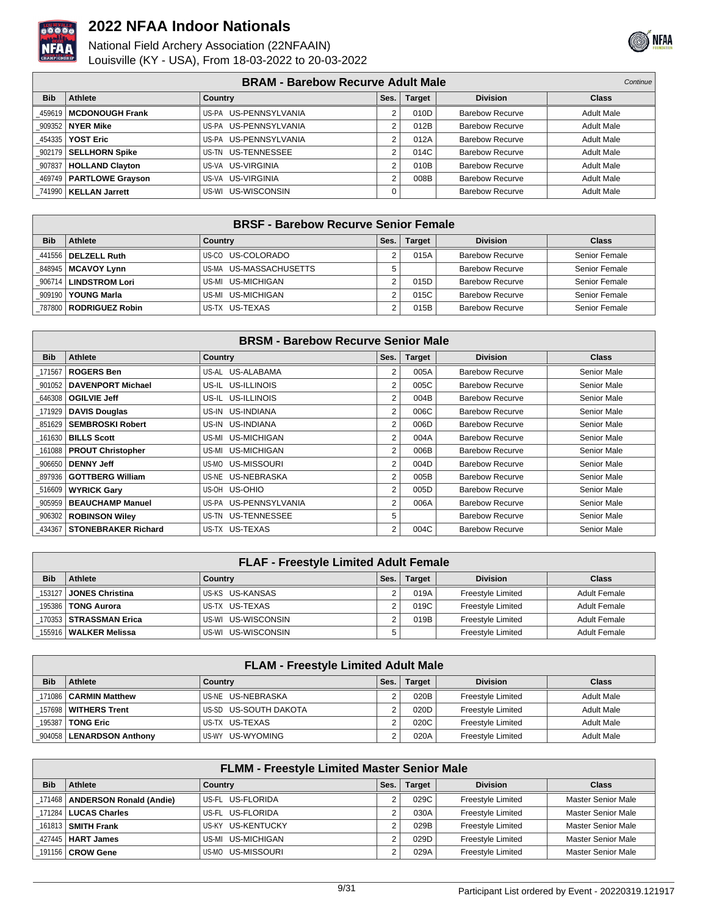## BRAM - Barebow Recurve Adult Male

*Continue*

| Bib | Athlete | Country | Ses. | Target | Division | Class |
|---|---|---|---|---|---|---|
| _459619 | **MCDONOUGH Frank** | US-PA US-PENNSYLVANIA | 2 | 010D | Barebow Recurve | Adult Male |
| _909352 | **NYER Mike** | US-PA US-PENNSYLVANIA | 2 | 012B | Barebow Recurve | Adult Male |
| _454335 | **YOST Eric** | US-PA US-PENNSYLVANIA | 2 | 012A | Barebow Recurve | Adult Male |
| _902179 | **SELLHORN Spike** | US-TN US-TENNESSEE | 2 | 014C | Barebow Recurve | Adult Male |
| _907837 | **HOLLAND Clayton** | US-VA US-VIRGINIA | 2 | 010B | Barebow Recurve | Adult Male |
| _469749 | **PARTLOWE Grayson** | US-VA US-VIRGINIA | 2 | 008B | Barebow Recurve | Adult Male |
| _741990 | **KELLAN Jarrett** | US-WI US-WISCONSIN | 0 | | Barebow Recurve | Adult Male |

## BRSF - Barebow Recurve Senior Female

| Bib | Athlete | Country | Ses. | Target | Division | Class |
|---|---|---|---|---|---|---|
| _441556 | **DELZELL Ruth** | US-CO US-COLORADO | 2 | 015A | Barebow Recurve | Senior Female |
| _848945 | **MCAVOY Lynn** | US-MA US-MASSACHUSETTS | 5 | | Barebow Recurve | Senior Female |
| _906714 | **LINDSTROM Lori** | US-MI US-MICHIGAN | 2 | 015D | Barebow Recurve | Senior Female |
| _909190 | **YOUNG Marla** | US-MI US-MICHIGAN | 2 | 015C | Barebow Recurve | Senior Female |
| _787800 | **RODRIGUEZ Robin** | US-TX US-TEXAS | 2 | 015B | Barebow Recurve | Senior Female |

## BRSM - Barebow Recurve Senior Male

| Bib | Athlete | Country | Ses. | Target | Division | Class |
|---|---|---|---|---|---|---|
| _171567 | **ROGERS Ben** | US-AL US-ALABAMA | 2 | 005A | Barebow Recurve | Senior Male |
| _901052 | **DAVENPORT Michael** | US-IL US-ILLINOIS | 2 | 005C | Barebow Recurve | Senior Male |
| _646308 | **OGILVIE Jeff** | US-IL US-ILLINOIS | 2 | 004B | Barebow Recurve | Senior Male |
| _171929 | **DAVIS Douglas** | US-IN US-INDIANA | 2 | 006C | Barebow Recurve | Senior Male |
| _851629 | **SEMBROSKI Robert** | US-IN US-INDIANA | 2 | 006D | Barebow Recurve | Senior Male |
| _161630 | **BILLS Scott** | US-MI US-MICHIGAN | 2 | 004A | Barebow Recurve | Senior Male |
| _161088 | **PROUT Christopher** | US-MI US-MICHIGAN | 2 | 006B | Barebow Recurve | Senior Male |
| _906650 | **DENNY Jeff** | US-MO US-MISSOURI | 2 | 004D | Barebow Recurve | Senior Male |
| _897936 | **GOTTBERG William** | US-NE US-NEBRASKA | 2 | 005B | Barebow Recurve | Senior Male |
| _516609 | **WYRICK Gary** | US-OH US-OHIO | 2 | 005D | Barebow Recurve | Senior Male |
| _905959 | **BEAUCHAMP Manuel** | US-PA US-PENNSYLVANIA | 2 | 006A | Barebow Recurve | Senior Male |
| _906302 | **ROBINSON Wiley** | US-TN US-TENNESSEE | 5 | | Barebow Recurve | Senior Male |
| _434367 | **STONEBRAKER Richard** | US-TX US-TEXAS | 2 | 004C | Barebow Recurve | Senior Male |

## FLAF - Freestyle Limited Adult Female

| Bib | Athlete | Country | Ses. | Target | Division | Class |
|---|---|---|---|---|---|---|
| _153127 | **JONES Christina** | US-KS US-KANSAS | 2 | 019A | Freestyle Limited | Adult Female |
| _195386 | **TONG Aurora** | US-TX US-TEXAS | 2 | 019C | Freestyle Limited | Adult Female |
| _170353 | **STRASSMAN Erica** | US-WI US-WISCONSIN | 2 | 019B | Freestyle Limited | Adult Female |
| _155916 | **WALKER Melissa** | US-WI US-WISCONSIN | 5 | | Freestyle Limited | Adult Female |

## FLAM - Freestyle Limited Adult Male

| Bib | Athlete | Country | Ses. | Target | Division | Class |
|---|---|---|---|---|---|---|
| _171086 | **CARMIN Matthew** | US-NE US-NEBRASKA | 2 | 020B | Freestyle Limited | Adult Male |
| _157698 | **WITHERS Trent** | US-SD US-SOUTH DAKOTA | 2 | 020D | Freestyle Limited | Adult Male |
| _195387 | **TONG Eric** | US-TX US-TEXAS | 2 | 020C | Freestyle Limited | Adult Male |
| _904058 | **LENARDSON Anthony** | US-WY US-WYOMING | 2 | 020A | Freestyle Limited | Adult Male |

## FLMM - Freestyle Limited Master Senior Male

| Bib | Athlete | Country | Ses. | Target | Division | Class |
|---|---|---|---|---|---|---|
| _171468 | **ANDERSON Ronald (Andie)** | US-FL US-FLORIDA | 2 | 029C | Freestyle Limited | Master Senior Male |
| _171284 | **LUCAS Charles** | US-FL US-FLORIDA | 2 | 030A | Freestyle Limited | Master Senior Male |
| _161813 | **SMITH Frank** | US-KY US-KENTUCKY | 2 | 029B | Freestyle Limited | Master Senior Male |
| _427445 | **HART James** | US-MI US-MICHIGAN | 2 | 029D | Freestyle Limited | Master Senior Male |
| _191156 | **CROW Gene** | US-MO US-MISSOURI | 2 | 029A | Freestyle Limited | Master Senior Male |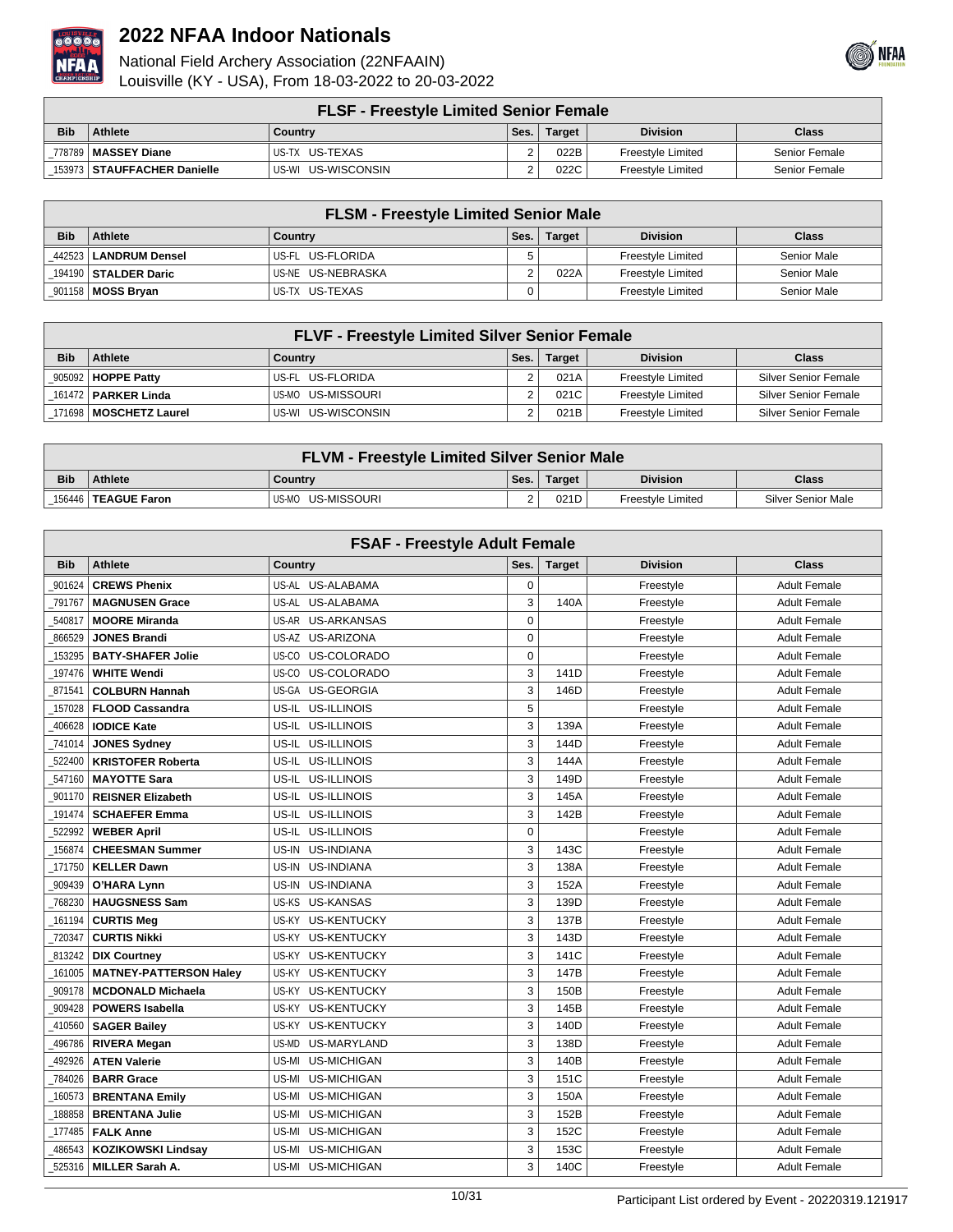# 2022 NFAA Indoor Nationals

National Field Archery Association (22NFAAIN)
Louisville (KY - USA), From 18-03-2022 to 20-03-2022

## FLSF - Freestyle Limited Senior Female

| Bib | Athlete | Country | Ses. | Target | Division | Class |
|---|---|---|---|---|---|---|
| _778789 | **MASSEY Diane** | US-TX US-TEXAS | 2 | 022B | Freestyle Limited | Senior Female |
| _153973 | **STAUFFACHER Danielle** | US-WI US-WISCONSIN | 2 | 022C | Freestyle Limited | Senior Female |

## FLSM - Freestyle Limited Senior Male

| Bib | Athlete | Country | Ses. | Target | Division | Class |
|---|---|---|---|---|---|---|
| _442523 | **LANDRUM Densel** | US-FL US-FLORIDA | 5 | | Freestyle Limited | Senior Male |
| _194190 | **STALDER Daric** | US-NE US-NEBRASKA | 2 | 022A | Freestyle Limited | Senior Male |
| _901158 | **MOSS Bryan** | US-TX US-TEXAS | 0 | | Freestyle Limited | Senior Male |

## FLVF - Freestyle Limited Silver Senior Female

| Bib | Athlete | Country | Ses. | Target | Division | Class |
|---|---|---|---|---|---|---|
| _905092 | **HOPPE Patty** | US-FL US-FLORIDA | 2 | 021A | Freestyle Limited | Silver Senior Female |
| _161472 | **PARKER Linda** | US-MO US-MISSOURI | 2 | 021C | Freestyle Limited | Silver Senior Female |
| _171698 | **MOSCHETZ Laurel** | US-WI US-WISCONSIN | 2 | 021B | Freestyle Limited | Silver Senior Female |

## FLVM - Freestyle Limited Silver Senior Male

| Bib | Athlete | Country | Ses. | Target | Division | Class |
|---|---|---|---|---|---|---|
| _156446 | **TEAGUE Faron** | US-MO US-MISSOURI | 2 | 021D | Freestyle Limited | Silver Senior Male |

## FSAF - Freestyle Adult Female

| Bib | Athlete | Country | Ses. | Target | Division | Class |
|---|---|---|---|---|---|---|
| _901624 | **CREWS Phenix** | US-AL US-ALABAMA | 0 | | Freestyle | Adult Female |
| _791767 | **MAGNUSEN Grace** | US-AL US-ALABAMA | 3 | 140A | Freestyle | Adult Female |
| _540817 | **MOORE Miranda** | US-AR US-ARKANSAS | 0 | | Freestyle | Adult Female |
| _866529 | **JONES Brandi** | US-AZ US-ARIZONA | 0 | | Freestyle | Adult Female |
| _153295 | **BATY-SHAFER Jolie** | US-CO US-COLORADO | 0 | | Freestyle | Adult Female |
| _197476 | **WHITE Wendi** | US-CO US-COLORADO | 3 | 141D | Freestyle | Adult Female |
| _871541 | **COLBURN Hannah** | US-GA US-GEORGIA | 3 | 146D | Freestyle | Adult Female |
| _157028 | **FLOOD Cassandra** | US-IL US-ILLINOIS | 5 | | Freestyle | Adult Female |
| _406628 | **IODICE Kate** | US-IL US-ILLINOIS | 3 | 139A | Freestyle | Adult Female |
| _741014 | **JONES Sydney** | US-IL US-ILLINOIS | 3 | 144D | Freestyle | Adult Female |
| _522400 | **KRISTOFER Roberta** | US-IL US-ILLINOIS | 3 | 144A | Freestyle | Adult Female |
| _547160 | **MAYOTTE Sara** | US-IL US-ILLINOIS | 3 | 149D | Freestyle | Adult Female |
| _901170 | **REISNER Elizabeth** | US-IL US-ILLINOIS | 3 | 145A | Freestyle | Adult Female |
| _191474 | **SCHAEFER Emma** | US-IL US-ILLINOIS | 3 | 142B | Freestyle | Adult Female |
| _522992 | **WEBER April** | US-IL US-ILLINOIS | 0 | | Freestyle | Adult Female |
| _156874 | **CHEESMAN Summer** | US-IN US-INDIANA | 3 | 143C | Freestyle | Adult Female |
| _171750 | **KELLER Dawn** | US-IN US-INDIANA | 3 | 138A | Freestyle | Adult Female |
| _909439 | **O'HARA Lynn** | US-IN US-INDIANA | 3 | 152A | Freestyle | Adult Female |
| _768230 | **HAUGSNESS Sam** | US-KS US-KANSAS | 3 | 139D | Freestyle | Adult Female |
| _161194 | **CURTIS Meg** | US-KY US-KENTUCKY | 3 | 137B | Freestyle | Adult Female |
| _720347 | **CURTIS Nikki** | US-KY US-KENTUCKY | 3 | 143D | Freestyle | Adult Female |
| _813242 | **DIX Courtney** | US-KY US-KENTUCKY | 3 | 141C | Freestyle | Adult Female |
| _161005 | **MATNEY-PATTERSON Haley** | US-KY US-KENTUCKY | 3 | 147B | Freestyle | Adult Female |
| _909178 | **MCDONALD Michaela** | US-KY US-KENTUCKY | 3 | 150B | Freestyle | Adult Female |
| _909428 | **POWERS Isabella** | US-KY US-KENTUCKY | 3 | 145B | Freestyle | Adult Female |
| _410560 | **SAGER Bailey** | US-KY US-KENTUCKY | 3 | 140D | Freestyle | Adult Female |
| _496786 | **RIVERA Megan** | US-MD US-MARYLAND | 3 | 138D | Freestyle | Adult Female |
| _492926 | **ATEN Valerie** | US-MI US-MICHIGAN | 3 | 140B | Freestyle | Adult Female |
| _784026 | **BARR Grace** | US-MI US-MICHIGAN | 3 | 151C | Freestyle | Adult Female |
| _160573 | **BRENTANA Emily** | US-MI US-MICHIGAN | 3 | 150A | Freestyle | Adult Female |
| _188858 | **BRENTANA Julie** | US-MI US-MICHIGAN | 3 | 152B | Freestyle | Adult Female |
| _177485 | **FALK Anne** | US-MI US-MICHIGAN | 3 | 152C | Freestyle | Adult Female |
| _486543 | **KOZIKOWSKI Lindsay** | US-MI US-MICHIGAN | 3 | 153C | Freestyle | Adult Female |
| _525316 | **MILLER Sarah A.** | US-MI US-MICHIGAN | 3 | 140C | Freestyle | Adult Female |

Participant List ordered by Event - 20220319.121917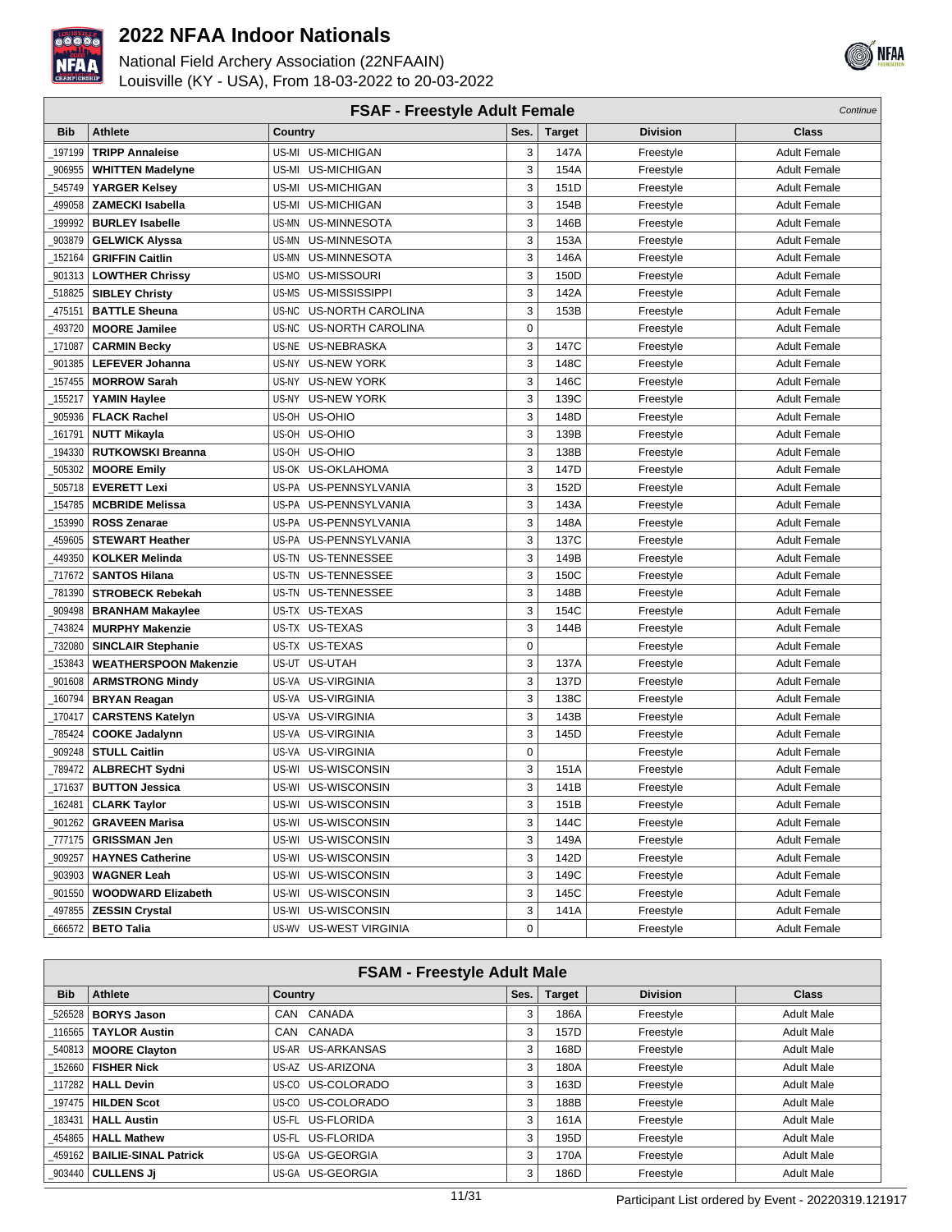## FSAF - Freestyle Adult Female

*Continue*

| Bib | Athlete | Country | Ses. | Target | Division | Class |
|---|---|---|---|---|---|---|
| _197199 | **TRIPP Annaleise** | US-MI US-MICHIGAN | 3 | 147A | Freestyle | Adult Female |
| _906955 | **WHITTEN Madelyne** | US-MI US-MICHIGAN | 3 | 154A | Freestyle | Adult Female |
| _545749 | **YARGER Kelsey** | US-MI US-MICHIGAN | 3 | 151D | Freestyle | Adult Female |
| _499058 | **ZAMECKI Isabella** | US-MI US-MICHIGAN | 3 | 154B | Freestyle | Adult Female |
| _199992 | **BURLEY Isabelle** | US-MN US-MINNESOTA | 3 | 146B | Freestyle | Adult Female |
| _903879 | **GELWICK Alyssa** | US-MN US-MINNESOTA | 3 | 153A | Freestyle | Adult Female |
| _152164 | **GRIFFIN Caitlin** | US-MN US-MINNESOTA | 3 | 146A | Freestyle | Adult Female |
| _901313 | **LOWTHER Chrissy** | US-MO US-MISSOURI | 3 | 150D | Freestyle | Adult Female |
| _518825 | **SIBLEY Christy** | US-MS US-MISSISSIPPI | 3 | 142A | Freestyle | Adult Female |
| _475151 | **BATTLE Sheuna** | US-NC US-NORTH CAROLINA | 3 | 153B | Freestyle | Adult Female |
| _493720 | **MOORE Jamilee** | US-NC US-NORTH CAROLINA | 0 | | Freestyle | Adult Female |
| _171087 | **CARMIN Becky** | US-NE US-NEBRASKA | 3 | 147C | Freestyle | Adult Female |
| _901385 | **LEFEVER Johanna** | US-NY US-NEW YORK | 3 | 148C | Freestyle | Adult Female |
| _157455 | **MORROW Sarah** | US-NY US-NEW YORK | 3 | 146C | Freestyle | Adult Female |
| _155217 | **YAMIN Haylee** | US-NY US-NEW YORK | 3 | 139C | Freestyle | Adult Female |
| _905936 | **FLACK Rachel** | US-OH US-OHIO | 3 | 148D | Freestyle | Adult Female |
| _161791 | **NUTT Mikayla** | US-OH US-OHIO | 3 | 139B | Freestyle | Adult Female |
| _194330 | **RUTKOWSKI Breanna** | US-OH US-OHIO | 3 | 138B | Freestyle | Adult Female |
| _505302 | **MOORE Emily** | US-OK US-OKLAHOMA | 3 | 147D | Freestyle | Adult Female |
| _505718 | **EVERETT Lexi** | US-PA US-PENNSYLVANIA | 3 | 152D | Freestyle | Adult Female |
| _154785 | **MCBRIDE Melissa** | US-PA US-PENNSYLVANIA | 3 | 143A | Freestyle | Adult Female |
| _153990 | **ROSS Zenarae** | US-PA US-PENNSYLVANIA | 3 | 148A | Freestyle | Adult Female |
| _459605 | **STEWART Heather** | US-PA US-PENNSYLVANIA | 3 | 137C | Freestyle | Adult Female |
| _449350 | **KOLKER Melinda** | US-TN US-TENNESSEE | 3 | 149B | Freestyle | Adult Female |
| _717672 | **SANTOS Hilana** | US-TN US-TENNESSEE | 3 | 150C | Freestyle | Adult Female |
| _781390 | **STROBECK Rebekah** | US-TN US-TENNESSEE | 3 | 148B | Freestyle | Adult Female |
| _909498 | **BRANHAM Makaylee** | US-TX US-TEXAS | 3 | 154C | Freestyle | Adult Female |
| _743824 | **MURPHY Makenzie** | US-TX US-TEXAS | 3 | 144B | Freestyle | Adult Female |
| _732080 | **SINCLAIR Stephanie** | US-TX US-TEXAS | 0 | | Freestyle | Adult Female |
| _153843 | **WEATHERSPOON Makenzie** | US-UT US-UTAH | 3 | 137A | Freestyle | Adult Female |
| _901608 | **ARMSTRONG Mindy** | US-VA US-VIRGINIA | 3 | 137D | Freestyle | Adult Female |
| _160794 | **BRYAN Reagan** | US-VA US-VIRGINIA | 3 | 138C | Freestyle | Adult Female |
| _170417 | **CARSTENS Katelyn** | US-VA US-VIRGINIA | 3 | 143B | Freestyle | Adult Female |
| _785424 | **COOKE Jadalynn** | US-VA US-VIRGINIA | 3 | 145D | Freestyle | Adult Female |
| _909248 | **STULL Caitlin** | US-VA US-VIRGINIA | 0 | | Freestyle | Adult Female |
| _789472 | **ALBRECHT Sydni** | US-WI US-WISCONSIN | 3 | 151A | Freestyle | Adult Female |
| _171637 | **BUTTON Jessica** | US-WI US-WISCONSIN | 3 | 141B | Freestyle | Adult Female |
| _162481 | **CLARK Taylor** | US-WI US-WISCONSIN | 3 | 151B | Freestyle | Adult Female |
| _901262 | **GRAVEEN Marisa** | US-WI US-WISCONSIN | 3 | 144C | Freestyle | Adult Female |
| _777175 | **GRISSMAN Jen** | US-WI US-WISCONSIN | 3 | 149A | Freestyle | Adult Female |
| _909257 | **HAYNES Catherine** | US-WI US-WISCONSIN | 3 | 142D | Freestyle | Adult Female |
| _903903 | **WAGNER Leah** | US-WI US-WISCONSIN | 3 | 149C | Freestyle | Adult Female |
| _901550 | **WOODWARD Elizabeth** | US-WI US-WISCONSIN | 3 | 145C | Freestyle | Adult Female |
| _497855 | **ZESSIN Crystal** | US-WI US-WISCONSIN | 3 | 141A | Freestyle | Adult Female |
| _666572 | **BETO Talia** | US-WV US-WEST VIRGINIA | 0 | | Freestyle | Adult Female |

## FSAM - Freestyle Adult Male

| Bib | Athlete | Country | Ses. | Target | Division | Class |
|---|---|---|---|---|---|---|
| _526528 | **BORYS Jason** | CAN CANADA | 3 | 186A | Freestyle | Adult Male |
| _116565 | **TAYLOR Austin** | CAN CANADA | 3 | 157D | Freestyle | Adult Male |
| _540813 | **MOORE Clayton** | US-AR US-ARKANSAS | 3 | 168D | Freestyle | Adult Male |
| _152660 | **FISHER Nick** | US-AZ US-ARIZONA | 3 | 180A | Freestyle | Adult Male |
| _117282 | **HALL Devin** | US-CO US-COLORADO | 3 | 163D | Freestyle | Adult Male |
| _197475 | **HILDEN Scot** | US-CO US-COLORADO | 3 | 188B | Freestyle | Adult Male |
| _183431 | **HALL Austin** | US-FL US-FLORIDA | 3 | 161A | Freestyle | Adult Male |
| _454865 | **HALL Mathew** | US-FL US-FLORIDA | 3 | 195D | Freestyle | Adult Male |
| _459162 | **BAILIE-SINAL Patrick** | US-GA US-GEORGIA | 3 | 170A | Freestyle | Adult Male |
| _903440 | **CULLENS Jj** | US-GA US-GEORGIA | 3 | 186D | Freestyle | Adult Male |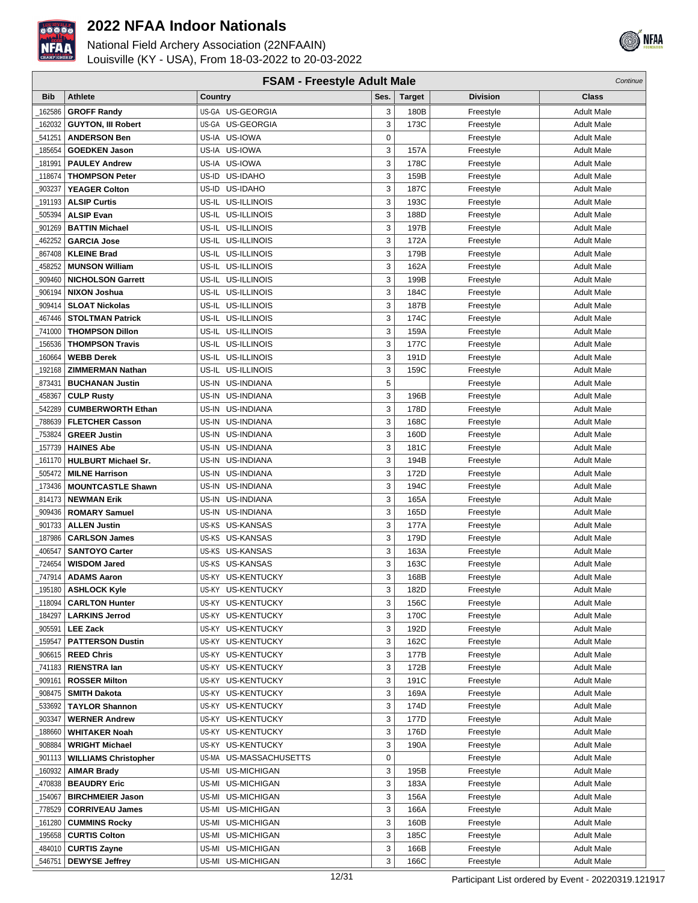# 2022 NFAA Indoor Nationals

National Field Archery Association (22NFAAIN)
Louisville (KY - USA), From 18-03-2022 to 20-03-2022

## FSAM - Freestyle Adult Male

*Continue*

| Bib | Athlete | Country | Ses. | Target | Division | Class |
|---|---|---|---|---|---|---|
| _162586 | **GROFF Randy** | US-GA US-GEORGIA | 3 | 180B | Freestyle | Adult Male |
| _162032 | **GUYTON, III Robert** | US-GA US-GEORGIA | 3 | 173C | Freestyle | Adult Male |
| _541251 | **ANDERSON Ben** | US-IA US-IOWA | 0 | | Freestyle | Adult Male |
| _185654 | **GOEDKEN Jason** | US-IA US-IOWA | 3 | 157A | Freestyle | Adult Male |
| _181991 | **PAULEY Andrew** | US-IA US-IOWA | 3 | 178C | Freestyle | Adult Male |
| _118674 | **THOMPSON Peter** | US-ID US-IDAHO | 3 | 159B | Freestyle | Adult Male |
| _903237 | **YEAGER Colton** | US-ID US-IDAHO | 3 | 187C | Freestyle | Adult Male |
| _191193 | **ALSIP Curtis** | US-IL US-ILLINOIS | 3 | 193C | Freestyle | Adult Male |
| _505394 | **ALSIP Evan** | US-IL US-ILLINOIS | 3 | 188D | Freestyle | Adult Male |
| _901269 | **BATTIN Michael** | US-IL US-ILLINOIS | 3 | 197B | Freestyle | Adult Male |
| _462252 | **GARCIA Jose** | US-IL US-ILLINOIS | 3 | 172A | Freestyle | Adult Male |
| _867408 | **KLEINE Brad** | US-IL US-ILLINOIS | 3 | 179B | Freestyle | Adult Male |
| _458252 | **MUNSON William** | US-IL US-ILLINOIS | 3 | 162A | Freestyle | Adult Male |
| _909460 | **NICHOLSON Garrett** | US-IL US-ILLINOIS | 3 | 199B | Freestyle | Adult Male |
| _906194 | **NIXON Joshua** | US-IL US-ILLINOIS | 3 | 184C | Freestyle | Adult Male |
| _909414 | **SLOAT Nickolas** | US-IL US-ILLINOIS | 3 | 187B | Freestyle | Adult Male |
| _467446 | **STOLTMAN Patrick** | US-IL US-ILLINOIS | 3 | 174C | Freestyle | Adult Male |
| _741000 | **THOMPSON Dillon** | US-IL US-ILLINOIS | 3 | 159A | Freestyle | Adult Male |
| _156536 | **THOMPSON Travis** | US-IL US-ILLINOIS | 3 | 177C | Freestyle | Adult Male |
| _160664 | **WEBB Derek** | US-IL US-ILLINOIS | 3 | 191D | Freestyle | Adult Male |
| _192168 | **ZIMMERMAN Nathan** | US-IL US-ILLINOIS | 3 | 159C | Freestyle | Adult Male |
| _873431 | **BUCHANAN Justin** | US-IN US-INDIANA | 5 | | Freestyle | Adult Male |
| _458367 | **CULP Rusty** | US-IN US-INDIANA | 3 | 196B | Freestyle | Adult Male |
| _542289 | **CUMBERWORTH Ethan** | US-IN US-INDIANA | 3 | 178D | Freestyle | Adult Male |
| _788639 | **FLETCHER Casson** | US-IN US-INDIANA | 3 | 168C | Freestyle | Adult Male |
| _753824 | **GREER Justin** | US-IN US-INDIANA | 3 | 160D | Freestyle | Adult Male |
| _157739 | **HAINES Abe** | US-IN US-INDIANA | 3 | 181C | Freestyle | Adult Male |
| _161170 | **HULBURT Michael Sr.** | US-IN US-INDIANA | 3 | 194B | Freestyle | Adult Male |
| _505472 | **MILNE Harrison** | US-IN US-INDIANA | 3 | 172D | Freestyle | Adult Male |
| _173436 | **MOUNTCASTLE Shawn** | US-IN US-INDIANA | 3 | 194C | Freestyle | Adult Male |
| _814173 | **NEWMAN Erik** | US-IN US-INDIANA | 3 | 165A | Freestyle | Adult Male |
| _909436 | **ROMARY Samuel** | US-IN US-INDIANA | 3 | 165D | Freestyle | Adult Male |
| _901733 | **ALLEN Justin** | US-KS US-KANSAS | 3 | 177A | Freestyle | Adult Male |
| _187986 | **CARLSON James** | US-KS US-KANSAS | 3 | 179D | Freestyle | Adult Male |
| _406547 | **SANTOYO Carter** | US-KS US-KANSAS | 3 | 163A | Freestyle | Adult Male |
| _724654 | **WISDOM Jared** | US-KS US-KANSAS | 3 | 163C | Freestyle | Adult Male |
| _747914 | **ADAMS Aaron** | US-KY US-KENTUCKY | 3 | 168B | Freestyle | Adult Male |
| _195180 | **ASHLOCK Kyle** | US-KY US-KENTUCKY | 3 | 182D | Freestyle | Adult Male |
| _118094 | **CARLTON Hunter** | US-KY US-KENTUCKY | 3 | 156C | Freestyle | Adult Male |
| _184297 | **LARKINS Jerrod** | US-KY US-KENTUCKY | 3 | 170C | Freestyle | Adult Male |
| _905591 | **LEE Zack** | US-KY US-KENTUCKY | 3 | 192D | Freestyle | Adult Male |
| _159547 | **PATTERSON Dustin** | US-KY US-KENTUCKY | 3 | 162C | Freestyle | Adult Male |
| _906615 | **REED Chris** | US-KY US-KENTUCKY | 3 | 177B | Freestyle | Adult Male |
| _741183 | **RIENSTRA Ian** | US-KY US-KENTUCKY | 3 | 172B | Freestyle | Adult Male |
| _909161 | **ROSSER Milton** | US-KY US-KENTUCKY | 3 | 191C | Freestyle | Adult Male |
| _908475 | **SMITH Dakota** | US-KY US-KENTUCKY | 3 | 169A | Freestyle | Adult Male |
| _533692 | **TAYLOR Shannon** | US-KY US-KENTUCKY | 3 | 174D | Freestyle | Adult Male |
| _903347 | **WERNER Andrew** | US-KY US-KENTUCKY | 3 | 177D | Freestyle | Adult Male |
| _188660 | **WHITAKER Noah** | US-KY US-KENTUCKY | 3 | 176D | Freestyle | Adult Male |
| _908884 | **WRIGHT Michael** | US-KY US-KENTUCKY | 3 | 190A | Freestyle | Adult Male |
| _901113 | **WILLIAMS Christopher** | US-MA US-MASSACHUSETTS | 0 | | Freestyle | Adult Male |
| _160932 | **AIMAR Brady** | US-MI US-MICHIGAN | 3 | 195B | Freestyle | Adult Male |
| _470838 | **BEAUDRY Eric** | US-MI US-MICHIGAN | 3 | 183A | Freestyle | Adult Male |
| _154067 | **BIRCHMEIER Jason** | US-MI US-MICHIGAN | 3 | 156A | Freestyle | Adult Male |
| _778529 | **CORRIVEAU James** | US-MI US-MICHIGAN | 3 | 166A | Freestyle | Adult Male |
| _161280 | **CUMMINS Rocky** | US-MI US-MICHIGAN | 3 | 160B | Freestyle | Adult Male |
| _195658 | **CURTIS Colton** | US-MI US-MICHIGAN | 3 | 185C | Freestyle | Adult Male |
| _484010 | **CURTIS Zayne** | US-MI US-MICHIGAN | 3 | 166B | Freestyle | Adult Male |
| _546751 | **DEWYSE Jeffrey** | US-MI US-MICHIGAN | 3 | 166C | Freestyle | Adult Male |

Participant List ordered by Event - 20220319.121917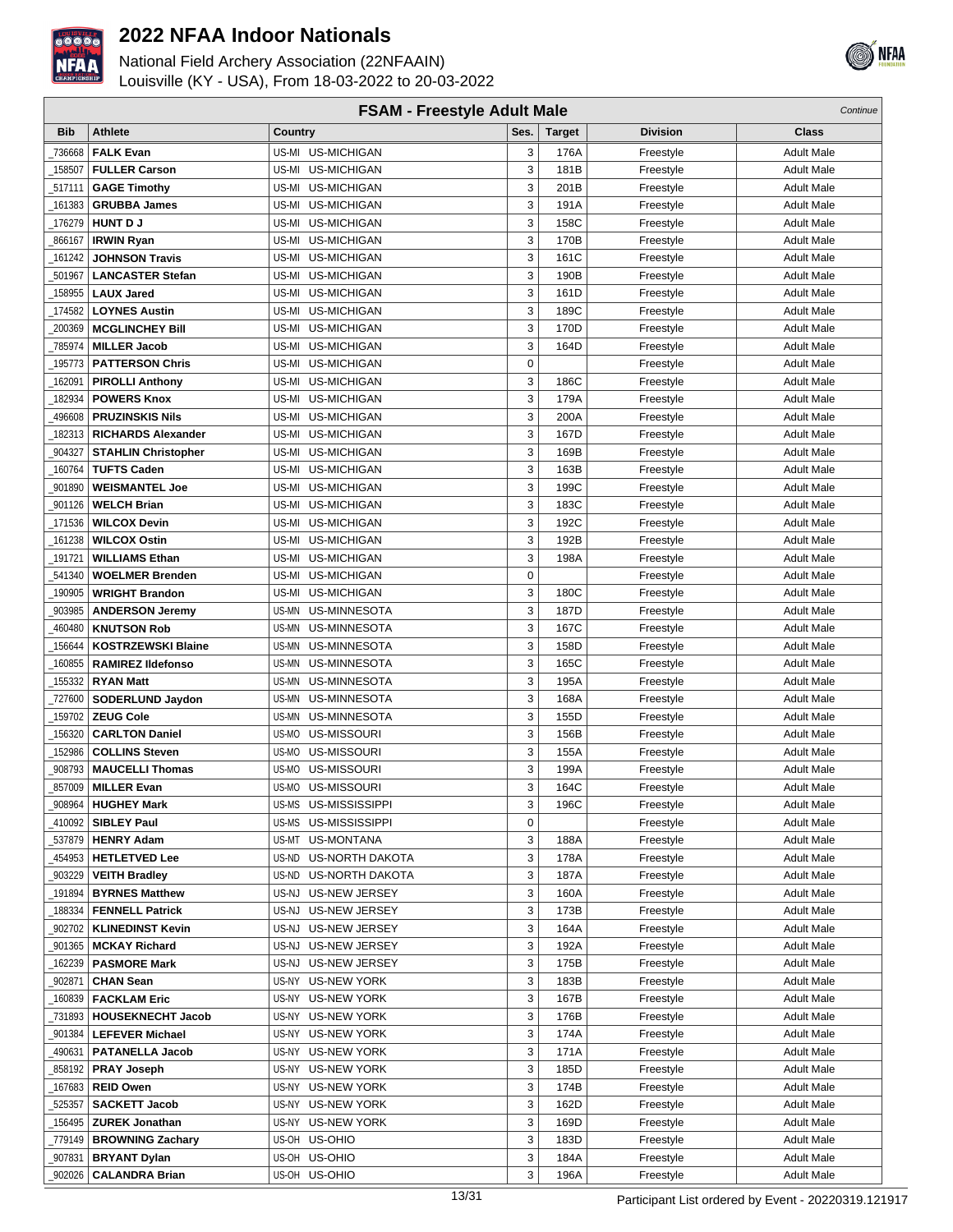# 2022 NFAA Indoor Nationals

National Field Archery Association (22NFAAIN)
Louisville (KY - USA), From 18-03-2022 to 20-03-2022

## FSAM - Freestyle Adult Male

*Continue*

| Bib | Athlete | Country | Ses. | Target | Division | Class |
|---|---|---|---|---|---|---|
| _736668 | **FALK Evan** | US-MI US-MICHIGAN | 3 | 176A | Freestyle | Adult Male |
| _158507 | **FULLER Carson** | US-MI US-MICHIGAN | 3 | 181B | Freestyle | Adult Male |
| _517111 | **GAGE Timothy** | US-MI US-MICHIGAN | 3 | 201B | Freestyle | Adult Male |
| _161383 | **GRUBBA James** | US-MI US-MICHIGAN | 3 | 191A | Freestyle | Adult Male |
| _176279 | **HUNT D J** | US-MI US-MICHIGAN | 3 | 158C | Freestyle | Adult Male |
| _866167 | **IRWIN Ryan** | US-MI US-MICHIGAN | 3 | 170B | Freestyle | Adult Male |
| _161242 | **JOHNSON Travis** | US-MI US-MICHIGAN | 3 | 161C | Freestyle | Adult Male |
| _501967 | **LANCASTER Stefan** | US-MI US-MICHIGAN | 3 | 190B | Freestyle | Adult Male |
| _158955 | **LAUX Jared** | US-MI US-MICHIGAN | 3 | 161D | Freestyle | Adult Male |
| _174582 | **LOYNES Austin** | US-MI US-MICHIGAN | 3 | 189C | Freestyle | Adult Male |
| _200369 | **MCGLINCHEY Bill** | US-MI US-MICHIGAN | 3 | 170D | Freestyle | Adult Male |
| _785974 | **MILLER Jacob** | US-MI US-MICHIGAN | 3 | 164D | Freestyle | Adult Male |
| _195773 | **PATTERSON Chris** | US-MI US-MICHIGAN | 0 | | Freestyle | Adult Male |
| _162091 | **PIROLLI Anthony** | US-MI US-MICHIGAN | 3 | 186C | Freestyle | Adult Male |
| _182934 | **POWERS Knox** | US-MI US-MICHIGAN | 3 | 179A | Freestyle | Adult Male |
| _496608 | **PRUZINSKIS Nils** | US-MI US-MICHIGAN | 3 | 200A | Freestyle | Adult Male |
| _182313 | **RICHARDS Alexander** | US-MI US-MICHIGAN | 3 | 167D | Freestyle | Adult Male |
| _904327 | **STAHLIN Christopher** | US-MI US-MICHIGAN | 3 | 169B | Freestyle | Adult Male |
| _160764 | **TUFTS Caden** | US-MI US-MICHIGAN | 3 | 163B | Freestyle | Adult Male |
| _901890 | **WEISMANTEL Joe** | US-MI US-MICHIGAN | 3 | 199C | Freestyle | Adult Male |
| _901126 | **WELCH Brian** | US-MI US-MICHIGAN | 3 | 183C | Freestyle | Adult Male |
| _171536 | **WILCOX Devin** | US-MI US-MICHIGAN | 3 | 192C | Freestyle | Adult Male |
| _161238 | **WILCOX Ostin** | US-MI US-MICHIGAN | 3 | 192B | Freestyle | Adult Male |
| _191721 | **WILLIAMS Ethan** | US-MI US-MICHIGAN | 3 | 198A | Freestyle | Adult Male |
| _541340 | **WOELMER Brenden** | US-MI US-MICHIGAN | 0 | | Freestyle | Adult Male |
| _190905 | **WRIGHT Brandon** | US-MI US-MICHIGAN | 3 | 180C | Freestyle | Adult Male |
| _903985 | **ANDERSON Jeremy** | US-MN US-MINNESOTA | 3 | 187D | Freestyle | Adult Male |
| _460480 | **KNUTSON Rob** | US-MN US-MINNESOTA | 3 | 167C | Freestyle | Adult Male |
| _156644 | **KOSTRZEWSKI Blaine** | US-MN US-MINNESOTA | 3 | 158D | Freestyle | Adult Male |
| _160855 | **RAMIREZ Ildefonso** | US-MN US-MINNESOTA | 3 | 165C | Freestyle | Adult Male |
| _155332 | **RYAN Matt** | US-MN US-MINNESOTA | 3 | 195A | Freestyle | Adult Male |
| _727600 | **SODERLUND Jaydon** | US-MN US-MINNESOTA | 3 | 168A | Freestyle | Adult Male |
| _159702 | **ZEUG Cole** | US-MN US-MINNESOTA | 3 | 155D | Freestyle | Adult Male |
| _156320 | **CARLTON Daniel** | US-MO US-MISSOURI | 3 | 156B | Freestyle | Adult Male |
| _152986 | **COLLINS Steven** | US-MO US-MISSOURI | 3 | 155A | Freestyle | Adult Male |
| _908793 | **MAUCELLI Thomas** | US-MO US-MISSOURI | 3 | 199A | Freestyle | Adult Male |
| _857009 | **MILLER Evan** | US-MO US-MISSOURI | 3 | 164C | Freestyle | Adult Male |
| _908964 | **HUGHEY Mark** | US-MS US-MISSISSIPPI | 3 | 196C | Freestyle | Adult Male |
| _410092 | **SIBLEY Paul** | US-MS US-MISSISSIPPI | 0 | | Freestyle | Adult Male |
| _537879 | **HENRY Adam** | US-MT US-MONTANA | 3 | 188A | Freestyle | Adult Male |
| _454953 | **HETLETVED Lee** | US-ND US-NORTH DAKOTA | 3 | 178A | Freestyle | Adult Male |
| _903229 | **VEITH Bradley** | US-ND US-NORTH DAKOTA | 3 | 187A | Freestyle | Adult Male |
| _191894 | **BYRNES Matthew** | US-NJ US-NEW JERSEY | 3 | 160A | Freestyle | Adult Male |
| _188334 | **FENNELL Patrick** | US-NJ US-NEW JERSEY | 3 | 173B | Freestyle | Adult Male |
| _902702 | **KLINEDINST Kevin** | US-NJ US-NEW JERSEY | 3 | 164A | Freestyle | Adult Male |
| _901365 | **MCKAY Richard** | US-NJ US-NEW JERSEY | 3 | 192A | Freestyle | Adult Male |
| _162239 | **PASMORE Mark** | US-NJ US-NEW JERSEY | 3 | 175B | Freestyle | Adult Male |
| _902871 | **CHAN Sean** | US-NY US-NEW YORK | 3 | 183B | Freestyle | Adult Male |
| _160839 | **FACKLAM Eric** | US-NY US-NEW YORK | 3 | 167B | Freestyle | Adult Male |
| _731893 | **HOUSEKNECHT Jacob** | US-NY US-NEW YORK | 3 | 176B | Freestyle | Adult Male |
| _901384 | **LEFEVER Michael** | US-NY US-NEW YORK | 3 | 174A | Freestyle | Adult Male |
| _490631 | **PATANELLA Jacob** | US-NY US-NEW YORK | 3 | 171A | Freestyle | Adult Male |
| _858192 | **PRAY Joseph** | US-NY US-NEW YORK | 3 | 185D | Freestyle | Adult Male |
| _167683 | **REID Owen** | US-NY US-NEW YORK | 3 | 174B | Freestyle | Adult Male |
| _525357 | **SACKETT Jacob** | US-NY US-NEW YORK | 3 | 162D | Freestyle | Adult Male |
| _156495 | **ZUREK Jonathan** | US-NY US-NEW YORK | 3 | 169D | Freestyle | Adult Male |
| _779149 | **BROWNING Zachary** | US-OH US-OHIO | 3 | 183D | Freestyle | Adult Male |
| _907831 | **BRYANT Dylan** | US-OH US-OHIO | 3 | 184A | Freestyle | Adult Male |
| _902026 | **CALANDRA Brian** | US-OH US-OHIO | 3 | 196A | Freestyle | Adult Male |

Participant List ordered by Event - 20220319.121917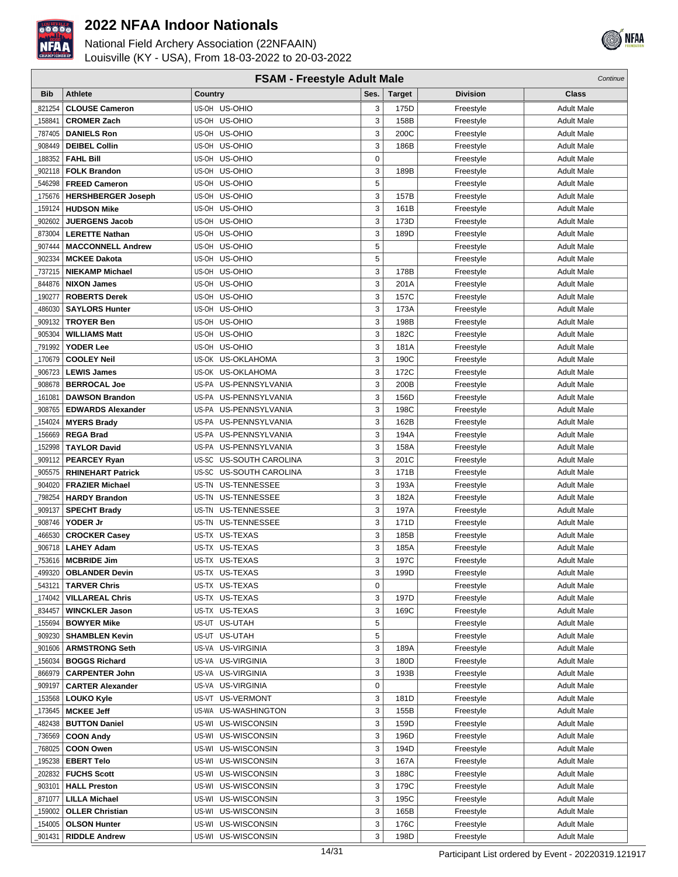# 2022 NFAA Indoor Nationals

National Field Archery Association (22NFAAIN)
Louisville (KY - USA), From 18-03-2022 to 20-03-2022

## FSAM - Freestyle Adult Male

*Continue*

| Bib | Athlete | Country | Ses. | Target | Division | Class |
|---|---|---|---|---|---|---|
| _821254 | **CLOUSE Cameron** | US-OH US-OHIO | 3 | 175D | Freestyle | Adult Male |
| _158841 | **CROMER Zach** | US-OH US-OHIO | 3 | 158B | Freestyle | Adult Male |
| _787405 | **DANIELS Ron** | US-OH US-OHIO | 3 | 200C | Freestyle | Adult Male |
| _908449 | **DEIBEL Collin** | US-OH US-OHIO | 3 | 186B | Freestyle | Adult Male |
| _188352 | **FAHL Bill** | US-OH US-OHIO | 0 | | Freestyle | Adult Male |
| _902118 | **FOLK Brandon** | US-OH US-OHIO | 3 | 189B | Freestyle | Adult Male |
| _546298 | **FREED Cameron** | US-OH US-OHIO | 5 | | Freestyle | Adult Male |
| _175676 | **HERSHBERGER Joseph** | US-OH US-OHIO | 3 | 157B | Freestyle | Adult Male |
| _159124 | **HUDSON Mike** | US-OH US-OHIO | 3 | 161B | Freestyle | Adult Male |
| _902602 | **JUERGENS Jacob** | US-OH US-OHIO | 3 | 173D | Freestyle | Adult Male |
| _873004 | **LERETTE Nathan** | US-OH US-OHIO | 3 | 189D | Freestyle | Adult Male |
| _907444 | **MACCONNELL Andrew** | US-OH US-OHIO | 5 | | Freestyle | Adult Male |
| _902334 | **MCKEE Dakota** | US-OH US-OHIO | 5 | | Freestyle | Adult Male |
| _737215 | **NIEKAMP Michael** | US-OH US-OHIO | 3 | 178B | Freestyle | Adult Male |
| _844876 | **NIXON James** | US-OH US-OHIO | 3 | 201A | Freestyle | Adult Male |
| _190277 | **ROBERTS Derek** | US-OH US-OHIO | 3 | 157C | Freestyle | Adult Male |
| _486030 | **SAYLORS Hunter** | US-OH US-OHIO | 3 | 173A | Freestyle | Adult Male |
| _909132 | **TROYER Ben** | US-OH US-OHIO | 3 | 198B | Freestyle | Adult Male |
| _905304 | **WILLIAMS Matt** | US-OH US-OHIO | 3 | 182C | Freestyle | Adult Male |
| _791992 | **YODER Lee** | US-OH US-OHIO | 3 | 181A | Freestyle | Adult Male |
| _170679 | **COOLEY Neil** | US-OK US-OKLAHOMA | 3 | 190C | Freestyle | Adult Male |
| _906723 | **LEWIS James** | US-OK US-OKLAHOMA | 3 | 172C | Freestyle | Adult Male |
| _908678 | **BERROCAL Joe** | US-PA US-PENNSYLVANIA | 3 | 200B | Freestyle | Adult Male |
| _161081 | **DAWSON Brandon** | US-PA US-PENNSYLVANIA | 3 | 156D | Freestyle | Adult Male |
| _908765 | **EDWARDS Alexander** | US-PA US-PENNSYLVANIA | 3 | 198C | Freestyle | Adult Male |
| _154024 | **MYERS Brady** | US-PA US-PENNSYLVANIA | 3 | 162B | Freestyle | Adult Male |
| _156669 | **REGA Brad** | US-PA US-PENNSYLVANIA | 3 | 194A | Freestyle | Adult Male |
| _152998 | **TAYLOR David** | US-PA US-PENNSYLVANIA | 3 | 158A | Freestyle | Adult Male |
| _909112 | **PEARCEY Ryan** | US-SC US-SOUTH CAROLINA | 3 | 201C | Freestyle | Adult Male |
| _905575 | **RHINEHART Patrick** | US-SC US-SOUTH CAROLINA | 3 | 171B | Freestyle | Adult Male |
| _904020 | **FRAZIER Michael** | US-TN US-TENNESSEE | 3 | 193A | Freestyle | Adult Male |
| _798254 | **HARDY Brandon** | US-TN US-TENNESSEE | 3 | 182A | Freestyle | Adult Male |
| _909137 | **SPECHT Brady** | US-TN US-TENNESSEE | 3 | 197A | Freestyle | Adult Male |
| _908746 | **YODER Jr** | US-TN US-TENNESSEE | 3 | 171D | Freestyle | Adult Male |
| _466530 | **CROCKER Casey** | US-TX US-TEXAS | 3 | 185B | Freestyle | Adult Male |
| _906718 | **LAHEY Adam** | US-TX US-TEXAS | 3 | 185A | Freestyle | Adult Male |
| _753616 | **MCBRIDE Jim** | US-TX US-TEXAS | 3 | 197C | Freestyle | Adult Male |
| _499320 | **OBLANDER Devin** | US-TX US-TEXAS | 3 | 199D | Freestyle | Adult Male |
| _543121 | **TARVER Chris** | US-TX US-TEXAS | 0 | | Freestyle | Adult Male |
| _174042 | **VILLAREAL Chris** | US-TX US-TEXAS | 3 | 197D | Freestyle | Adult Male |
| _834457 | **WINCKLER Jason** | US-TX US-TEXAS | 3 | 169C | Freestyle | Adult Male |
| _155694 | **BOWYER Mike** | US-UT US-UTAH | 5 | | Freestyle | Adult Male |
| _909230 | **SHAMBLEN Kevin** | US-UT US-UTAH | 5 | | Freestyle | Adult Male |
| _901606 | **ARMSTRONG Seth** | US-VA US-VIRGINIA | 3 | 189A | Freestyle | Adult Male |
| _156034 | **BOGGS Richard** | US-VA US-VIRGINIA | 3 | 180D | Freestyle | Adult Male |
| _866979 | **CARPENTER John** | US-VA US-VIRGINIA | 3 | 193B | Freestyle | Adult Male |
| _909197 | **CARTER Alexander** | US-VA US-VIRGINIA | 0 | | Freestyle | Adult Male |
| _153568 | **LOUKO Kyle** | US-VT US-VERMONT | 3 | 181D | Freestyle | Adult Male |
| _173645 | **MCKEE Jeff** | US-WA US-WASHINGTON | 3 | 155B | Freestyle | Adult Male |
| _482438 | **BUTTON Daniel** | US-WI US-WISCONSIN | 3 | 159D | Freestyle | Adult Male |
| _736569 | **COON Andy** | US-WI US-WISCONSIN | 3 | 196D | Freestyle | Adult Male |
| _768025 | **COON Owen** | US-WI US-WISCONSIN | 3 | 194D | Freestyle | Adult Male |
| _195238 | **EBERT Telo** | US-WI US-WISCONSIN | 3 | 167A | Freestyle | Adult Male |
| _202832 | **FUCHS Scott** | US-WI US-WISCONSIN | 3 | 188C | Freestyle | Adult Male |
| _903101 | **HALL Preston** | US-WI US-WISCONSIN | 3 | 179C | Freestyle | Adult Male |
| _871077 | **LILLA Michael** | US-WI US-WISCONSIN | 3 | 195C | Freestyle | Adult Male |
| _159002 | **OLLER Christian** | US-WI US-WISCONSIN | 3 | 165B | Freestyle | Adult Male |
| _154005 | **OLSON Hunter** | US-WI US-WISCONSIN | 3 | 176C | Freestyle | Adult Male |
| _901431 | **RIDDLE Andrew** | US-WI US-WISCONSIN | 3 | 198D | Freestyle | Adult Male |

Participant List ordered by Event - 20220319.121917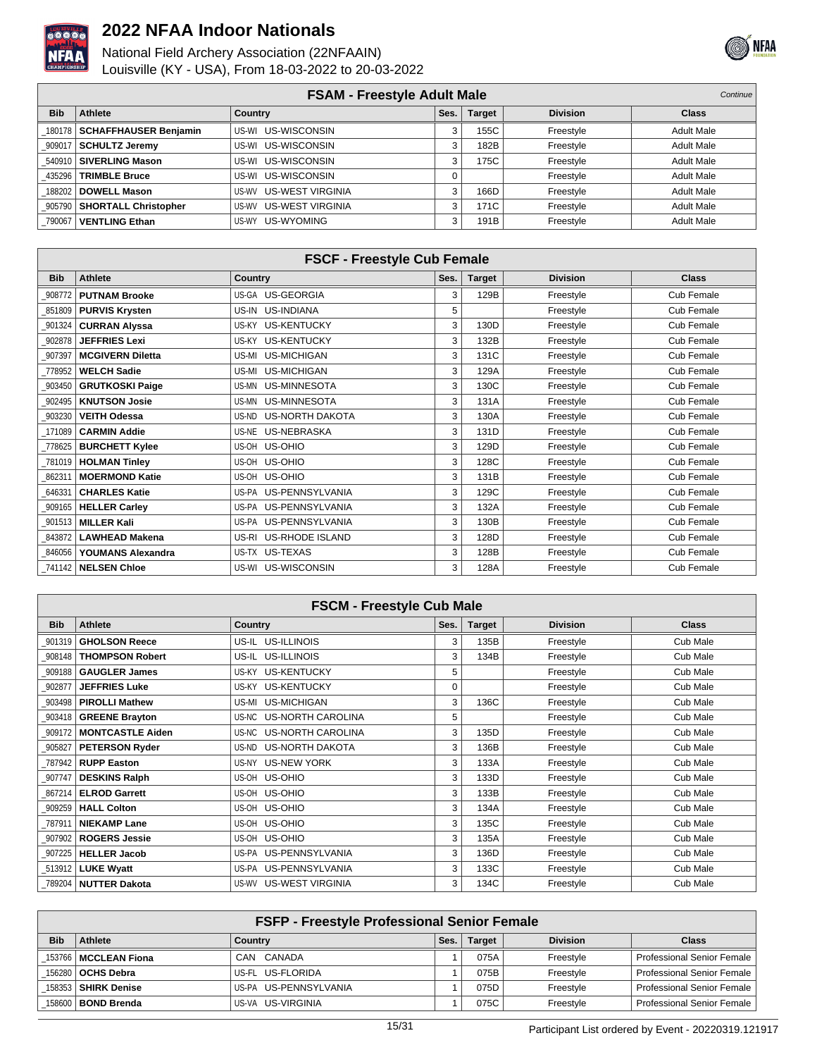# 2022 NFAA Indoor Nationals

National Field Archery Association (22NFAAIN)
Louisville (KY - USA), From 18-03-2022 to 20-03-2022

## FSAM - Freestyle Adult Male

*Continue*

| Bib | Athlete | Country | Ses. | Target | Division | Class |
|---|---|---|---|---|---|---|
| _180178 | **SCHAFFHAUSER Benjamin** | US-WI US-WISCONSIN | 3 | 155C | Freestyle | Adult Male |
| _909017 | **SCHULTZ Jeremy** | US-WI US-WISCONSIN | 3 | 182B | Freestyle | Adult Male |
| _540910 | **SIVERLING Mason** | US-WI US-WISCONSIN | 3 | 175C | Freestyle | Adult Male |
| _435296 | **TRIMBLE Bruce** | US-WI US-WISCONSIN | 0 | | Freestyle | Adult Male |
| _188202 | **DOWELL Mason** | US-WV US-WEST VIRGINIA | 3 | 166D | Freestyle | Adult Male |
| _905790 | **SHORTALL Christopher** | US-WV US-WEST VIRGINIA | 3 | 171C | Freestyle | Adult Male |
| _790067 | **VENTLING Ethan** | US-WY US-WYOMING | 3 | 191B | Freestyle | Adult Male |

## FSCF - Freestyle Cub Female

| Bib | Athlete | Country | Ses. | Target | Division | Class |
|---|---|---|---|---|---|---|
| _908772 | **PUTNAM Brooke** | US-GA US-GEORGIA | 3 | 129B | Freestyle | Cub Female |
| _851809 | **PURVIS Krysten** | US-IN US-INDIANA | 5 | | Freestyle | Cub Female |
| _901324 | **CURRAN Alyssa** | US-KY US-KENTUCKY | 3 | 130D | Freestyle | Cub Female |
| _902878 | **JEFFRIES Lexi** | US-KY US-KENTUCKY | 3 | 132B | Freestyle | Cub Female |
| _907397 | **MCGIVERN Diletta** | US-MI US-MICHIGAN | 3 | 131C | Freestyle | Cub Female |
| _778952 | **WELCH Sadie** | US-MI US-MICHIGAN | 3 | 129A | Freestyle | Cub Female |
| _903450 | **GRUTKOSKI Paige** | US-MN US-MINNESOTA | 3 | 130C | Freestyle | Cub Female |
| _902495 | **KNUTSON Josie** | US-MN US-MINNESOTA | 3 | 131A | Freestyle | Cub Female |
| _903230 | **VEITH Odessa** | US-ND US-NORTH DAKOTA | 3 | 130A | Freestyle | Cub Female |
| _171089 | **CARMIN Addie** | US-NE US-NEBRASKA | 3 | 131D | Freestyle | Cub Female |
| _778625 | **BURCHETT Kylee** | US-OH US-OHIO | 3 | 129D | Freestyle | Cub Female |
| _781019 | **HOLMAN Tinley** | US-OH US-OHIO | 3 | 128C | Freestyle | Cub Female |
| _862311 | **MOERMOND Katie** | US-OH US-OHIO | 3 | 131B | Freestyle | Cub Female |
| _646331 | **CHARLES Katie** | US-PA US-PENNSYLVANIA | 3 | 129C | Freestyle | Cub Female |
| _909165 | **HELLER Carley** | US-PA US-PENNSYLVANIA | 3 | 132A | Freestyle | Cub Female |
| _901513 | **MILLER Kali** | US-PA US-PENNSYLVANIA | 3 | 130B | Freestyle | Cub Female |
| _843872 | **LAWHEAD Makena** | US-RI US-RHODE ISLAND | 3 | 128D | Freestyle | Cub Female |
| _846056 | **YOUMANS Alexandra** | US-TX US-TEXAS | 3 | 128B | Freestyle | Cub Female |
| _741142 | **NELSEN Chloe** | US-WI US-WISCONSIN | 3 | 128A | Freestyle | Cub Female |

## FSCM - Freestyle Cub Male

| Bib | Athlete | Country | Ses. | Target | Division | Class |
|---|---|---|---|---|---|---|
| _901319 | **GHOLSON Reece** | US-IL US-ILLINOIS | 3 | 135B | Freestyle | Cub Male |
| _908148 | **THOMPSON Robert** | US-IL US-ILLINOIS | 3 | 134B | Freestyle | Cub Male |
| _909188 | **GAUGLER James** | US-KY US-KENTUCKY | 5 | | Freestyle | Cub Male |
| _902877 | **JEFFRIES Luke** | US-KY US-KENTUCKY | 0 | | Freestyle | Cub Male |
| _903498 | **PIROLLI Mathew** | US-MI US-MICHIGAN | 3 | 136C | Freestyle | Cub Male |
| _903418 | **GREENE Brayton** | US-NC US-NORTH CAROLINA | 5 | | Freestyle | Cub Male |
| _909172 | **MONTCASTLE Aiden** | US-NC US-NORTH CAROLINA | 3 | 135D | Freestyle | Cub Male |
| _905827 | **PETERSON Ryder** | US-ND US-NORTH DAKOTA | 3 | 136B | Freestyle | Cub Male |
| _787942 | **RUPP Easton** | US-NY US-NEW YORK | 3 | 133A | Freestyle | Cub Male |
| _907747 | **DESKINS Ralph** | US-OH US-OHIO | 3 | 133D | Freestyle | Cub Male |
| _867214 | **ELROD Garrett** | US-OH US-OHIO | 3 | 133B | Freestyle | Cub Male |
| _909259 | **HALL Colton** | US-OH US-OHIO | 3 | 134A | Freestyle | Cub Male |
| _787911 | **NIEKAMP Lane** | US-OH US-OHIO | 3 | 135C | Freestyle | Cub Male |
| _907902 | **ROGERS Jessie** | US-OH US-OHIO | 3 | 135A | Freestyle | Cub Male |
| _907225 | **HELLER Jacob** | US-PA US-PENNSYLVANIA | 3 | 136D | Freestyle | Cub Male |
| _513912 | **LUKE Wyatt** | US-PA US-PENNSYLVANIA | 3 | 133C | Freestyle | Cub Male |
| _789204 | **NUTTER Dakota** | US-WV US-WEST VIRGINIA | 3 | 134C | Freestyle | Cub Male |

## FSFP - Freestyle Professional Senior Female

| Bib | Athlete | Country | Ses. | Target | Division | Class |
|---|---|---|---|---|---|---|
| _153766 | **MCCLEAN Fiona** | CAN CANADA | 1 | 075A | Freestyle | Professional Senior Female |
| _156280 | **OCHS Debra** | US-FL US-FLORIDA | 1 | 075B | Freestyle | Professional Senior Female |
| _158353 | **SHIRK Denise** | US-PA US-PENNSYLVANIA | 1 | 075D | Freestyle | Professional Senior Female |
| _158600 | **BOND Brenda** | US-VA US-VIRGINIA | 1 | 075C | Freestyle | Professional Senior Female |

Participant List ordered by Event - 20220319.121917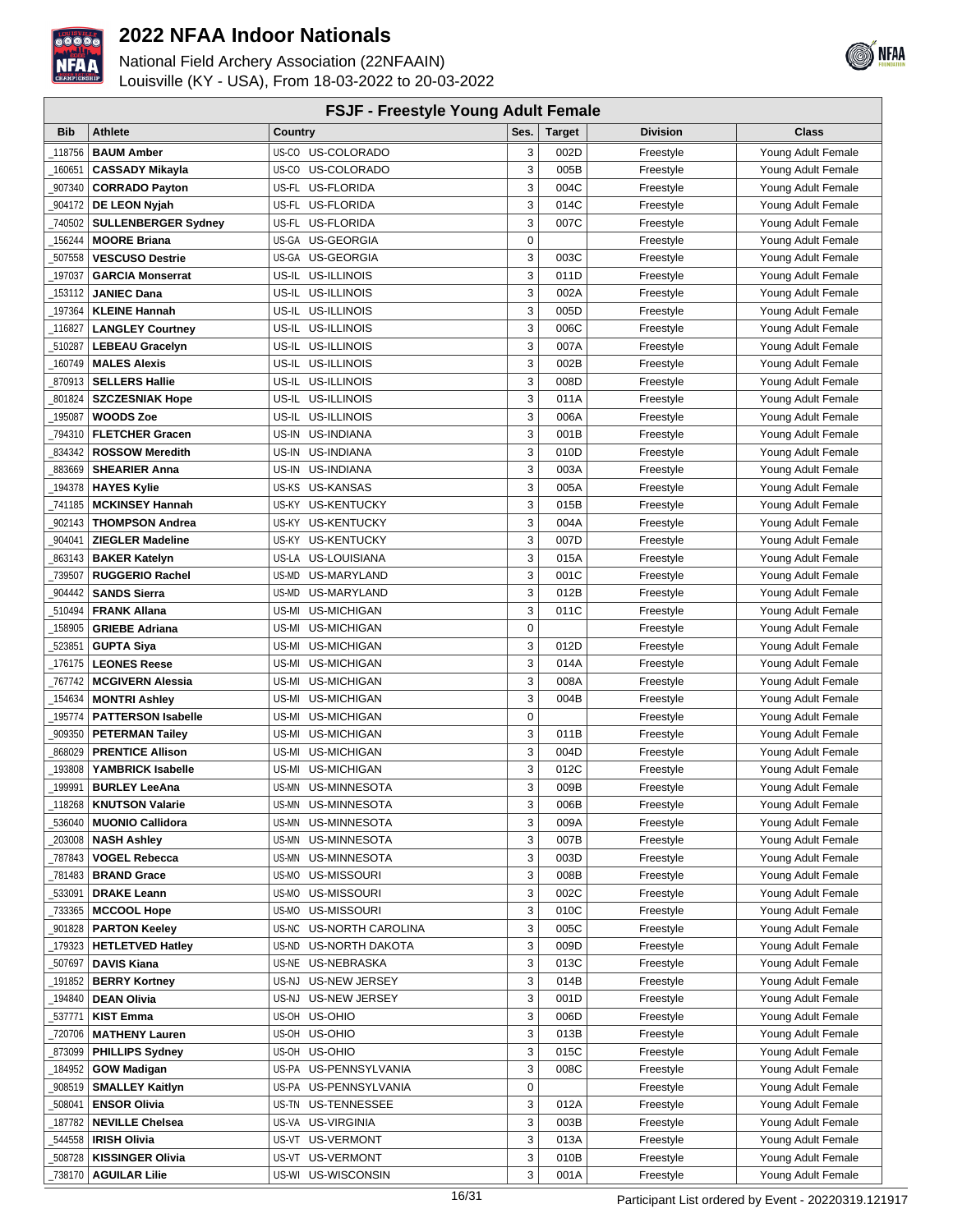# 2022 NFAA Indoor Nationals

National Field Archery Association (22NFAAIN)
Louisville (KY - USA), From 18-03-2022 to 20-03-2022

## FSJF - Freestyle Young Adult Female

| Bib | Athlete | Country | Ses. | Target | Division | Class |
|---|---|---|---|---|---|---|
| _118756 | **BAUM Amber** | US-CO US-COLORADO | 3 | 002D | Freestyle | Young Adult Female |
| _160651 | **CASSADY Mikayla** | US-CO US-COLORADO | 3 | 005B | Freestyle | Young Adult Female |
| _907340 | **CORRADO Payton** | US-FL US-FLORIDA | 3 | 004C | Freestyle | Young Adult Female |
| _904172 | **DE LEON Nyjah** | US-FL US-FLORIDA | 3 | 014C | Freestyle | Young Adult Female |
| _740502 | **SULLENBERGER Sydney** | US-FL US-FLORIDA | 3 | 007C | Freestyle | Young Adult Female |
| _156244 | **MOORE Briana** | US-GA US-GEORGIA | 0 | | Freestyle | Young Adult Female |
| _507558 | **VESCUSO Destrie** | US-GA US-GEORGIA | 3 | 003C | Freestyle | Young Adult Female |
| _197037 | **GARCIA Monserrat** | US-IL US-ILLINOIS | 3 | 011D | Freestyle | Young Adult Female |
| _153112 | **JANIEC Dana** | US-IL US-ILLINOIS | 3 | 002A | Freestyle | Young Adult Female |
| _197364 | **KLEINE Hannah** | US-IL US-ILLINOIS | 3 | 005D | Freestyle | Young Adult Female |
| _116827 | **LANGLEY Courtney** | US-IL US-ILLINOIS | 3 | 006C | Freestyle | Young Adult Female |
| _510287 | **LEBEAU Gracelyn** | US-IL US-ILLINOIS | 3 | 007A | Freestyle | Young Adult Female |
| _160749 | **MALES Alexis** | US-IL US-ILLINOIS | 3 | 002B | Freestyle | Young Adult Female |
| _870913 | **SELLERS Hallie** | US-IL US-ILLINOIS | 3 | 008D | Freestyle | Young Adult Female |
| _801824 | **SZCZESNIAK Hope** | US-IL US-ILLINOIS | 3 | 011A | Freestyle | Young Adult Female |
| _195087 | **WOODS Zoe** | US-IL US-ILLINOIS | 3 | 006A | Freestyle | Young Adult Female |
| _794310 | **FLETCHER Gracen** | US-IN US-INDIANA | 3 | 001B | Freestyle | Young Adult Female |
| _834342 | **ROSSOW Meredith** | US-IN US-INDIANA | 3 | 010D | Freestyle | Young Adult Female |
| _883669 | **SHEARIER Anna** | US-IN US-INDIANA | 3 | 003A | Freestyle | Young Adult Female |
| _194378 | **HAYES Kylie** | US-KS US-KANSAS | 3 | 005A | Freestyle | Young Adult Female |
| _741185 | **MCKINSEY Hannah** | US-KY US-KENTUCKY | 3 | 015B | Freestyle | Young Adult Female |
| _902143 | **THOMPSON Andrea** | US-KY US-KENTUCKY | 3 | 004A | Freestyle | Young Adult Female |
| _904041 | **ZIEGLER Madeline** | US-KY US-KENTUCKY | 3 | 007D | Freestyle | Young Adult Female |
| _863143 | **BAKER Katelyn** | US-LA US-LOUISIANA | 3 | 015A | Freestyle | Young Adult Female |
| _739507 | **RUGGERIO Rachel** | US-MD US-MARYLAND | 3 | 001C | Freestyle | Young Adult Female |
| _904442 | **SANDS Sierra** | US-MD US-MARYLAND | 3 | 012B | Freestyle | Young Adult Female |
| _510494 | **FRANK Allana** | US-MI US-MICHIGAN | 3 | 011C | Freestyle | Young Adult Female |
| _158905 | **GRIEBE Adriana** | US-MI US-MICHIGAN | 0 | | Freestyle | Young Adult Female |
| _523851 | **GUPTA Siya** | US-MI US-MICHIGAN | 3 | 012D | Freestyle | Young Adult Female |
| _176175 | **LEONES Reese** | US-MI US-MICHIGAN | 3 | 014A | Freestyle | Young Adult Female |
| _767742 | **MCGIVERN Alessia** | US-MI US-MICHIGAN | 3 | 008A | Freestyle | Young Adult Female |
| _154634 | **MONTRI Ashley** | US-MI US-MICHIGAN | 3 | 004B | Freestyle | Young Adult Female |
| _195774 | **PATTERSON Isabelle** | US-MI US-MICHIGAN | 0 | | Freestyle | Young Adult Female |
| _909350 | **PETERMAN Tailey** | US-MI US-MICHIGAN | 3 | 011B | Freestyle | Young Adult Female |
| _868029 | **PRENTICE Allison** | US-MI US-MICHIGAN | 3 | 004D | Freestyle | Young Adult Female |
| _193808 | **YAMBRICK Isabelle** | US-MI US-MICHIGAN | 3 | 012C | Freestyle | Young Adult Female |
| _199991 | **BURLEY LeeAna** | US-MN US-MINNESOTA | 3 | 009B | Freestyle | Young Adult Female |
| _118268 | **KNUTSON Valarie** | US-MN US-MINNESOTA | 3 | 006B | Freestyle | Young Adult Female |
| _536040 | **MUONIO Callidora** | US-MN US-MINNESOTA | 3 | 009A | Freestyle | Young Adult Female |
| _203008 | **NASH Ashley** | US-MN US-MINNESOTA | 3 | 007B | Freestyle | Young Adult Female |
| _787843 | **VOGEL Rebecca** | US-MN US-MINNESOTA | 3 | 003D | Freestyle | Young Adult Female |
| _781483 | **BRAND Grace** | US-MO US-MISSOURI | 3 | 008B | Freestyle | Young Adult Female |
| _533091 | **DRAKE Leann** | US-MO US-MISSOURI | 3 | 002C | Freestyle | Young Adult Female |
| _733365 | **MCCOOL Hope** | US-MO US-MISSOURI | 3 | 010C | Freestyle | Young Adult Female |
| _901828 | **PARTON Keeley** | US-NC US-NORTH CAROLINA | 3 | 005C | Freestyle | Young Adult Female |
| _179323 | **HETLETVED Hatley** | US-ND US-NORTH DAKOTA | 3 | 009D | Freestyle | Young Adult Female |
| _507697 | **DAVIS Kiana** | US-NE US-NEBRASKA | 3 | 013C | Freestyle | Young Adult Female |
| _191852 | **BERRY Kortney** | US-NJ US-NEW JERSEY | 3 | 014B | Freestyle | Young Adult Female |
| _194840 | **DEAN Olivia** | US-NJ US-NEW JERSEY | 3 | 001D | Freestyle | Young Adult Female |
| _537771 | **KIST Emma** | US-OH US-OHIO | 3 | 006D | Freestyle | Young Adult Female |
| _720706 | **MATHENY Lauren** | US-OH US-OHIO | 3 | 013B | Freestyle | Young Adult Female |
| _873099 | **PHILLIPS Sydney** | US-OH US-OHIO | 3 | 015C | Freestyle | Young Adult Female |
| _184952 | **GOW Madigan** | US-PA US-PENNSYLVANIA | 3 | 008C | Freestyle | Young Adult Female |
| _908519 | **SMALLEY Kaitlyn** | US-PA US-PENNSYLVANIA | 0 | | Freestyle | Young Adult Female |
| _508041 | **ENSOR Olivia** | US-TN US-TENNESSEE | 3 | 012A | Freestyle | Young Adult Female |
| _187782 | **NEVILLE Chelsea** | US-VA US-VIRGINIA | 3 | 003B | Freestyle | Young Adult Female |
| _544558 | **IRISH Olivia** | US-VT US-VERMONT | 3 | 013A | Freestyle | Young Adult Female |
| _508728 | **KISSINGER Olivia** | US-VT US-VERMONT | 3 | 010B | Freestyle | Young Adult Female |
| _738170 | **AGUILAR Lilie** | US-WI US-WISCONSIN | 3 | 001A | Freestyle | Young Adult Female |

Participant List ordered by Event - 20220319.121917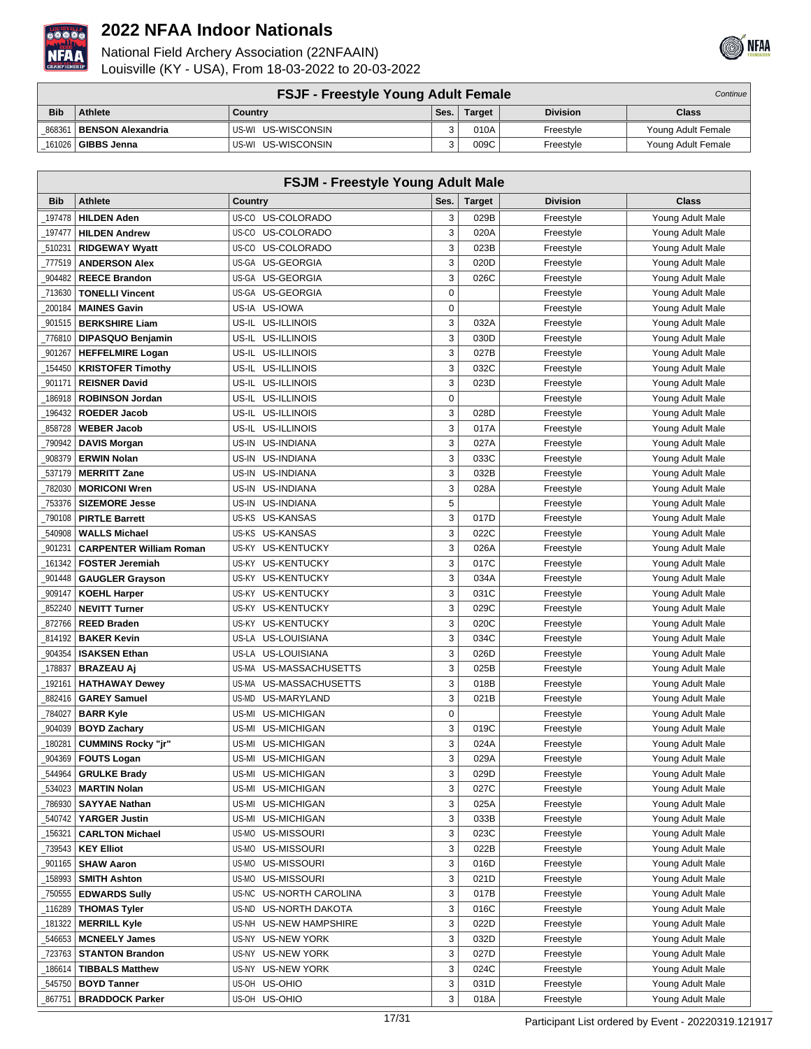## FSJF - Freestyle Young Adult Female

*Continue*

| Bib | Athlete | Country | Ses. | Target | Division | Class |
|---|---|---|---|---|---|---|
| _868361 | **BENSON Alexandria** | US-WI US-WISCONSIN | 3 | 010A | Freestyle | Young Adult Female |
| _161026 | **GIBBS Jenna** | US-WI US-WISCONSIN | 3 | 009C | Freestyle | Young Adult Female |

## FSJM - Freestyle Young Adult Male

| Bib | Athlete | Country | Ses. | Target | Division | Class |
|---|---|---|---|---|---|---|
| _197478 | **HILDEN Aden** | US-CO US-COLORADO | 3 | 029B | Freestyle | Young Adult Male |
| _197477 | **HILDEN Andrew** | US-CO US-COLORADO | 3 | 020A | Freestyle | Young Adult Male |
| _510231 | **RIDGEWAY Wyatt** | US-CO US-COLORADO | 3 | 023B | Freestyle | Young Adult Male |
| _777519 | **ANDERSON Alex** | US-GA US-GEORGIA | 3 | 020D | Freestyle | Young Adult Male |
| _904482 | **REECE Brandon** | US-GA US-GEORGIA | 3 | 026C | Freestyle | Young Adult Male |
| _713630 | **TONELLI Vincent** | US-GA US-GEORGIA | 0 | | Freestyle | Young Adult Male |
| _200184 | **MAINES Gavin** | US-IA US-IOWA | 0 | | Freestyle | Young Adult Male |
| _901515 | **BERKSHIRE Liam** | US-IL US-ILLINOIS | 3 | 032A | Freestyle | Young Adult Male |
| _776810 | **DIPASQUO Benjamin** | US-IL US-ILLINOIS | 3 | 030D | Freestyle | Young Adult Male |
| _901267 | **HEFFELMIRE Logan** | US-IL US-ILLINOIS | 3 | 027B | Freestyle | Young Adult Male |
| _154450 | **KRISTOFER Timothy** | US-IL US-ILLINOIS | 3 | 032C | Freestyle | Young Adult Male |
| _901171 | **REISNER David** | US-IL US-ILLINOIS | 3 | 023D | Freestyle | Young Adult Male |
| _186918 | **ROBINSON Jordan** | US-IL US-ILLINOIS | 0 | | Freestyle | Young Adult Male |
| _196432 | **ROEDER Jacob** | US-IL US-ILLINOIS | 3 | 028D | Freestyle | Young Adult Male |
| _858728 | **WEBER Jacob** | US-IL US-ILLINOIS | 3 | 017A | Freestyle | Young Adult Male |
| _790942 | **DAVIS Morgan** | US-IN US-INDIANA | 3 | 027A | Freestyle | Young Adult Male |
| _908379 | **ERWIN Nolan** | US-IN US-INDIANA | 3 | 033C | Freestyle | Young Adult Male |
| _537179 | **MERRITT Zane** | US-IN US-INDIANA | 3 | 032B | Freestyle | Young Adult Male |
| _782030 | **MORICONI Wren** | US-IN US-INDIANA | 3 | 028A | Freestyle | Young Adult Male |
| _753376 | **SIZEMORE Jesse** | US-IN US-INDIANA | 5 | | Freestyle | Young Adult Male |
| _790108 | **PIRTLE Barrett** | US-KS US-KANSAS | 3 | 017D | Freestyle | Young Adult Male |
| _540908 | **WALLS Michael** | US-KS US-KANSAS | 3 | 022C | Freestyle | Young Adult Male |
| _901231 | **CARPENTER William Roman** | US-KY US-KENTUCKY | 3 | 026A | Freestyle | Young Adult Male |
| _161342 | **FOSTER Jeremiah** | US-KY US-KENTUCKY | 3 | 017C | Freestyle | Young Adult Male |
| _901448 | **GAUGLER Grayson** | US-KY US-KENTUCKY | 3 | 034A | Freestyle | Young Adult Male |
| _909147 | **KOEHL Harper** | US-KY US-KENTUCKY | 3 | 031C | Freestyle | Young Adult Male |
| _852240 | **NEVITT Turner** | US-KY US-KENTUCKY | 3 | 029C | Freestyle | Young Adult Male |
| _872766 | **REED Braden** | US-KY US-KENTUCKY | 3 | 020C | Freestyle | Young Adult Male |
| _814192 | **BAKER Kevin** | US-LA US-LOUISIANA | 3 | 034C | Freestyle | Young Adult Male |
| _904354 | **ISAKSEN Ethan** | US-LA US-LOUISIANA | 3 | 026D | Freestyle | Young Adult Male |
| _178837 | **BRAZEAU Aj** | US-MA US-MASSACHUSETTS | 3 | 025B | Freestyle | Young Adult Male |
| _192161 | **HATHAWAY Dewey** | US-MA US-MASSACHUSETTS | 3 | 018B | Freestyle | Young Adult Male |
| _882416 | **GAREY Samuel** | US-MD US-MARYLAND | 3 | 021B | Freestyle | Young Adult Male |
| _784027 | **BARR Kyle** | US-MI US-MICHIGAN | 0 | | Freestyle | Young Adult Male |
| _904039 | **BOYD Zachary** | US-MI US-MICHIGAN | 3 | 019C | Freestyle | Young Adult Male |
| _180281 | **CUMMINS Rocky "jr"** | US-MI US-MICHIGAN | 3 | 024A | Freestyle | Young Adult Male |
| _904369 | **FOUTS Logan** | US-MI US-MICHIGAN | 3 | 029A | Freestyle | Young Adult Male |
| _544964 | **GRULKE Brady** | US-MI US-MICHIGAN | 3 | 029D | Freestyle | Young Adult Male |
| _534023 | **MARTIN Nolan** | US-MI US-MICHIGAN | 3 | 027C | Freestyle | Young Adult Male |
| _786930 | **SAYYAE Nathan** | US-MI US-MICHIGAN | 3 | 025A | Freestyle | Young Adult Male |
| _540742 | **YARGER Justin** | US-MI US-MICHIGAN | 3 | 033B | Freestyle | Young Adult Male |
| _156321 | **CARLTON Michael** | US-MO US-MISSOURI | 3 | 023C | Freestyle | Young Adult Male |
| _739543 | **KEY Elliot** | US-MO US-MISSOURI | 3 | 022B | Freestyle | Young Adult Male |
| _901165 | **SHAW Aaron** | US-MO US-MISSOURI | 3 | 016D | Freestyle | Young Adult Male |
| _158993 | **SMITH Ashton** | US-MO US-MISSOURI | 3 | 021D | Freestyle | Young Adult Male |
| _750555 | **EDWARDS Sully** | US-NC US-NORTH CAROLINA | 3 | 017B | Freestyle | Young Adult Male |
| _116289 | **THOMAS Tyler** | US-ND US-NORTH DAKOTA | 3 | 016C | Freestyle | Young Adult Male |
| _181322 | **MERRILL Kyle** | US-NH US-NEW HAMPSHIRE | 3 | 022D | Freestyle | Young Adult Male |
| _546653 | **MCNEELY James** | US-NY US-NEW YORK | 3 | 032D | Freestyle | Young Adult Male |
| _723763 | **STANTON Brandon** | US-NY US-NEW YORK | 3 | 027D | Freestyle | Young Adult Male |
| _186614 | **TIBBALS Matthew** | US-NY US-NEW YORK | 3 | 024C | Freestyle | Young Adult Male |
| _545750 | **BOYD Tanner** | US-OH US-OHIO | 3 | 031D | Freestyle | Young Adult Male |
| _867751 | **BRADDOCK Parker** | US-OH US-OHIO | 3 | 018A | Freestyle | Young Adult Male |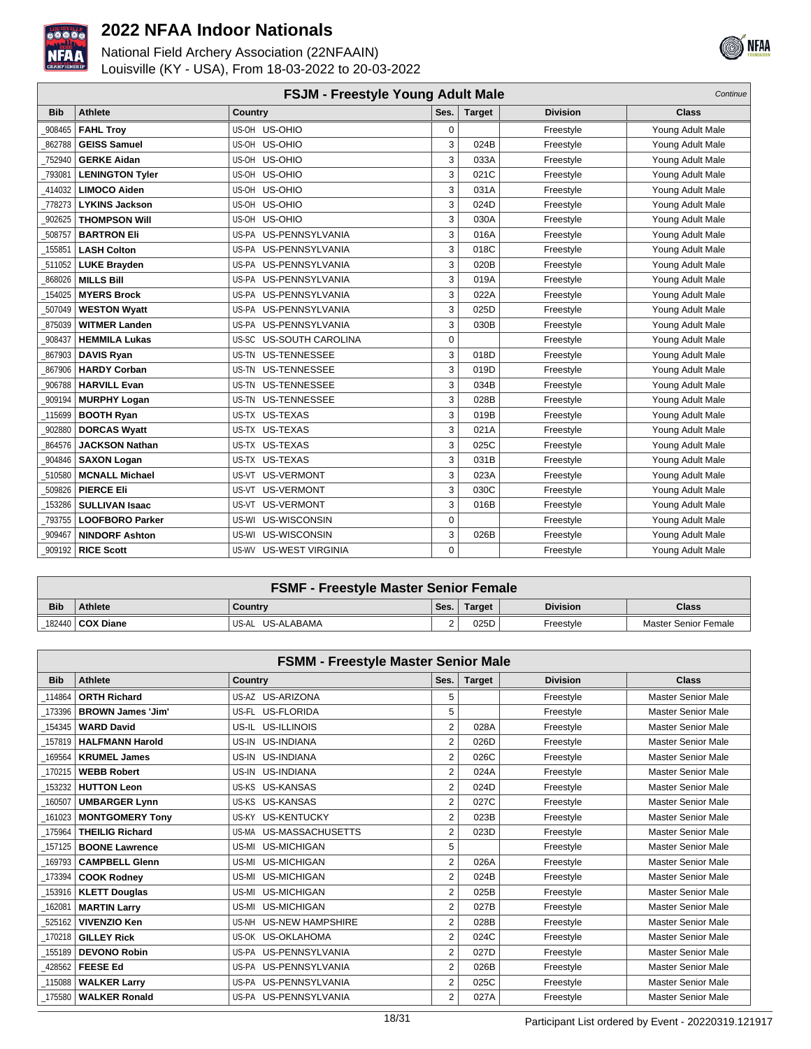# 2022 NFAA Indoor Nationals

National Field Archery Association (22NFAAIN)
Louisville (KY - USA), From 18-03-2022 to 20-03-2022

## FSJM - Freestyle Young Adult Male

*Continue*

| Bib | Athlete | Country | Ses. | Target | Division | Class |
|---|---|---|---|---|---|---|
| _908465 | **FAHL Troy** | US-OH US-OHIO | 0 | | Freestyle | Young Adult Male |
| _862788 | **GEISS Samuel** | US-OH US-OHIO | 3 | 024B | Freestyle | Young Adult Male |
| _752940 | **GERKE Aidan** | US-OH US-OHIO | 3 | 033A | Freestyle | Young Adult Male |
| _793081 | **LENINGTON Tyler** | US-OH US-OHIO | 3 | 021C | Freestyle | Young Adult Male |
| _414032 | **LIMOCO Aiden** | US-OH US-OHIO | 3 | 031A | Freestyle | Young Adult Male |
| _778273 | **LYKINS Jackson** | US-OH US-OHIO | 3 | 024D | Freestyle | Young Adult Male |
| _902625 | **THOMPSON Will** | US-OH US-OHIO | 3 | 030A | Freestyle | Young Adult Male |
| _508757 | **BARTRON Eli** | US-PA US-PENNSYLVANIA | 3 | 016A | Freestyle | Young Adult Male |
| _155851 | **LASH Colton** | US-PA US-PENNSYLVANIA | 3 | 018C | Freestyle | Young Adult Male |
| _511052 | **LUKE Brayden** | US-PA US-PENNSYLVANIA | 3 | 020B | Freestyle | Young Adult Male |
| _868026 | **MILLS Bill** | US-PA US-PENNSYLVANIA | 3 | 019A | Freestyle | Young Adult Male |
| _154025 | **MYERS Brock** | US-PA US-PENNSYLVANIA | 3 | 022A | Freestyle | Young Adult Male |
| _507049 | **WESTON Wyatt** | US-PA US-PENNSYLVANIA | 3 | 025D | Freestyle | Young Adult Male |
| _875039 | **WITMER Landen** | US-PA US-PENNSYLVANIA | 3 | 030B | Freestyle | Young Adult Male |
| _908437 | **HEMMILA Lukas** | US-SC US-SOUTH CAROLINA | 0 | | Freestyle | Young Adult Male |
| _867903 | **DAVIS Ryan** | US-TN US-TENNESSEE | 3 | 018D | Freestyle | Young Adult Male |
| _867906 | **HARDY Corban** | US-TN US-TENNESSEE | 3 | 019D | Freestyle | Young Adult Male |
| _906788 | **HARVILL Evan** | US-TN US-TENNESSEE | 3 | 034B | Freestyle | Young Adult Male |
| _909194 | **MURPHY Logan** | US-TN US-TENNESSEE | 3 | 028B | Freestyle | Young Adult Male |
| _115699 | **BOOTH Ryan** | US-TX US-TEXAS | 3 | 019B | Freestyle | Young Adult Male |
| _902880 | **DORCAS Wyatt** | US-TX US-TEXAS | 3 | 021A | Freestyle | Young Adult Male |
| _864576 | **JACKSON Nathan** | US-TX US-TEXAS | 3 | 025C | Freestyle | Young Adult Male |
| _904846 | **SAXON Logan** | US-TX US-TEXAS | 3 | 031B | Freestyle | Young Adult Male |
| _510580 | **MCNALL Michael** | US-VT US-VERMONT | 3 | 023A | Freestyle | Young Adult Male |
| _509826 | **PIERCE Eli** | US-VT US-VERMONT | 3 | 030C | Freestyle | Young Adult Male |
| _153286 | **SULLIVAN Isaac** | US-VT US-VERMONT | 3 | 016B | Freestyle | Young Adult Male |
| _793755 | **LOOFBORO Parker** | US-WI US-WISCONSIN | 0 | | Freestyle | Young Adult Male |
| _909467 | **NINDORF Ashton** | US-WI US-WISCONSIN | 3 | 026B | Freestyle | Young Adult Male |
| _909192 | **RICE Scott** | US-WV US-WEST VIRGINIA | 0 | | Freestyle | Young Adult Male |

## FSMF - Freestyle Master Senior Female

| Bib | Athlete | Country | Ses. | Target | Division | Class |
|---|---|---|---|---|---|---|
| _182440 | **COX Diane** | US-AL US-ALABAMA | 2 | 025D | Freestyle | Master Senior Female |

## FSMM - Freestyle Master Senior Male

| Bib | Athlete | Country | Ses. | Target | Division | Class |
|---|---|---|---|---|---|---|
| _114864 | **ORTH Richard** | US-AZ US-ARIZONA | 5 | | Freestyle | Master Senior Male |
| _173396 | **BROWN James 'Jim'** | US-FL US-FLORIDA | 5 | | Freestyle | Master Senior Male |
| _154345 | **WARD David** | US-IL US-ILLINOIS | 2 | 028A | Freestyle | Master Senior Male |
| _157819 | **HALFMANN Harold** | US-IN US-INDIANA | 2 | 026D | Freestyle | Master Senior Male |
| _169564 | **KRUMEL James** | US-IN US-INDIANA | 2 | 026C | Freestyle | Master Senior Male |
| _170215 | **WEBB Robert** | US-IN US-INDIANA | 2 | 024A | Freestyle | Master Senior Male |
| _153232 | **HUTTON Leon** | US-KS US-KANSAS | 2 | 024D | Freestyle | Master Senior Male |
| _160507 | **UMBARGER Lynn** | US-KS US-KANSAS | 2 | 027C | Freestyle | Master Senior Male |
| _161023 | **MONTGOMERY Tony** | US-KY US-KENTUCKY | 2 | 023B | Freestyle | Master Senior Male |
| _175964 | **THEILIG Richard** | US-MA US-MASSACHUSETTS | 2 | 023D | Freestyle | Master Senior Male |
| _157125 | **BOONE Lawrence** | US-MI US-MICHIGAN | 5 | | Freestyle | Master Senior Male |
| _169793 | **CAMPBELL Glenn** | US-MI US-MICHIGAN | 2 | 026A | Freestyle | Master Senior Male |
| _173394 | **COOK Rodney** | US-MI US-MICHIGAN | 2 | 024B | Freestyle | Master Senior Male |
| _153916 | **KLETT Douglas** | US-MI US-MICHIGAN | 2 | 025B | Freestyle | Master Senior Male |
| _162081 | **MARTIN Larry** | US-MI US-MICHIGAN | 2 | 027B | Freestyle | Master Senior Male |
| _525162 | **VIVENZIO Ken** | US-NH US-NEW HAMPSHIRE | 2 | 028B | Freestyle | Master Senior Male |
| _170218 | **GILLEY Rick** | US-OK US-OKLAHOMA | 2 | 024C | Freestyle | Master Senior Male |
| _155189 | **DEVONO Robin** | US-PA US-PENNSYLVANIA | 2 | 027D | Freestyle | Master Senior Male |
| _428562 | **FEESE Ed** | US-PA US-PENNSYLVANIA | 2 | 026B | Freestyle | Master Senior Male |
| _115088 | **WALKER Larry** | US-PA US-PENNSYLVANIA | 2 | 025C | Freestyle | Master Senior Male |
| _175580 | **WALKER Ronald** | US-PA US-PENNSYLVANIA | 2 | 027A | Freestyle | Master Senior Male |

Participant List ordered by Event - 20220319.121917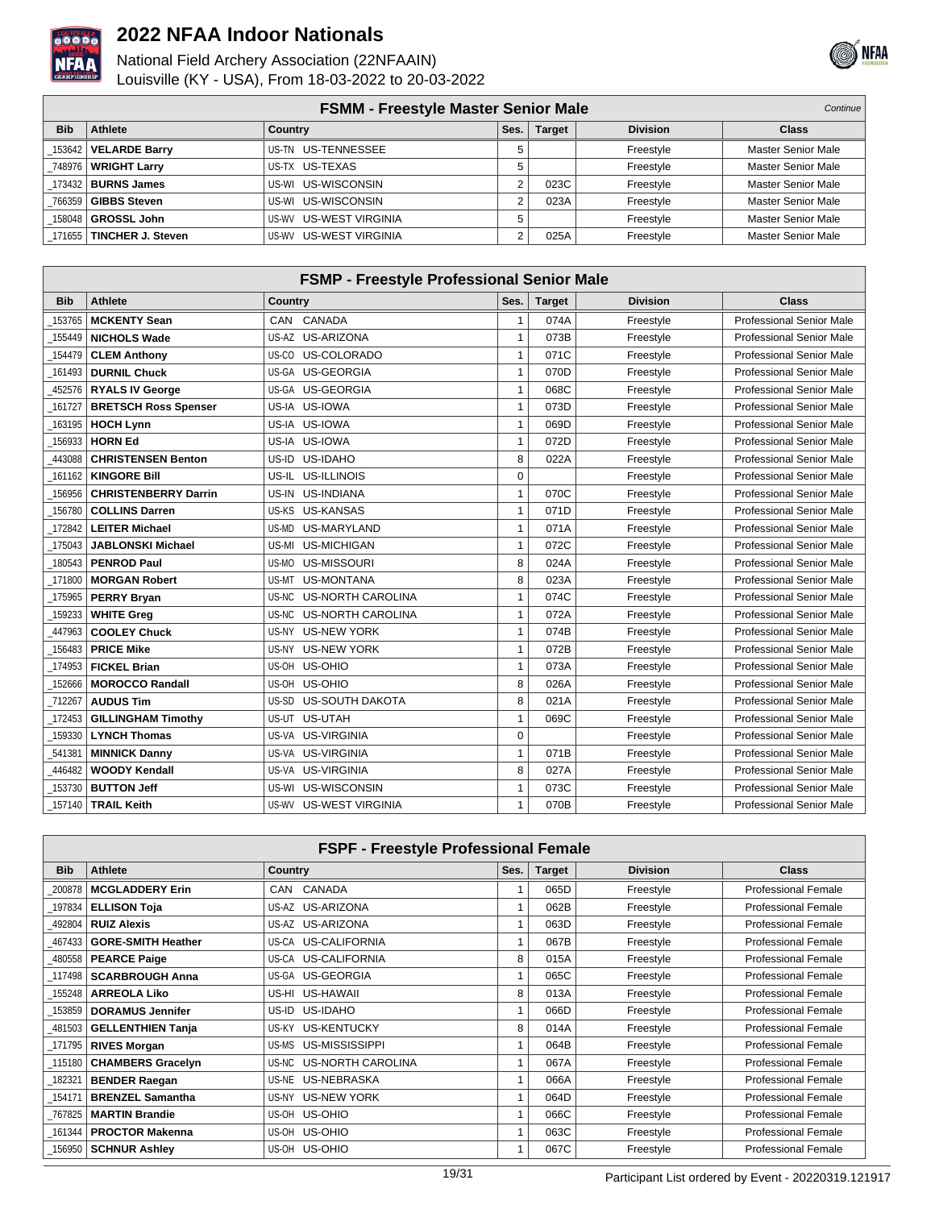# 2022 NFAA Indoor Nationals

National Field Archery Association (22NFAAIN)
Louisville (KY - USA), From 18-03-2022 to 20-03-2022

## FSMM - Freestyle Master Senior Male

*Continue*

| Bib | Athlete | Country | Ses. | Target | Division | Class |
|---|---|---|---|---|---|---|
| _153642 | **VELARDE Barry** | US-TN US-TENNESSEE | 5 | | Freestyle | Master Senior Male |
| _748976 | **WRIGHT Larry** | US-TX US-TEXAS | 5 | | Freestyle | Master Senior Male |
| _173432 | **BURNS James** | US-WI US-WISCONSIN | 2 | 023C | Freestyle | Master Senior Male |
| _766359 | **GIBBS Steven** | US-WI US-WISCONSIN | 2 | 023A | Freestyle | Master Senior Male |
| _158048 | **GROSSL John** | US-WV US-WEST VIRGINIA | 5 | | Freestyle | Master Senior Male |
| _171655 | **TINCHER J. Steven** | US-WV US-WEST VIRGINIA | 2 | 025A | Freestyle | Master Senior Male |

## FSMP - Freestyle Professional Senior Male

| Bib | Athlete | Country | Ses. | Target | Division | Class |
|---|---|---|---|---|---|---|
| _153765 | **MCKENTY Sean** | CAN CANADA | 1 | 074A | Freestyle | Professional Senior Male |
| _155449 | **NICHOLS Wade** | US-AZ US-ARIZONA | 1 | 073B | Freestyle | Professional Senior Male |
| _154479 | **CLEM Anthony** | US-CO US-COLORADO | 1 | 071C | Freestyle | Professional Senior Male |
| _161493 | **DURNIL Chuck** | US-GA US-GEORGIA | 1 | 070D | Freestyle | Professional Senior Male |
| _452576 | **RYALS IV George** | US-GA US-GEORGIA | 1 | 068C | Freestyle | Professional Senior Male |
| _161727 | **BRETSCH Ross Spenser** | US-IA US-IOWA | 1 | 073D | Freestyle | Professional Senior Male |
| _163195 | **HOCH Lynn** | US-IA US-IOWA | 1 | 069D | Freestyle | Professional Senior Male |
| _156933 | **HORN Ed** | US-IA US-IOWA | 1 | 072D | Freestyle | Professional Senior Male |
| _443088 | **CHRISTENSEN Benton** | US-ID US-IDAHO | 8 | 022A | Freestyle | Professional Senior Male |
| _161162 | **KINGORE Bill** | US-IL US-ILLINOIS | 0 | | Freestyle | Professional Senior Male |
| _156956 | **CHRISTENBERRY Darrin** | US-IN US-INDIANA | 1 | 070C | Freestyle | Professional Senior Male |
| _156780 | **COLLINS Darren** | US-KS US-KANSAS | 1 | 071D | Freestyle | Professional Senior Male |
| _172842 | **LEITER Michael** | US-MD US-MARYLAND | 1 | 071A | Freestyle | Professional Senior Male |
| _175043 | **JABLONSKI Michael** | US-MI US-MICHIGAN | 1 | 072C | Freestyle | Professional Senior Male |
| _180543 | **PENROD Paul** | US-MO US-MISSOURI | 8 | 024A | Freestyle | Professional Senior Male |
| _171800 | **MORGAN Robert** | US-MT US-MONTANA | 8 | 023A | Freestyle | Professional Senior Male |
| _175965 | **PERRY Bryan** | US-NC US-NORTH CAROLINA | 1 | 074C | Freestyle | Professional Senior Male |
| _159233 | **WHITE Greg** | US-NC US-NORTH CAROLINA | 1 | 072A | Freestyle | Professional Senior Male |
| _447963 | **COOLEY Chuck** | US-NY US-NEW YORK | 1 | 074B | Freestyle | Professional Senior Male |
| _156483 | **PRICE Mike** | US-NY US-NEW YORK | 1 | 072B | Freestyle | Professional Senior Male |
| _174953 | **FICKEL Brian** | US-OH US-OHIO | 1 | 073A | Freestyle | Professional Senior Male |
| _152666 | **MOROCCO Randall** | US-OH US-OHIO | 8 | 026A | Freestyle | Professional Senior Male |
| _712267 | **AUDUS Tim** | US-SD US-SOUTH DAKOTA | 8 | 021A | Freestyle | Professional Senior Male |
| _172453 | **GILLINGHAM Timothy** | US-UT US-UTAH | 1 | 069C | Freestyle | Professional Senior Male |
| _159330 | **LYNCH Thomas** | US-VA US-VIRGINIA | 0 | | Freestyle | Professional Senior Male |
| _541381 | **MINNICK Danny** | US-VA US-VIRGINIA | 1 | 071B | Freestyle | Professional Senior Male |
| _446482 | **WOODY Kendall** | US-VA US-VIRGINIA | 8 | 027A | Freestyle | Professional Senior Male |
| _153730 | **BUTTON Jeff** | US-WI US-WISCONSIN | 1 | 073C | Freestyle | Professional Senior Male |
| _157140 | **TRAIL Keith** | US-WV US-WEST VIRGINIA | 1 | 070B | Freestyle | Professional Senior Male |

## FSPF - Freestyle Professional Female

| Bib | Athlete | Country | Ses. | Target | Division | Class |
|---|---|---|---|---|---|---|
| _200878 | **MCGLADDERY Erin** | CAN CANADA | 1 | 065D | Freestyle | Professional Female |
| _197834 | **ELLISON Toja** | US-AZ US-ARIZONA | 1 | 062B | Freestyle | Professional Female |
| _492804 | **RUIZ Alexis** | US-AZ US-ARIZONA | 1 | 063D | Freestyle | Professional Female |
| _467433 | **GORE-SMITH Heather** | US-CA US-CALIFORNIA | 1 | 067B | Freestyle | Professional Female |
| _480558 | **PEARCE Paige** | US-CA US-CALIFORNIA | 8 | 015A | Freestyle | Professional Female |
| _117498 | **SCARBROUGH Anna** | US-GA US-GEORGIA | 1 | 065C | Freestyle | Professional Female |
| _155248 | **ARREOLA Liko** | US-HI US-HAWAII | 8 | 013A | Freestyle | Professional Female |
| _153859 | **DORAMUS Jennifer** | US-ID US-IDAHO | 1 | 066D | Freestyle | Professional Female |
| _481503 | **GELLENTHIEN Tanja** | US-KY US-KENTUCKY | 8 | 014A | Freestyle | Professional Female |
| _171795 | **RIVES Morgan** | US-MS US-MISSISSIPPI | 1 | 064B | Freestyle | Professional Female |
| _115180 | **CHAMBERS Gracelyn** | US-NC US-NORTH CAROLINA | 1 | 067A | Freestyle | Professional Female |
| _182321 | **BENDER Raegan** | US-NE US-NEBRASKA | 1 | 066A | Freestyle | Professional Female |
| _154171 | **BRENZEL Samantha** | US-NY US-NEW YORK | 1 | 064D | Freestyle | Professional Female |
| _767825 | **MARTIN Brandie** | US-OH US-OHIO | 1 | 066C | Freestyle | Professional Female |
| _161344 | **PROCTOR Makenna** | US-OH US-OHIO | 1 | 063C | Freestyle | Professional Female |
| _156950 | **SCHNUR Ashley** | US-OH US-OHIO | 1 | 067C | Freestyle | Professional Female |

Participant List ordered by Event - 20220319.121917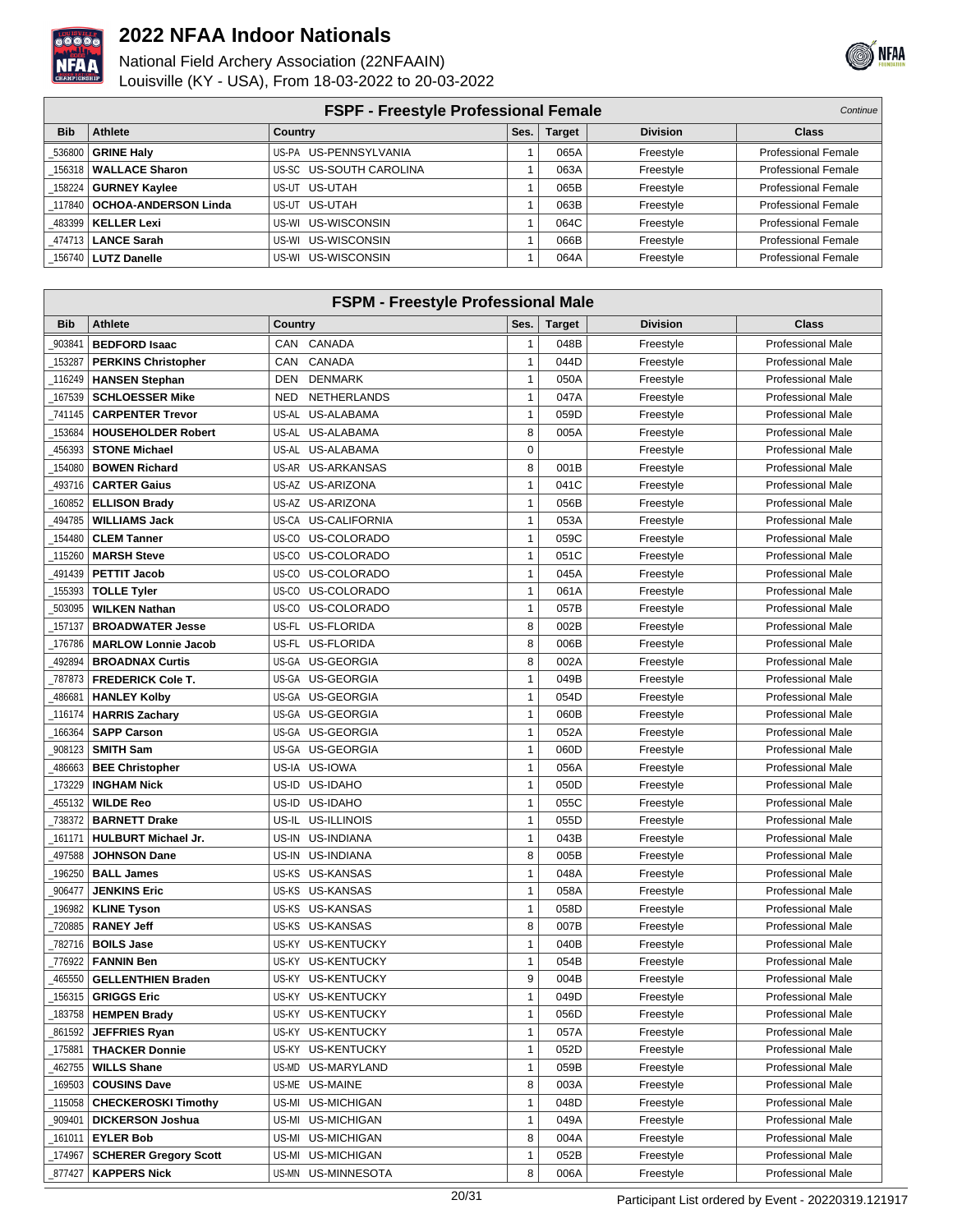# 2022 NFAA Indoor Nationals

National Field Archery Association (22NFAAIN)
Louisville (KY - USA), From 18-03-2022 to 20-03-2022

## FSPF - Freestyle Professional Female

*Continue*

| Bib | Athlete | Country | Ses. | Target | Division | Class |
|---|---|---|---|---|---|---|
| _536800 | **GRINE Haly** | US-PA US-PENNSYLVANIA | 1 | 065A | Freestyle | Professional Female |
| _156318 | **WALLACE Sharon** | US-SC US-SOUTH CAROLINA | 1 | 063A | Freestyle | Professional Female |
| _158224 | **GURNEY Kaylee** | US-UT US-UTAH | 1 | 065B | Freestyle | Professional Female |
| _117840 | **OCHOA-ANDERSON Linda** | US-UT US-UTAH | 1 | 063B | Freestyle | Professional Female |
| _483399 | **KELLER Lexi** | US-WI US-WISCONSIN | 1 | 064C | Freestyle | Professional Female |
| _474713 | **LANCE Sarah** | US-WI US-WISCONSIN | 1 | 066B | Freestyle | Professional Female |
| _156740 | **LUTZ Danelle** | US-WI US-WISCONSIN | 1 | 064A | Freestyle | Professional Female |

## FSPM - Freestyle Professional Male

| Bib | Athlete | Country | Ses. | Target | Division | Class |
|---|---|---|---|---|---|---|
| _903841 | **BEDFORD Isaac** | CAN CANADA | 1 | 048B | Freestyle | Professional Male |
| _153287 | **PERKINS Christopher** | CAN CANADA | 1 | 044D | Freestyle | Professional Male |
| _116249 | **HANSEN Stephan** | DEN DENMARK | 1 | 050A | Freestyle | Professional Male |
| _167539 | **SCHLOESSER Mike** | NED NETHERLANDS | 1 | 047A | Freestyle | Professional Male |
| _741145 | **CARPENTER Trevor** | US-AL US-ALABAMA | 1 | 059D | Freestyle | Professional Male |
| _153684 | **HOUSEHOLDER Robert** | US-AL US-ALABAMA | 8 | 005A | Freestyle | Professional Male |
| _456393 | **STONE Michael** | US-AL US-ALABAMA | 0 | | Freestyle | Professional Male |
| _154080 | **BOWEN Richard** | US-AR US-ARKANSAS | 8 | 001B | Freestyle | Professional Male |
| _493716 | **CARTER Gaius** | US-AZ US-ARIZONA | 1 | 041C | Freestyle | Professional Male |
| _160852 | **ELLISON Brady** | US-AZ US-ARIZONA | 1 | 056B | Freestyle | Professional Male |
| _494785 | **WILLIAMS Jack** | US-CA US-CALIFORNIA | 1 | 053A | Freestyle | Professional Male |
| _154480 | **CLEM Tanner** | US-CO US-COLORADO | 1 | 059C | Freestyle | Professional Male |
| _115260 | **MARSH Steve** | US-CO US-COLORADO | 1 | 051C | Freestyle | Professional Male |
| _491439 | **PETTIT Jacob** | US-CO US-COLORADO | 1 | 045A | Freestyle | Professional Male |
| _155393 | **TOLLE Tyler** | US-CO US-COLORADO | 1 | 061A | Freestyle | Professional Male |
| _503095 | **WILKEN Nathan** | US-CO US-COLORADO | 1 | 057B | Freestyle | Professional Male |
| _157137 | **BROADWATER Jesse** | US-FL US-FLORIDA | 8 | 002B | Freestyle | Professional Male |
| _176786 | **MARLOW Lonnie Jacob** | US-FL US-FLORIDA | 8 | 006B | Freestyle | Professional Male |
| _492894 | **BROADNAX Curtis** | US-GA US-GEORGIA | 8 | 002A | Freestyle | Professional Male |
| _787873 | **FREDERICK Cole T.** | US-GA US-GEORGIA | 1 | 049B | Freestyle | Professional Male |
| _486681 | **HANLEY Kolby** | US-GA US-GEORGIA | 1 | 054D | Freestyle | Professional Male |
| _116174 | **HARRIS Zachary** | US-GA US-GEORGIA | 1 | 060B | Freestyle | Professional Male |
| _166364 | **SAPP Carson** | US-GA US-GEORGIA | 1 | 052A | Freestyle | Professional Male |
| _908123 | **SMITH Sam** | US-GA US-GEORGIA | 1 | 060D | Freestyle | Professional Male |
| _486663 | **BEE Christopher** | US-IA US-IOWA | 1 | 056A | Freestyle | Professional Male |
| _173229 | **INGHAM Nick** | US-ID US-IDAHO | 1 | 050D | Freestyle | Professional Male |
| _455132 | **WILDE Reo** | US-ID US-IDAHO | 1 | 055C | Freestyle | Professional Male |
| _738372 | **BARNETT Drake** | US-IL US-ILLINOIS | 1 | 055D | Freestyle | Professional Male |
| _161171 | **HULBURT Michael Jr.** | US-IN US-INDIANA | 1 | 043B | Freestyle | Professional Male |
| _497588 | **JOHNSON Dane** | US-IN US-INDIANA | 8 | 005B | Freestyle | Professional Male |
| _196250 | **BALL James** | US-KS US-KANSAS | 1 | 048A | Freestyle | Professional Male |
| _906477 | **JENKINS Eric** | US-KS US-KANSAS | 1 | 058A | Freestyle | Professional Male |
| _196982 | **KLINE Tyson** | US-KS US-KANSAS | 1 | 058D | Freestyle | Professional Male |
| _720885 | **RANEY Jeff** | US-KS US-KANSAS | 8 | 007B | Freestyle | Professional Male |
| _782716 | **BOILS Jase** | US-KY US-KENTUCKY | 1 | 040B | Freestyle | Professional Male |
| _776922 | **FANNIN Ben** | US-KY US-KENTUCKY | 1 | 054B | Freestyle | Professional Male |
| _465550 | **GELLENTHIEN Braden** | US-KY US-KENTUCKY | 9 | 004B | Freestyle | Professional Male |
| _156315 | **GRIGGS Eric** | US-KY US-KENTUCKY | 1 | 049D | Freestyle | Professional Male |
| _183758 | **HEMPEN Brady** | US-KY US-KENTUCKY | 1 | 056D | Freestyle | Professional Male |
| _861592 | **JEFFRIES Ryan** | US-KY US-KENTUCKY | 1 | 057A | Freestyle | Professional Male |
| _175881 | **THACKER Donnie** | US-KY US-KENTUCKY | 1 | 052D | Freestyle | Professional Male |
| _462755 | **WILLS Shane** | US-MD US-MARYLAND | 1 | 059B | Freestyle | Professional Male |
| _169503 | **COUSINS Dave** | US-ME US-MAINE | 8 | 003A | Freestyle | Professional Male |
| _115058 | **CHECKEROSKI Timothy** | US-MI US-MICHIGAN | 1 | 048D | Freestyle | Professional Male |
| _909401 | **DICKERSON Joshua** | US-MI US-MICHIGAN | 1 | 049A | Freestyle | Professional Male |
| _161011 | **EYLER Bob** | US-MI US-MICHIGAN | 8 | 004A | Freestyle | Professional Male |
| _174967 | **SCHERER Gregory Scott** | US-MI US-MICHIGAN | 1 | 052B | Freestyle | Professional Male |
| _877427 | **KAPPERS Nick** | US-MN US-MINNESOTA | 8 | 006A | Freestyle | Professional Male |

Participant List ordered by Event - 20220319.121917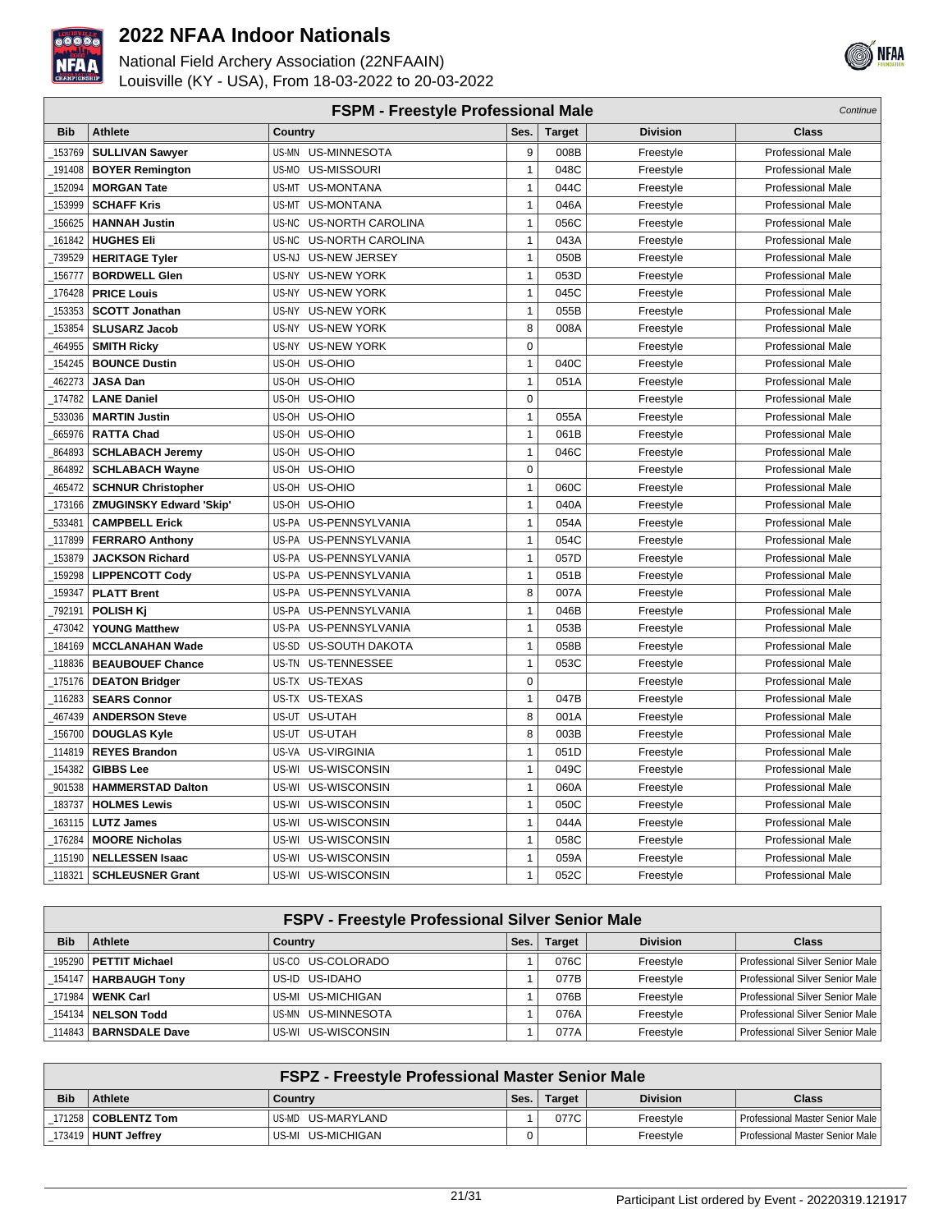## FSPM - Freestyle Professional Male

*Continue*

| Bib | Athlete | Country | Ses. | Target | Division | Class |
|---|---|---|---|---|---|---|
| _153769 | **SULLIVAN Sawyer** | US-MN US-MINNESOTA | 9 | 008B | Freestyle | Professional Male |
| _191408 | **BOYER Remington** | US-MO US-MISSOURI | 1 | 048C | Freestyle | Professional Male |
| _152094 | **MORGAN Tate** | US-MT US-MONTANA | 1 | 044C | Freestyle | Professional Male |
| _153999 | **SCHAFF Kris** | US-MT US-MONTANA | 1 | 046A | Freestyle | Professional Male |
| _156625 | **HANNAH Justin** | US-NC US-NORTH CAROLINA | 1 | 056C | Freestyle | Professional Male |
| _161842 | **HUGHES Eli** | US-NC US-NORTH CAROLINA | 1 | 043A | Freestyle | Professional Male |
| _739529 | **HERITAGE Tyler** | US-NJ US-NEW JERSEY | 1 | 050B | Freestyle | Professional Male |
| _156777 | **BORDWELL Glen** | US-NY US-NEW YORK | 1 | 053D | Freestyle | Professional Male |
| _176428 | **PRICE Louis** | US-NY US-NEW YORK | 1 | 045C | Freestyle | Professional Male |
| _153353 | **SCOTT Jonathan** | US-NY US-NEW YORK | 1 | 055B | Freestyle | Professional Male |
| _153854 | **SLUSARZ Jacob** | US-NY US-NEW YORK | 8 | 008A | Freestyle | Professional Male |
| _464955 | **SMITH Ricky** | US-NY US-NEW YORK | 0 | | Freestyle | Professional Male |
| _154245 | **BOUNCE Dustin** | US-OH US-OHIO | 1 | 040C | Freestyle | Professional Male |
| _462273 | **JASA Dan** | US-OH US-OHIO | 1 | 051A | Freestyle | Professional Male |
| _174782 | **LANE Daniel** | US-OH US-OHIO | 0 | | Freestyle | Professional Male |
| _533036 | **MARTIN Justin** | US-OH US-OHIO | 1 | 055A | Freestyle | Professional Male |
| _665976 | **RATTA Chad** | US-OH US-OHIO | 1 | 061B | Freestyle | Professional Male |
| _864893 | **SCHLABACH Jeremy** | US-OH US-OHIO | 1 | 046C | Freestyle | Professional Male |
| _864892 | **SCHLABACH Wayne** | US-OH US-OHIO | 0 | | Freestyle | Professional Male |
| _465472 | **SCHNUR Christopher** | US-OH US-OHIO | 1 | 060C | Freestyle | Professional Male |
| _173166 | **ZMUGINSKY Edward 'Skip'** | US-OH US-OHIO | 1 | 040A | Freestyle | Professional Male |
| _533481 | **CAMPBELL Erick** | US-PA US-PENNSYLVANIA | 1 | 054A | Freestyle | Professional Male |
| _117899 | **FERRARO Anthony** | US-PA US-PENNSYLVANIA | 1 | 054C | Freestyle | Professional Male |
| _153879 | **JACKSON Richard** | US-PA US-PENNSYLVANIA | 1 | 057D | Freestyle | Professional Male |
| _159298 | **LIPPENCOTT Cody** | US-PA US-PENNSYLVANIA | 1 | 051B | Freestyle | Professional Male |
| _159347 | **PLATT Brent** | US-PA US-PENNSYLVANIA | 8 | 007A | Freestyle | Professional Male |
| _792191 | **POLISH Kj** | US-PA US-PENNSYLVANIA | 1 | 046B | Freestyle | Professional Male |
| _473042 | **YOUNG Matthew** | US-PA US-PENNSYLVANIA | 1 | 053B | Freestyle | Professional Male |
| _184169 | **MCCLANAHAN Wade** | US-SD US-SOUTH DAKOTA | 1 | 058B | Freestyle | Professional Male |
| _118836 | **BEAUBOUEF Chance** | US-TN US-TENNESSEE | 1 | 053C | Freestyle | Professional Male |
| _175176 | **DEATON Bridger** | US-TX US-TEXAS | 0 | | Freestyle | Professional Male |
| _116283 | **SEARS Connor** | US-TX US-TEXAS | 1 | 047B | Freestyle | Professional Male |
| _467439 | **ANDERSON Steve** | US-UT US-UTAH | 8 | 001A | Freestyle | Professional Male |
| _156700 | **DOUGLAS Kyle** | US-UT US-UTAH | 8 | 003B | Freestyle | Professional Male |
| _114819 | **REYES Brandon** | US-VA US-VIRGINIA | 1 | 051D | Freestyle | Professional Male |
| _154382 | **GIBBS Lee** | US-WI US-WISCONSIN | 1 | 049C | Freestyle | Professional Male |
| _901538 | **HAMMERSTAD Dalton** | US-WI US-WISCONSIN | 1 | 060A | Freestyle | Professional Male |
| _183737 | **HOLMES Lewis** | US-WI US-WISCONSIN | 1 | 050C | Freestyle | Professional Male |
| _163115 | **LUTZ James** | US-WI US-WISCONSIN | 1 | 044A | Freestyle | Professional Male |
| _176284 | **MOORE Nicholas** | US-WI US-WISCONSIN | 1 | 058C | Freestyle | Professional Male |
| _115190 | **NELLESSEN Isaac** | US-WI US-WISCONSIN | 1 | 059A | Freestyle | Professional Male |
| _118321 | **SCHLEUSNER Grant** | US-WI US-WISCONSIN | 1 | 052C | Freestyle | Professional Male |

## FSPV - Freestyle Professional Silver Senior Male

| Bib | Athlete | Country | Ses. | Target | Division | Class |
|---|---|---|---|---|---|---|
| _195290 | **PETTIT Michael** | US-CO US-COLORADO | 1 | 076C | Freestyle | Professional Silver Senior Male |
| _154147 | **HARBAUGH Tony** | US-ID US-IDAHO | 1 | 077B | Freestyle | Professional Silver Senior Male |
| _171984 | **WENK Carl** | US-MI US-MICHIGAN | 1 | 076B | Freestyle | Professional Silver Senior Male |
| _154134 | **NELSON Todd** | US-MN US-MINNESOTA | 1 | 076A | Freestyle | Professional Silver Senior Male |
| _114843 | **BARNSDALE Dave** | US-WI US-WISCONSIN | 1 | 077A | Freestyle | Professional Silver Senior Male |

## FSPZ - Freestyle Professional Master Senior Male

| Bib | Athlete | Country | Ses. | Target | Division | Class |
|---|---|---|---|---|---|---|
| _171258 | **COBLENTZ Tom** | US-MD US-MARYLAND | 1 | 077C | Freestyle | Professional Master Senior Male |
| _173419 | **HUNT Jeffrey** | US-MI US-MICHIGAN | 0 | | Freestyle | Professional Master Senior Male |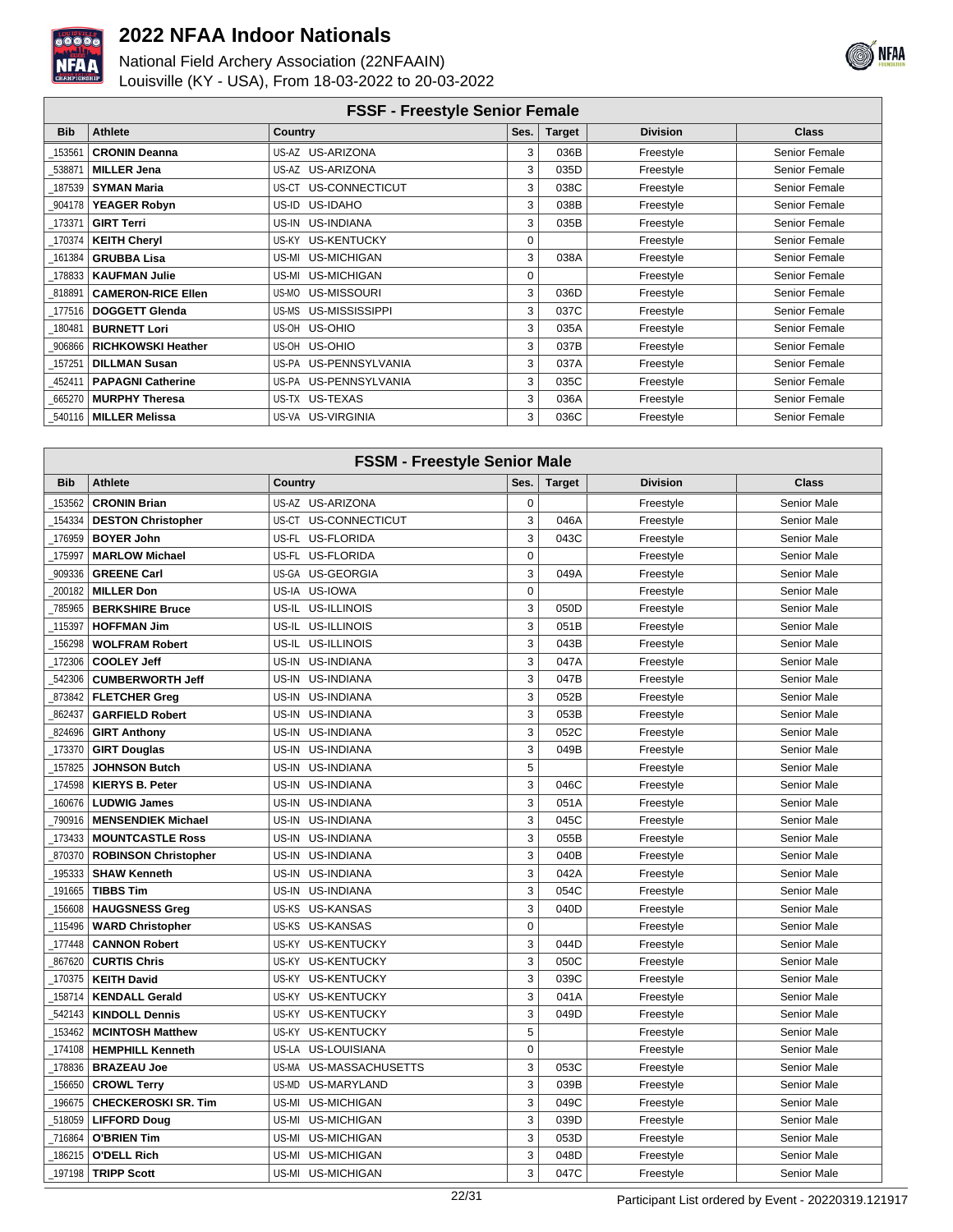# 2022 NFAA Indoor Nationals

National Field Archery Association (22NFAAIN)
Louisville (KY - USA), From 18-03-2022 to 20-03-2022

## FSSF - Freestyle Senior Female

| Bib | Athlete | Country | Ses. | Target | Division | Class |
|---|---|---|---|---|---|---|
| _153561 | **CRONIN Deanna** | US-AZ US-ARIZONA | 3 | 036B | Freestyle | Senior Female |
| _538871 | **MILLER Jena** | US-AZ US-ARIZONA | 3 | 035D | Freestyle | Senior Female |
| _187539 | **SYMAN Maria** | US-CT US-CONNECTICUT | 3 | 038C | Freestyle | Senior Female |
| _904178 | **YEAGER Robyn** | US-ID US-IDAHO | 3 | 038B | Freestyle | Senior Female |
| _173371 | **GIRT Terri** | US-IN US-INDIANA | 3 | 035B | Freestyle | Senior Female |
| _170374 | **KEITH Cheryl** | US-KY US-KENTUCKY | 0 | | Freestyle | Senior Female |
| _161384 | **GRUBBA Lisa** | US-MI US-MICHIGAN | 3 | 038A | Freestyle | Senior Female |
| _178833 | **KAUFMAN Julie** | US-MI US-MICHIGAN | 0 | | Freestyle | Senior Female |
| _818891 | **CAMERON-RICE Ellen** | US-MO US-MISSOURI | 3 | 036D | Freestyle | Senior Female |
| _177516 | **DOGGETT Glenda** | US-MS US-MISSISSIPPI | 3 | 037C | Freestyle | Senior Female |
| _180481 | **BURNETT Lori** | US-OH US-OHIO | 3 | 035A | Freestyle | Senior Female |
| _906866 | **RICHKOWSKI Heather** | US-OH US-OHIO | 3 | 037B | Freestyle | Senior Female |
| _157251 | **DILLMAN Susan** | US-PA US-PENNSYLVANIA | 3 | 037A | Freestyle | Senior Female |
| _452411 | **PAPAGNI Catherine** | US-PA US-PENNSYLVANIA | 3 | 035C | Freestyle | Senior Female |
| _665270 | **MURPHY Theresa** | US-TX US-TEXAS | 3 | 036A | Freestyle | Senior Female |
| _540116 | **MILLER Melissa** | US-VA US-VIRGINIA | 3 | 036C | Freestyle | Senior Female |

## FSSM - Freestyle Senior Male

| Bib | Athlete | Country | Ses. | Target | Division | Class |
|---|---|---|---|---|---|---|
| _153562 | **CRONIN Brian** | US-AZ US-ARIZONA | 0 | | Freestyle | Senior Male |
| _154334 | **DESTON Christopher** | US-CT US-CONNECTICUT | 3 | 046A | Freestyle | Senior Male |
| _176959 | **BOYER John** | US-FL US-FLORIDA | 3 | 043C | Freestyle | Senior Male |
| _175997 | **MARLOW Michael** | US-FL US-FLORIDA | 0 | | Freestyle | Senior Male |
| _909336 | **GREENE Carl** | US-GA US-GEORGIA | 3 | 049A | Freestyle | Senior Male |
| _200182 | **MILLER Don** | US-IA US-IOWA | 0 | | Freestyle | Senior Male |
| _785965 | **BERKSHIRE Bruce** | US-IL US-ILLINOIS | 3 | 050D | Freestyle | Senior Male |
| _115397 | **HOFFMAN Jim** | US-IL US-ILLINOIS | 3 | 051B | Freestyle | Senior Male |
| _156298 | **WOLFRAM Robert** | US-IL US-ILLINOIS | 3 | 043B | Freestyle | Senior Male |
| _172306 | **COOLEY Jeff** | US-IN US-INDIANA | 3 | 047A | Freestyle | Senior Male |
| _542306 | **CUMBERWORTH Jeff** | US-IN US-INDIANA | 3 | 047B | Freestyle | Senior Male |
| _873842 | **FLETCHER Greg** | US-IN US-INDIANA | 3 | 052B | Freestyle | Senior Male |
| _862437 | **GARFIELD Robert** | US-IN US-INDIANA | 3 | 053B | Freestyle | Senior Male |
| _824696 | **GIRT Anthony** | US-IN US-INDIANA | 3 | 052C | Freestyle | Senior Male |
| _173370 | **GIRT Douglas** | US-IN US-INDIANA | 3 | 049B | Freestyle | Senior Male |
| _157825 | **JOHNSON Butch** | US-IN US-INDIANA | 5 | | Freestyle | Senior Male |
| _174598 | **KIERYS B. Peter** | US-IN US-INDIANA | 3 | 046C | Freestyle | Senior Male |
| _160676 | **LUDWIG James** | US-IN US-INDIANA | 3 | 051A | Freestyle | Senior Male |
| _790916 | **MENSENDIEK Michael** | US-IN US-INDIANA | 3 | 045C | Freestyle | Senior Male |
| _173433 | **MOUNTCASTLE Ross** | US-IN US-INDIANA | 3 | 055B | Freestyle | Senior Male |
| _870370 | **ROBINSON Christopher** | US-IN US-INDIANA | 3 | 040B | Freestyle | Senior Male |
| _195333 | **SHAW Kenneth** | US-IN US-INDIANA | 3 | 042A | Freestyle | Senior Male |
| _191665 | **TIBBS Tim** | US-IN US-INDIANA | 3 | 054C | Freestyle | Senior Male |
| _156608 | **HAUGSNESS Greg** | US-KS US-KANSAS | 3 | 040D | Freestyle | Senior Male |
| _115496 | **WARD Christopher** | US-KS US-KANSAS | 0 | | Freestyle | Senior Male |
| _177448 | **CANNON Robert** | US-KY US-KENTUCKY | 3 | 044D | Freestyle | Senior Male |
| _867620 | **CURTIS Chris** | US-KY US-KENTUCKY | 3 | 050C | Freestyle | Senior Male |
| _170375 | **KEITH David** | US-KY US-KENTUCKY | 3 | 039C | Freestyle | Senior Male |
| _158714 | **KENDALL Gerald** | US-KY US-KENTUCKY | 3 | 041A | Freestyle | Senior Male |
| _542143 | **KINDOLL Dennis** | US-KY US-KENTUCKY | 3 | 049D | Freestyle | Senior Male |
| _153462 | **MCINTOSH Matthew** | US-KY US-KENTUCKY | 5 | | Freestyle | Senior Male |
| _174108 | **HEMPHILL Kenneth** | US-LA US-LOUISIANA | 0 | | Freestyle | Senior Male |
| _178836 | **BRAZEAU Joe** | US-MA US-MASSACHUSETTS | 3 | 053C | Freestyle | Senior Male |
| _156650 | **CROWL Terry** | US-MD US-MARYLAND | 3 | 039B | Freestyle | Senior Male |
| _196675 | **CHECKEROSKI SR. Tim** | US-MI US-MICHIGAN | 3 | 049C | Freestyle | Senior Male |
| _518059 | **LIFFORD Doug** | US-MI US-MICHIGAN | 3 | 039D | Freestyle | Senior Male |
| _716864 | **O'BRIEN Tim** | US-MI US-MICHIGAN | 3 | 053D | Freestyle | Senior Male |
| _186215 | **O'DELL Rich** | US-MI US-MICHIGAN | 3 | 048D | Freestyle | Senior Male |
| _197198 | **TRIPP Scott** | US-MI US-MICHIGAN | 3 | 047C | Freestyle | Senior Male |

Participant List ordered by Event - 20220319.121917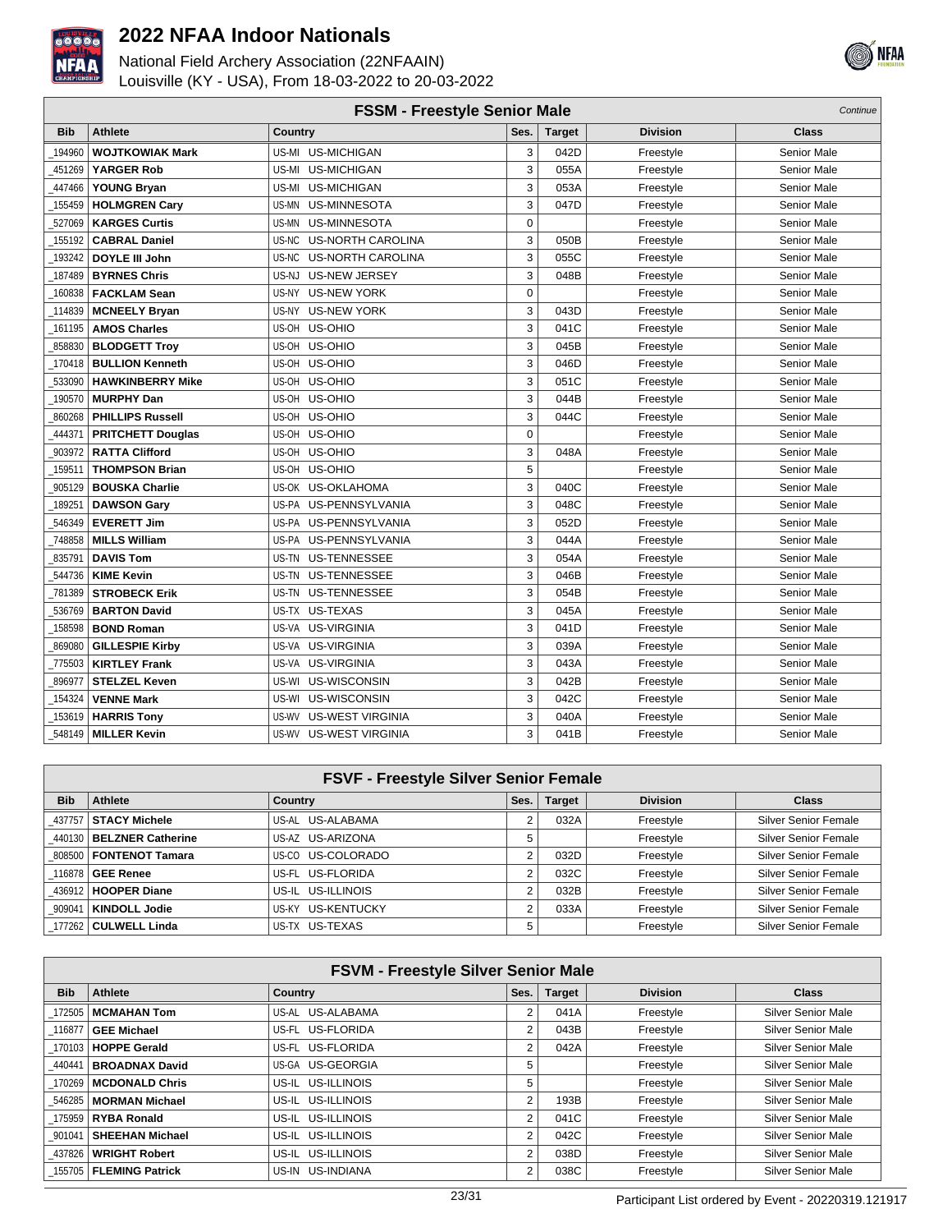# 2022 NFAA Indoor Nationals

National Field Archery Association (22NFAAIN)
Louisville (KY - USA), From 18-03-2022 to 20-03-2022

## FSSM - Freestyle Senior Male

*Continue*

| Bib | Athlete | Country | Ses. | Target | Division | Class |
|---|---|---|---|---|---|---|
| _194960 | **WOJTKOWIAK Mark** | US-MI US-MICHIGAN | 3 | 042D | Freestyle | Senior Male |
| _451269 | **YARGER Rob** | US-MI US-MICHIGAN | 3 | 055A | Freestyle | Senior Male |
| _447466 | **YOUNG Bryan** | US-MI US-MICHIGAN | 3 | 053A | Freestyle | Senior Male |
| _155459 | **HOLMGREN Cary** | US-MN US-MINNESOTA | 3 | 047D | Freestyle | Senior Male |
| _527069 | **KARGES Curtis** | US-MN US-MINNESOTA | 0 | | Freestyle | Senior Male |
| _155192 | **CABRAL Daniel** | US-NC US-NORTH CAROLINA | 3 | 050B | Freestyle | Senior Male |
| _193242 | **DOYLE III John** | US-NC US-NORTH CAROLINA | 3 | 055C | Freestyle | Senior Male |
| _187489 | **BYRNES Chris** | US-NJ US-NEW JERSEY | 3 | 048B | Freestyle | Senior Male |
| _160838 | **FACKLAM Sean** | US-NY US-NEW YORK | 0 | | Freestyle | Senior Male |
| _114839 | **MCNEELY Bryan** | US-NY US-NEW YORK | 3 | 043D | Freestyle | Senior Male |
| _161195 | **AMOS Charles** | US-OH US-OHIO | 3 | 041C | Freestyle | Senior Male |
| _858830 | **BLODGETT Troy** | US-OH US-OHIO | 3 | 045B | Freestyle | Senior Male |
| _170418 | **BULLION Kenneth** | US-OH US-OHIO | 3 | 046D | Freestyle | Senior Male |
| _533090 | **HAWKINBERRY Mike** | US-OH US-OHIO | 3 | 051C | Freestyle | Senior Male |
| _190570 | **MURPHY Dan** | US-OH US-OHIO | 3 | 044B | Freestyle | Senior Male |
| _860268 | **PHILLIPS Russell** | US-OH US-OHIO | 3 | 044C | Freestyle | Senior Male |
| _444371 | **PRITCHETT Douglas** | US-OH US-OHIO | 0 | | Freestyle | Senior Male |
| _903972 | **RATTA Clifford** | US-OH US-OHIO | 3 | 048A | Freestyle | Senior Male |
| _159511 | **THOMPSON Brian** | US-OH US-OHIO | 5 | | Freestyle | Senior Male |
| _905129 | **BOUSKA Charlie** | US-OK US-OKLAHOMA | 3 | 040C | Freestyle | Senior Male |
| _189251 | **DAWSON Gary** | US-PA US-PENNSYLVANIA | 3 | 048C | Freestyle | Senior Male |
| _546349 | **EVERETT Jim** | US-PA US-PENNSYLVANIA | 3 | 052D | Freestyle | Senior Male |
| _748858 | **MILLS William** | US-PA US-PENNSYLVANIA | 3 | 044A | Freestyle | Senior Male |
| _835791 | **DAVIS Tom** | US-TN US-TENNESSEE | 3 | 054A | Freestyle | Senior Male |
| _544736 | **KIME Kevin** | US-TN US-TENNESSEE | 3 | 046B | Freestyle | Senior Male |
| _781389 | **STROBECK Erik** | US-TN US-TENNESSEE | 3 | 054B | Freestyle | Senior Male |
| _536769 | **BARTON David** | US-TX US-TEXAS | 3 | 045A | Freestyle | Senior Male |
| _158598 | **BOND Roman** | US-VA US-VIRGINIA | 3 | 041D | Freestyle | Senior Male |
| _869080 | **GILLESPIE Kirby** | US-VA US-VIRGINIA | 3 | 039A | Freestyle | Senior Male |
| _775503 | **KIRTLEY Frank** | US-VA US-VIRGINIA | 3 | 043A | Freestyle | Senior Male |
| _896977 | **STELZEL Keven** | US-WI US-WISCONSIN | 3 | 042B | Freestyle | Senior Male |
| _154324 | **VENNE Mark** | US-WI US-WISCONSIN | 3 | 042C | Freestyle | Senior Male |
| _153619 | **HARRIS Tony** | US-WV US-WEST VIRGINIA | 3 | 040A | Freestyle | Senior Male |
| _548149 | **MILLER Kevin** | US-WV US-WEST VIRGINIA | 3 | 041B | Freestyle | Senior Male |

## FSVF - Freestyle Silver Senior Female

| Bib | Athlete | Country | Ses. | Target | Division | Class |
|---|---|---|---|---|---|---|
| _437757 | **STACY Michele** | US-AL US-ALABAMA | 2 | 032A | Freestyle | Silver Senior Female |
| _440130 | **BELZNER Catherine** | US-AZ US-ARIZONA | 5 | | Freestyle | Silver Senior Female |
| _808500 | **FONTENOT Tamara** | US-CO US-COLORADO | 2 | 032D | Freestyle | Silver Senior Female |
| _116878 | **GEE Renee** | US-FL US-FLORIDA | 2 | 032C | Freestyle | Silver Senior Female |
| _436912 | **HOOPER Diane** | US-IL US-ILLINOIS | 2 | 032B | Freestyle | Silver Senior Female |
| _909041 | **KINDOLL Jodie** | US-KY US-KENTUCKY | 2 | 033A | Freestyle | Silver Senior Female |
| _177262 | **CULWELL Linda** | US-TX US-TEXAS | 5 | | Freestyle | Silver Senior Female |

## FSVM - Freestyle Silver Senior Male

| Bib | Athlete | Country | Ses. | Target | Division | Class |
|---|---|---|---|---|---|---|
| _172505 | **MCMAHAN Tom** | US-AL US-ALABAMA | 2 | 041A | Freestyle | Silver Senior Male |
| _116877 | **GEE Michael** | US-FL US-FLORIDA | 2 | 043B | Freestyle | Silver Senior Male |
| _170103 | **HOPPE Gerald** | US-FL US-FLORIDA | 2 | 042A | Freestyle | Silver Senior Male |
| _440441 | **BROADNAX David** | US-GA US-GEORGIA | 5 | | Freestyle | Silver Senior Male |
| _170269 | **MCDONALD Chris** | US-IL US-ILLINOIS | 5 | | Freestyle | Silver Senior Male |
| _546285 | **MORMAN Michael** | US-IL US-ILLINOIS | 2 | 193B | Freestyle | Silver Senior Male |
| _175959 | **RYBA Ronald** | US-IL US-ILLINOIS | 2 | 041C | Freestyle | Silver Senior Male |
| _901041 | **SHEEHAN Michael** | US-IL US-ILLINOIS | 2 | 042C | Freestyle | Silver Senior Male |
| _437826 | **WRIGHT Robert** | US-IL US-ILLINOIS | 2 | 038D | Freestyle | Silver Senior Male |
| _155705 | **FLEMING Patrick** | US-IN US-INDIANA | 2 | 038C | Freestyle | Silver Senior Male |

Participant List ordered by Event - 20220319.121917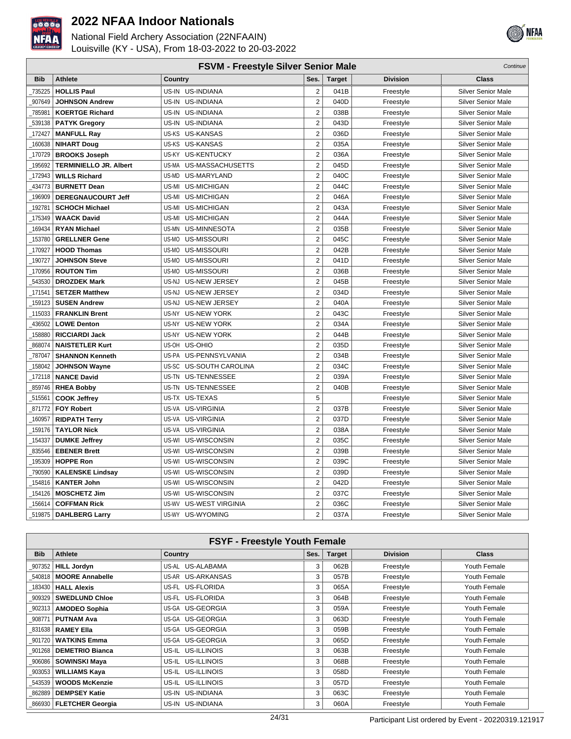# 2022 NFAA Indoor Nationals

National Field Archery Association (22NFAAIN)
Louisville (KY - USA), From 18-03-2022 to 20-03-2022

## FSVM - Freestyle Silver Senior Male

*Continue*

| Bib | Athlete | Country | Ses. | Target | Division | Class |
|---|---|---|---|---|---|---|
| _735225 | **HOLLIS Paul** | US-IN US-INDIANA | 2 | 041B | Freestyle | Silver Senior Male |
| _907649 | **JOHNSON Andrew** | US-IN US-INDIANA | 2 | 040D | Freestyle | Silver Senior Male |
| _785981 | **KOERTGE Richard** | US-IN US-INDIANA | 2 | 038B | Freestyle | Silver Senior Male |
| _539138 | **PATYK Gregory** | US-IN US-INDIANA | 2 | 043D | Freestyle | Silver Senior Male |
| _172427 | **MANFULL Ray** | US-KS US-KANSAS | 2 | 036D | Freestyle | Silver Senior Male |
| _160638 | **NIHART Doug** | US-KS US-KANSAS | 2 | 035A | Freestyle | Silver Senior Male |
| _170729 | **BROOKS Joseph** | US-KY US-KENTUCKY | 2 | 036A | Freestyle | Silver Senior Male |
| _195692 | **TERMINIELLO JR. Albert** | US-MA US-MASSACHUSETTS | 2 | 045D | Freestyle | Silver Senior Male |
| _172943 | **WILLS Richard** | US-MD US-MARYLAND | 2 | 040C | Freestyle | Silver Senior Male |
| _434773 | **BURNETT Dean** | US-MI US-MICHIGAN | 2 | 044C | Freestyle | Silver Senior Male |
| _196909 | **DEREGNAUCOURT Jeff** | US-MI US-MICHIGAN | 2 | 046A | Freestyle | Silver Senior Male |
| _192781 | **SCHOCH Michael** | US-MI US-MICHIGAN | 2 | 043A | Freestyle | Silver Senior Male |
| _175349 | **WAACK David** | US-MI US-MICHIGAN | 2 | 044A | Freestyle | Silver Senior Male |
| _169434 | **RYAN Michael** | US-MN US-MINNESOTA | 2 | 035B | Freestyle | Silver Senior Male |
| _153780 | **GRELLNER Gene** | US-MO US-MISSOURI | 2 | 045C | Freestyle | Silver Senior Male |
| _170927 | **HOOD Thomas** | US-MO US-MISSOURI | 2 | 042B | Freestyle | Silver Senior Male |
| _190727 | **JOHNSON Steve** | US-MO US-MISSOURI | 2 | 041D | Freestyle | Silver Senior Male |
| _170956 | **ROUTON Tim** | US-MO US-MISSOURI | 2 | 036B | Freestyle | Silver Senior Male |
| _543530 | **DROZDEK Mark** | US-NJ US-NEW JERSEY | 2 | 045B | Freestyle | Silver Senior Male |
| _171541 | **SETZER Matthew** | US-NJ US-NEW JERSEY | 2 | 034D | Freestyle | Silver Senior Male |
| _159123 | **SUSEN Andrew** | US-NJ US-NEW JERSEY | 2 | 040A | Freestyle | Silver Senior Male |
| _115033 | **FRANKLIN Brent** | US-NY US-NEW YORK | 2 | 043C | Freestyle | Silver Senior Male |
| _436502 | **LOWE Denton** | US-NY US-NEW YORK | 2 | 034A | Freestyle | Silver Senior Male |
| _158880 | **RICCIARDI Jack** | US-NY US-NEW YORK | 2 | 044B | Freestyle | Silver Senior Male |
| _868074 | **NAISTETLER Kurt** | US-OH US-OHIO | 2 | 035D | Freestyle | Silver Senior Male |
| _787047 | **SHANNON Kenneth** | US-PA US-PENNSYLVANIA | 2 | 034B | Freestyle | Silver Senior Male |
| _158042 | **JOHNSON Wayne** | US-SC US-SOUTH CAROLINA | 2 | 034C | Freestyle | Silver Senior Male |
| _172118 | **NANCE David** | US-TN US-TENNESSEE | 2 | 039A | Freestyle | Silver Senior Male |
| _859746 | **RHEA Bobby** | US-TN US-TENNESSEE | 2 | 040B | Freestyle | Silver Senior Male |
| _515561 | **COOK Jeffrey** | US-TX US-TEXAS | 5 | | Freestyle | Silver Senior Male |
| _871772 | **FOY Robert** | US-VA US-VIRGINIA | 2 | 037B | Freestyle | Silver Senior Male |
| _160957 | **RIDPATH Terry** | US-VA US-VIRGINIA | 2 | 037D | Freestyle | Silver Senior Male |
| _159176 | **TAYLOR Nick** | US-VA US-VIRGINIA | 2 | 038A | Freestyle | Silver Senior Male |
| _154337 | **DUMKE Jeffrey** | US-WI US-WISCONSIN | 2 | 035C | Freestyle | Silver Senior Male |
| _835546 | **EBENER Brett** | US-WI US-WISCONSIN | 2 | 039B | Freestyle | Silver Senior Male |
| _195309 | **HOPPE Ron** | US-WI US-WISCONSIN | 2 | 039C | Freestyle | Silver Senior Male |
| _790590 | **KALENSKE Lindsay** | US-WI US-WISCONSIN | 2 | 039D | Freestyle | Silver Senior Male |
| _154816 | **KANTER John** | US-WI US-WISCONSIN | 2 | 042D | Freestyle | Silver Senior Male |
| _154126 | **MOSCHETZ Jim** | US-WI US-WISCONSIN | 2 | 037C | Freestyle | Silver Senior Male |
| _156614 | **COFFMAN Rick** | US-WV US-WEST VIRGINIA | 2 | 036C | Freestyle | Silver Senior Male |
| _519875 | **DAHLBERG Larry** | US-WY US-WYOMING | 2 | 037A | Freestyle | Silver Senior Male |

## FSYF - Freestyle Youth Female

| Bib | Athlete | Country | Ses. | Target | Division | Class |
|---|---|---|---|---|---|---|
| _907352 | **HILL Jordyn** | US-AL US-ALABAMA | 3 | 062B | Freestyle | Youth Female |
| _540818 | **MOORE Annabelle** | US-AR US-ARKANSAS | 3 | 057B | Freestyle | Youth Female |
| _183430 | **HALL Alexis** | US-FL US-FLORIDA | 3 | 065A | Freestyle | Youth Female |
| _909329 | **SWEDLUND Chloe** | US-FL US-FLORIDA | 3 | 064B | Freestyle | Youth Female |
| _902313 | **AMODEO Sophia** | US-GA US-GEORGIA | 3 | 059A | Freestyle | Youth Female |
| _908771 | **PUTNAM Ava** | US-GA US-GEORGIA | 3 | 063D | Freestyle | Youth Female |
| _831638 | **RAMEY Ella** | US-GA US-GEORGIA | 3 | 059B | Freestyle | Youth Female |
| _901720 | **WATKINS Emma** | US-GA US-GEORGIA | 3 | 065D | Freestyle | Youth Female |
| _901268 | **DEMETRIO Bianca** | US-IL US-ILLINOIS | 3 | 063B | Freestyle | Youth Female |
| _906086 | **SOWINSKI Maya** | US-IL US-ILLINOIS | 3 | 068B | Freestyle | Youth Female |
| _903053 | **WILLIAMS Kaya** | US-IL US-ILLINOIS | 3 | 058D | Freestyle | Youth Female |
| _543539 | **WOODS McKenzie** | US-IL US-ILLINOIS | 3 | 057D | Freestyle | Youth Female |
| _862889 | **DEMPSEY Katie** | US-IN US-INDIANA | 3 | 063C | Freestyle | Youth Female |
| _866930 | **FLETCHER Georgia** | US-IN US-INDIANA | 3 | 060A | Freestyle | Youth Female |

Participant List ordered by Event - 20220319.121917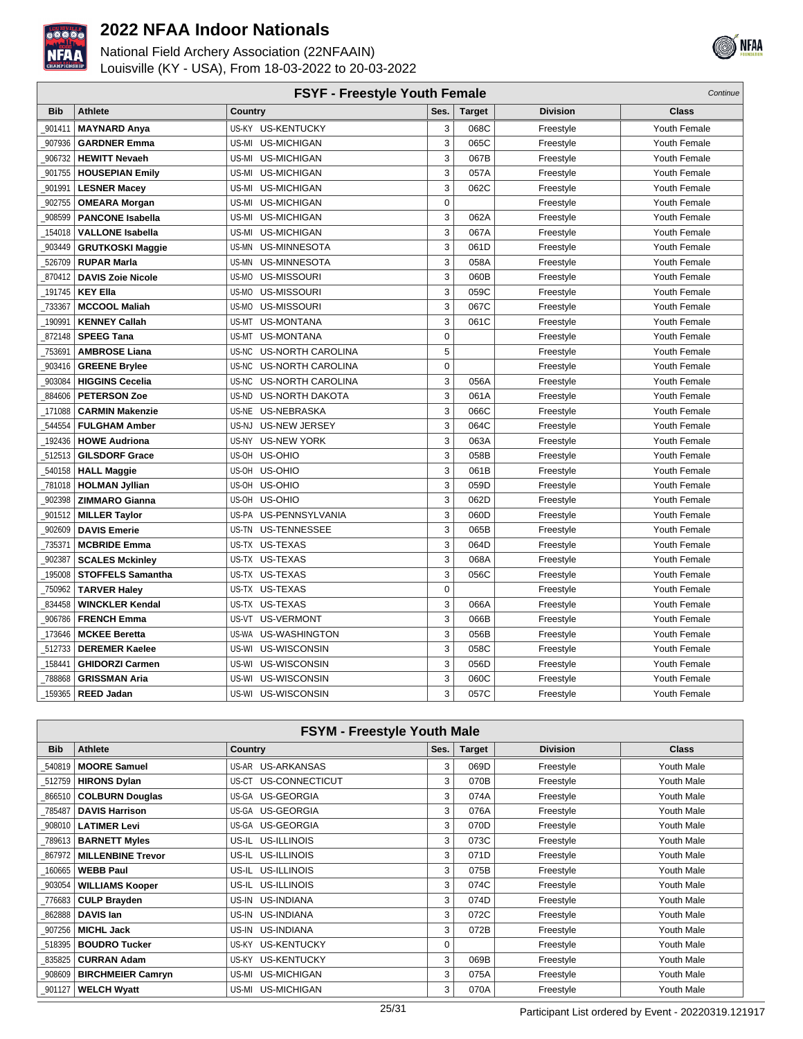# 2022 NFAA Indoor Nationals

National Field Archery Association (22NFAAIN)
Louisville (KY - USA), From 18-03-2022 to 20-03-2022

## FSYF - Freestyle Youth Female

*Continue*

| Bib | Athlete | Country | Ses. | Target | Division | Class |
|---|---|---|---|---|---|---|
| _901411 | **MAYNARD Anya** | US-KY US-KENTUCKY | 3 | 068C | Freestyle | Youth Female |
| _907936 | **GARDNER Emma** | US-MI US-MICHIGAN | 3 | 065C | Freestyle | Youth Female |
| _906732 | **HEWITT Nevaeh** | US-MI US-MICHIGAN | 3 | 067B | Freestyle | Youth Female |
| _901755 | **HOUSEPIAN Emily** | US-MI US-MICHIGAN | 3 | 057A | Freestyle | Youth Female |
| _901991 | **LESNER Macey** | US-MI US-MICHIGAN | 3 | 062C | Freestyle | Youth Female |
| _902755 | **OMEARA Morgan** | US-MI US-MICHIGAN | 0 | | Freestyle | Youth Female |
| _908599 | **PANCONE Isabella** | US-MI US-MICHIGAN | 3 | 062A | Freestyle | Youth Female |
| _154018 | **VALLONE Isabella** | US-MI US-MICHIGAN | 3 | 067A | Freestyle | Youth Female |
| _903449 | **GRUTKOSKI Maggie** | US-MN US-MINNESOTA | 3 | 061D | Freestyle | Youth Female |
| _526709 | **RUPAR Marla** | US-MN US-MINNESOTA | 3 | 058A | Freestyle | Youth Female |
| _870412 | **DAVIS Zoie Nicole** | US-MO US-MISSOURI | 3 | 060B | Freestyle | Youth Female |
| _191745 | **KEY Ella** | US-MO US-MISSOURI | 3 | 059C | Freestyle | Youth Female |
| _733367 | **MCCOOL Maliah** | US-MO US-MISSOURI | 3 | 067C | Freestyle | Youth Female |
| _190991 | **KENNEY Callah** | US-MT US-MONTANA | 3 | 061C | Freestyle | Youth Female |
| _872148 | **SPEEG Tana** | US-MT US-MONTANA | 0 | | Freestyle | Youth Female |
| _753691 | **AMBROSE Liana** | US-NC US-NORTH CAROLINA | 5 | | Freestyle | Youth Female |
| _903416 | **GREENE Brylee** | US-NC US-NORTH CAROLINA | 0 | | Freestyle | Youth Female |
| _903084 | **HIGGINS Cecelia** | US-NC US-NORTH CAROLINA | 3 | 056A | Freestyle | Youth Female |
| _884606 | **PETERSON Zoe** | US-ND US-NORTH DAKOTA | 3 | 061A | Freestyle | Youth Female |
| _171088 | **CARMIN Makenzie** | US-NE US-NEBRASKA | 3 | 066C | Freestyle | Youth Female |
| _544554 | **FULGHAM Amber** | US-NJ US-NEW JERSEY | 3 | 064C | Freestyle | Youth Female |
| _192436 | **HOWE Audriona** | US-NY US-NEW YORK | 3 | 063A | Freestyle | Youth Female |
| _512513 | **GILSDORF Grace** | US-OH US-OHIO | 3 | 058B | Freestyle | Youth Female |
| _540158 | **HALL Maggie** | US-OH US-OHIO | 3 | 061B | Freestyle | Youth Female |
| _781018 | **HOLMAN Jyllian** | US-OH US-OHIO | 3 | 059D | Freestyle | Youth Female |
| _902398 | **ZIMMARO Gianna** | US-OH US-OHIO | 3 | 062D | Freestyle | Youth Female |
| _901512 | **MILLER Taylor** | US-PA US-PENNSYLVANIA | 3 | 060D | Freestyle | Youth Female |
| _902609 | **DAVIS Emerie** | US-TN US-TENNESSEE | 3 | 065B | Freestyle | Youth Female |
| _735371 | **MCBRIDE Emma** | US-TX US-TEXAS | 3 | 064D | Freestyle | Youth Female |
| _902387 | **SCALES Mckinley** | US-TX US-TEXAS | 3 | 068A | Freestyle | Youth Female |
| _195008 | **STOFFELS Samantha** | US-TX US-TEXAS | 3 | 056C | Freestyle | Youth Female |
| _750962 | **TARVER Haley** | US-TX US-TEXAS | 0 | | Freestyle | Youth Female |
| _834458 | **WINCKLER Kendal** | US-TX US-TEXAS | 3 | 066A | Freestyle | Youth Female |
| _906786 | **FRENCH Emma** | US-VT US-VERMONT | 3 | 066B | Freestyle | Youth Female |
| _173646 | **MCKEE Beretta** | US-WA US-WASHINGTON | 3 | 056B | Freestyle | Youth Female |
| _512733 | **DEREMER Kaelee** | US-WI US-WISCONSIN | 3 | 058C | Freestyle | Youth Female |
| _158441 | **GHIDORZI Carmen** | US-WI US-WISCONSIN | 3 | 056D | Freestyle | Youth Female |
| _788868 | **GRISSMAN Aria** | US-WI US-WISCONSIN | 3 | 060C | Freestyle | Youth Female |
| _159365 | **REED Jadan** | US-WI US-WISCONSIN | 3 | 057C | Freestyle | Youth Female |

## FSYM - Freestyle Youth Male

| Bib | Athlete | Country | Ses. | Target | Division | Class |
|---|---|---|---|---|---|---|
| _540819 | **MOORE Samuel** | US-AR US-ARKANSAS | 3 | 069D | Freestyle | Youth Male |
| _512759 | **HIRONS Dylan** | US-CT US-CONNECTICUT | 3 | 070B | Freestyle | Youth Male |
| _866510 | **COLBURN Douglas** | US-GA US-GEORGIA | 3 | 074A | Freestyle | Youth Male |
| _785487 | **DAVIS Harrison** | US-GA US-GEORGIA | 3 | 076A | Freestyle | Youth Male |
| _908010 | **LATIMER Levi** | US-GA US-GEORGIA | 3 | 070D | Freestyle | Youth Male |
| _789613 | **BARNETT Myles** | US-IL US-ILLINOIS | 3 | 073C | Freestyle | Youth Male |
| _867972 | **MILLENBINE Trevor** | US-IL US-ILLINOIS | 3 | 071D | Freestyle | Youth Male |
| _160665 | **WEBB Paul** | US-IL US-ILLINOIS | 3 | 075B | Freestyle | Youth Male |
| _903054 | **WILLIAMS Kooper** | US-IL US-ILLINOIS | 3 | 074C | Freestyle | Youth Male |
| _776683 | **CULP Brayden** | US-IN US-INDIANA | 3 | 074D | Freestyle | Youth Male |
| _862888 | **DAVIS Ian** | US-IN US-INDIANA | 3 | 072C | Freestyle | Youth Male |
| _907256 | **MICHL Jack** | US-IN US-INDIANA | 3 | 072B | Freestyle | Youth Male |
| _518395 | **BOUDRO Tucker** | US-KY US-KENTUCKY | 0 | | Freestyle | Youth Male |
| _835825 | **CURRAN Adam** | US-KY US-KENTUCKY | 3 | 069B | Freestyle | Youth Male |
| _908609 | **BIRCHMEIER Camryn** | US-MI US-MICHIGAN | 3 | 075A | Freestyle | Youth Male |
| _901127 | **WELCH Wyatt** | US-MI US-MICHIGAN | 3 | 070A | Freestyle | Youth Male |

Participant List ordered by Event - 20220319.121917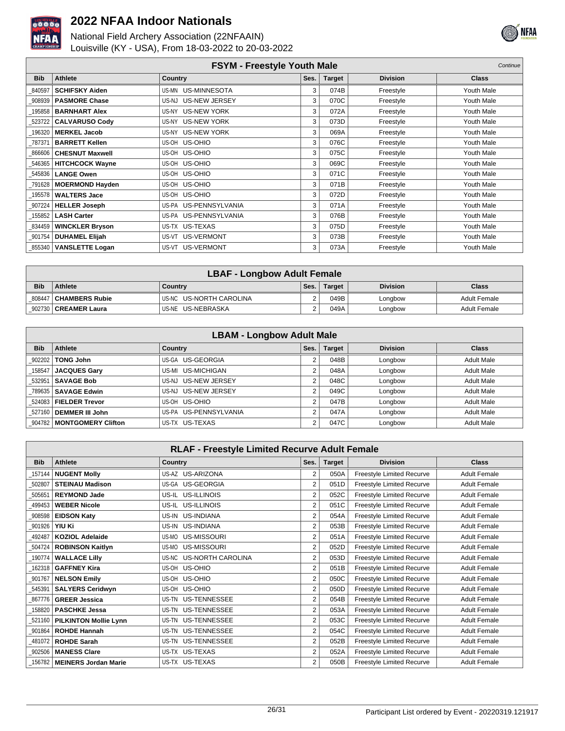# 2022 NFAA Indoor Nationals

National Field Archery Association (22NFAAIN)
Louisville (KY - USA), From 18-03-2022 to 20-03-2022

## FSYM - Freestyle Youth Male

*Continue*

| Bib | Athlete | Country | Ses. | Target | Division | Class |
|---|---|---|---|---|---|---|
| _840597 | **SCHIFSKY Aiden** | US-MN US-MINNESOTA | 3 | 074B | Freestyle | Youth Male |
| _908939 | **PASMORE Chase** | US-NJ US-NEW JERSEY | 3 | 070C | Freestyle | Youth Male |
| _195858 | **BARNHART Alex** | US-NY US-NEW YORK | 3 | 072A | Freestyle | Youth Male |
| _523722 | **CALVARUSO Cody** | US-NY US-NEW YORK | 3 | 073D | Freestyle | Youth Male |
| _196320 | **MERKEL Jacob** | US-NY US-NEW YORK | 3 | 069A | Freestyle | Youth Male |
| _787371 | **BARRETT Kellen** | US-OH US-OHIO | 3 | 076C | Freestyle | Youth Male |
| _866606 | **CHESNUT Maxwell** | US-OH US-OHIO | 3 | 075C | Freestyle | Youth Male |
| _546365 | **HITCHCOCK Wayne** | US-OH US-OHIO | 3 | 069C | Freestyle | Youth Male |
| _545836 | **LANGE Owen** | US-OH US-OHIO | 3 | 071C | Freestyle | Youth Male |
| _791628 | **MOERMOND Hayden** | US-OH US-OHIO | 3 | 071B | Freestyle | Youth Male |
| _195578 | **WALTERS Jace** | US-OH US-OHIO | 3 | 072D | Freestyle | Youth Male |
| _907224 | **HELLER Joseph** | US-PA US-PENNSYLVANIA | 3 | 071A | Freestyle | Youth Male |
| _155852 | **LASH Carter** | US-PA US-PENNSYLVANIA | 3 | 076B | Freestyle | Youth Male |
| _834459 | **WINCKLER Bryson** | US-TX US-TEXAS | 3 | 075D | Freestyle | Youth Male |
| _901754 | **DUHAMEL Elijah** | US-VT US-VERMONT | 3 | 073B | Freestyle | Youth Male |
| _855340 | **VANSLETTE Logan** | US-VT US-VERMONT | 3 | 073A | Freestyle | Youth Male |

## LBAF - Longbow Adult Female

| Bib | Athlete | Country | Ses. | Target | Division | Class |
|---|---|---|---|---|---|---|
| _808447 | **CHAMBERS Rubie** | US-NC US-NORTH CAROLINA | 2 | 049B | Longbow | Adult Female |
| _902730 | **CREAMER Laura** | US-NE US-NEBRASKA | 2 | 049A | Longbow | Adult Female |

## LBAM - Longbow Adult Male

| Bib | Athlete | Country | Ses. | Target | Division | Class |
|---|---|---|---|---|---|---|
| _902202 | **TONG John** | US-GA US-GEORGIA | 2 | 048B | Longbow | Adult Male |
| _158547 | **JACQUES Gary** | US-MI US-MICHIGAN | 2 | 048A | Longbow | Adult Male |
| _532951 | **SAVAGE Bob** | US-NJ US-NEW JERSEY | 2 | 048C | Longbow | Adult Male |
| _789635 | **SAVAGE Edwin** | US-NJ US-NEW JERSEY | 2 | 049C | Longbow | Adult Male |
| _524083 | **FIELDER Trevor** | US-OH US-OHIO | 2 | 047B | Longbow | Adult Male |
| _527160 | **DEMMER III John** | US-PA US-PENNSYLVANIA | 2 | 047A | Longbow | Adult Male |
| _904782 | **MONTGOMERY Clifton** | US-TX US-TEXAS | 2 | 047C | Longbow | Adult Male |

## RLAF - Freestyle Limited Recurve Adult Female

| Bib | Athlete | Country | Ses. | Target | Division | Class |
|---|---|---|---|---|---|---|
| _157144 | **NUGENT Molly** | US-AZ US-ARIZONA | 2 | 050A | Freestyle Limited Recurve | Adult Female |
| _502807 | **STEINAU Madison** | US-GA US-GEORGIA | 2 | 051D | Freestyle Limited Recurve | Adult Female |
| _505651 | **REYMOND Jade** | US-IL US-ILLINOIS | 2 | 052C | Freestyle Limited Recurve | Adult Female |
| _499453 | **WEBER Nicole** | US-IL US-ILLINOIS | 2 | 051C | Freestyle Limited Recurve | Adult Female |
| _908598 | **EIDSON Katy** | US-IN US-INDIANA | 2 | 054A | Freestyle Limited Recurve | Adult Female |
| _901926 | **YIU Ki** | US-IN US-INDIANA | 2 | 053B | Freestyle Limited Recurve | Adult Female |
| _492487 | **KOZIOL Adelaide** | US-MO US-MISSOURI | 2 | 051A | Freestyle Limited Recurve | Adult Female |
| _504724 | **ROBINSON Kaitlyn** | US-MO US-MISSOURI | 2 | 052D | Freestyle Limited Recurve | Adult Female |
| _190774 | **WALLACE Lilly** | US-NC US-NORTH CAROLINA | 2 | 053D | Freestyle Limited Recurve | Adult Female |
| _162318 | **GAFFNEY Kira** | US-OH US-OHIO | 2 | 051B | Freestyle Limited Recurve | Adult Female |
| _901767 | **NELSON Emily** | US-OH US-OHIO | 2 | 050C | Freestyle Limited Recurve | Adult Female |
| _545391 | **SALYERS Ceridwyn** | US-OH US-OHIO | 2 | 050D | Freestyle Limited Recurve | Adult Female |
| _867776 | **GREER Jessica** | US-TN US-TENNESSEE | 2 | 054B | Freestyle Limited Recurve | Adult Female |
| _158820 | **PASCHKE Jessa** | US-TN US-TENNESSEE | 2 | 053A | Freestyle Limited Recurve | Adult Female |
| _521160 | **PILKINTON Mollie Lynn** | US-TN US-TENNESSEE | 2 | 053C | Freestyle Limited Recurve | Adult Female |
| _901864 | **ROHDE Hannah** | US-TN US-TENNESSEE | 2 | 054C | Freestyle Limited Recurve | Adult Female |
| _481072 | **ROHDE Sarah** | US-TN US-TENNESSEE | 2 | 052B | Freestyle Limited Recurve | Adult Female |
| _902506 | **MANESS Clare** | US-TX US-TEXAS | 2 | 052A | Freestyle Limited Recurve | Adult Female |
| _156782 | **MEINERS Jordan Marie** | US-TX US-TEXAS | 2 | 050B | Freestyle Limited Recurve | Adult Female |

Participant List ordered by Event - 20220319.121917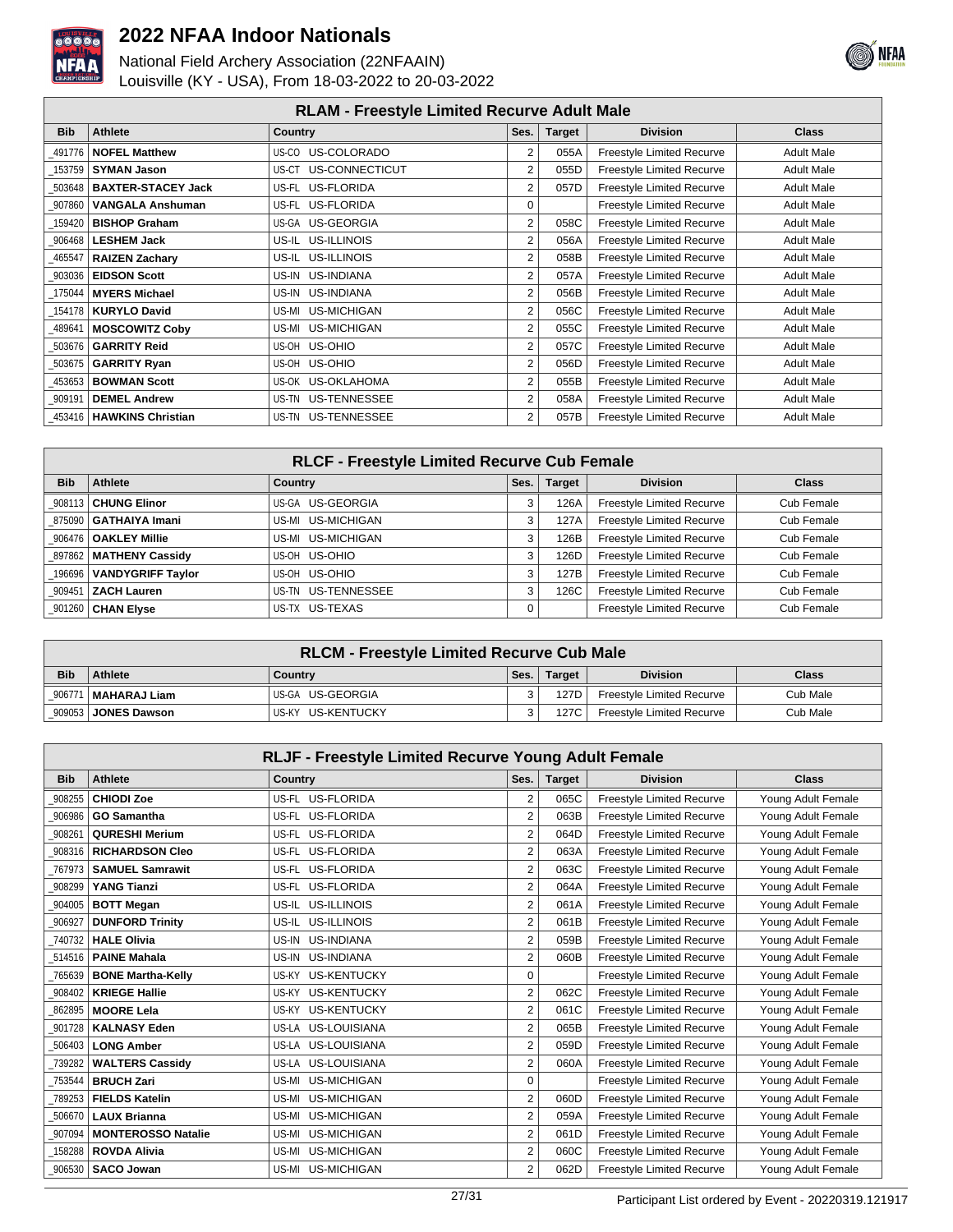# 2022 NFAA Indoor Nationals

National Field Archery Association (22NFAAIN)
Louisville (KY - USA), From 18-03-2022 to 20-03-2022

## RLAM - Freestyle Limited Recurve Adult Male

| Bib | Athlete | Country | Ses. | Target | Division | Class |
|---|---|---|---|---|---|---|
| _491776 | **NOFEL Matthew** | US-CO US-COLORADO | 2 | 055A | Freestyle Limited Recurve | Adult Male |
| _153759 | **SYMAN Jason** | US-CT US-CONNECTICUT | 2 | 055D | Freestyle Limited Recurve | Adult Male |
| _503648 | **BAXTER-STACEY Jack** | US-FL US-FLORIDA | 2 | 057D | Freestyle Limited Recurve | Adult Male |
| _907860 | **VANGALA Anshuman** | US-FL US-FLORIDA | 0 | | Freestyle Limited Recurve | Adult Male |
| _159420 | **BISHOP Graham** | US-GA US-GEORGIA | 2 | 058C | Freestyle Limited Recurve | Adult Male |
| _906468 | **LESHEM Jack** | US-IL US-ILLINOIS | 2 | 056A | Freestyle Limited Recurve | Adult Male |
| _465547 | **RAIZEN Zachary** | US-IL US-ILLINOIS | 2 | 058B | Freestyle Limited Recurve | Adult Male |
| _903036 | **EIDSON Scott** | US-IN US-INDIANA | 2 | 057A | Freestyle Limited Recurve | Adult Male |
| _175044 | **MYERS Michael** | US-IN US-INDIANA | 2 | 056B | Freestyle Limited Recurve | Adult Male |
| _154178 | **KURYLO David** | US-MI US-MICHIGAN | 2 | 056C | Freestyle Limited Recurve | Adult Male |
| _489641 | **MOSCOWITZ Coby** | US-MI US-MICHIGAN | 2 | 055C | Freestyle Limited Recurve | Adult Male |
| _503676 | **GARRITY Reid** | US-OH US-OHIO | 2 | 057C | Freestyle Limited Recurve | Adult Male |
| _503675 | **GARRITY Ryan** | US-OH US-OHIO | 2 | 056D | Freestyle Limited Recurve | Adult Male |
| _453653 | **BOWMAN Scott** | US-OK US-OKLAHOMA | 2 | 055B | Freestyle Limited Recurve | Adult Male |
| _909191 | **DEMEL Andrew** | US-TN US-TENNESSEE | 2 | 058A | Freestyle Limited Recurve | Adult Male |
| _453416 | **HAWKINS Christian** | US-TN US-TENNESSEE | 2 | 057B | Freestyle Limited Recurve | Adult Male |

## RLCF - Freestyle Limited Recurve Cub Female

| Bib | Athlete | Country | Ses. | Target | Division | Class |
|---|---|---|---|---|---|---|
| _908113 | **CHUNG Elinor** | US-GA US-GEORGIA | 3 | 126A | Freestyle Limited Recurve | Cub Female |
| _875090 | **GATHAIYA Imani** | US-MI US-MICHIGAN | 3 | 127A | Freestyle Limited Recurve | Cub Female |
| _906476 | **OAKLEY Millie** | US-MI US-MICHIGAN | 3 | 126B | Freestyle Limited Recurve | Cub Female |
| _897862 | **MATHENY Cassidy** | US-OH US-OHIO | 3 | 126D | Freestyle Limited Recurve | Cub Female |
| _196696 | **VANDYGRIFF Taylor** | US-OH US-OHIO | 3 | 127B | Freestyle Limited Recurve | Cub Female |
| _909451 | **ZACH Lauren** | US-TN US-TENNESSEE | 3 | 126C | Freestyle Limited Recurve | Cub Female |
| _901260 | **CHAN Elyse** | US-TX US-TEXAS | 0 | | Freestyle Limited Recurve | Cub Female |

## RLCM - Freestyle Limited Recurve Cub Male

| Bib | Athlete | Country | Ses. | Target | Division | Class |
|---|---|---|---|---|---|---|
| _906771 | **MAHARAJ Liam** | US-GA US-GEORGIA | 3 | 127D | Freestyle Limited Recurve | Cub Male |
| _909053 | **JONES Dawson** | US-KY US-KENTUCKY | 3 | 127C | Freestyle Limited Recurve | Cub Male |

## RLJF - Freestyle Limited Recurve Young Adult Female

| Bib | Athlete | Country | Ses. | Target | Division | Class |
|---|---|---|---|---|---|---|
| _908255 | **CHIODI Zoe** | US-FL US-FLORIDA | 2 | 065C | Freestyle Limited Recurve | Young Adult Female |
| _906986 | **GO Samantha** | US-FL US-FLORIDA | 2 | 063B | Freestyle Limited Recurve | Young Adult Female |
| _908261 | **QURESHI Merium** | US-FL US-FLORIDA | 2 | 064D | Freestyle Limited Recurve | Young Adult Female |
| _908316 | **RICHARDSON Cleo** | US-FL US-FLORIDA | 2 | 063A | Freestyle Limited Recurve | Young Adult Female |
| _767973 | **SAMUEL Samrawit** | US-FL US-FLORIDA | 2 | 063C | Freestyle Limited Recurve | Young Adult Female |
| _908299 | **YANG Tianzi** | US-FL US-FLORIDA | 2 | 064A | Freestyle Limited Recurve | Young Adult Female |
| _904005 | **BOTT Megan** | US-IL US-ILLINOIS | 2 | 061A | Freestyle Limited Recurve | Young Adult Female |
| _906927 | **DUNFORD Trinity** | US-IL US-ILLINOIS | 2 | 061B | Freestyle Limited Recurve | Young Adult Female |
| _740732 | **HALE Olivia** | US-IN US-INDIANA | 2 | 059B | Freestyle Limited Recurve | Young Adult Female |
| _514516 | **PAINE Mahala** | US-IN US-INDIANA | 2 | 060B | Freestyle Limited Recurve | Young Adult Female |
| _765639 | **BONE Martha-Kelly** | US-KY US-KENTUCKY | 0 | | Freestyle Limited Recurve | Young Adult Female |
| _908402 | **KRIEGE Hallie** | US-KY US-KENTUCKY | 2 | 062C | Freestyle Limited Recurve | Young Adult Female |
| _862895 | **MOORE Lela** | US-KY US-KENTUCKY | 2 | 061C | Freestyle Limited Recurve | Young Adult Female |
| _901728 | **KALNASY Eden** | US-LA US-LOUISIANA | 2 | 065B | Freestyle Limited Recurve | Young Adult Female |
| _506403 | **LONG Amber** | US-LA US-LOUISIANA | 2 | 059D | Freestyle Limited Recurve | Young Adult Female |
| _739282 | **WALTERS Cassidy** | US-LA US-LOUISIANA | 2 | 060A | Freestyle Limited Recurve | Young Adult Female |
| _753544 | **BRUCH Zari** | US-MI US-MICHIGAN | 0 | | Freestyle Limited Recurve | Young Adult Female |
| _789253 | **FIELDS Katelin** | US-MI US-MICHIGAN | 2 | 060D | Freestyle Limited Recurve | Young Adult Female |
| _506670 | **LAUX Brianna** | US-MI US-MICHIGAN | 2 | 059A | Freestyle Limited Recurve | Young Adult Female |
| _907094 | **MONTEROSSO Natalie** | US-MI US-MICHIGAN | 2 | 061D | Freestyle Limited Recurve | Young Adult Female |
| _158288 | **ROVDA Alivia** | US-MI US-MICHIGAN | 2 | 060C | Freestyle Limited Recurve | Young Adult Female |
| _906530 | **SACO Jowan** | US-MI US-MICHIGAN | 2 | 062D | Freestyle Limited Recurve | Young Adult Female |

Participant List ordered by Event - 20220319.121917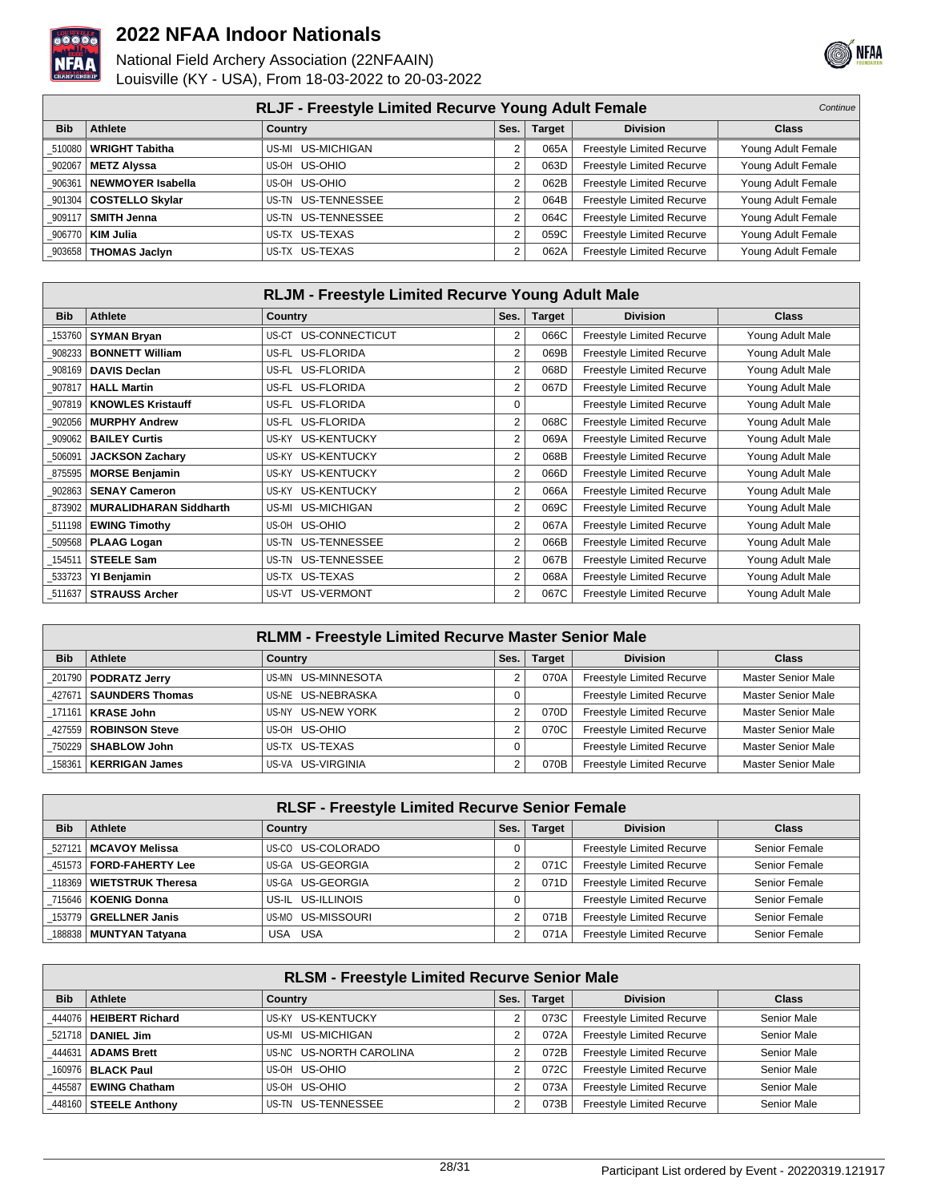# 2022 NFAA Indoor Nationals

National Field Archery Association (22NFAAIN)
Louisville (KY - USA), From 18-03-2022 to 20-03-2022

## RLJF - Freestyle Limited Recurve Young Adult Female

*Continue*

| Bib | Athlete | Country | Ses. | Target | Division | Class |
|---|---|---|---|---|---|---|
| _510080 | **WRIGHT Tabitha** | US-MI US-MICHIGAN | 2 | 065A | Freestyle Limited Recurve | Young Adult Female |
| _902067 | **METZ Alyssa** | US-OH US-OHIO | 2 | 063D | Freestyle Limited Recurve | Young Adult Female |
| _906361 | **NEWMOYER Isabella** | US-OH US-OHIO | 2 | 062B | Freestyle Limited Recurve | Young Adult Female |
| _901304 | **COSTELLO Skylar** | US-TN US-TENNESSEE | 2 | 064B | Freestyle Limited Recurve | Young Adult Female |
| _909117 | **SMITH Jenna** | US-TN US-TENNESSEE | 2 | 064C | Freestyle Limited Recurve | Young Adult Female |
| _906770 | **KIM Julia** | US-TX US-TEXAS | 2 | 059C | Freestyle Limited Recurve | Young Adult Female |
| _903658 | **THOMAS Jaclyn** | US-TX US-TEXAS | 2 | 062A | Freestyle Limited Recurve | Young Adult Female |

## RLJM - Freestyle Limited Recurve Young Adult Male

| Bib | Athlete | Country | Ses. | Target | Division | Class |
|---|---|---|---|---|---|---|
| _153760 | **SYMAN Bryan** | US-CT US-CONNECTICUT | 2 | 066C | Freestyle Limited Recurve | Young Adult Male |
| _908233 | **BONNETT William** | US-FL US-FLORIDA | 2 | 069B | Freestyle Limited Recurve | Young Adult Male |
| _908169 | **DAVIS Declan** | US-FL US-FLORIDA | 2 | 068D | Freestyle Limited Recurve | Young Adult Male |
| _907817 | **HALL Martin** | US-FL US-FLORIDA | 2 | 067D | Freestyle Limited Recurve | Young Adult Male |
| _907819 | **KNOWLES Kristauff** | US-FL US-FLORIDA | 0 | | Freestyle Limited Recurve | Young Adult Male |
| _902056 | **MURPHY Andrew** | US-FL US-FLORIDA | 2 | 068C | Freestyle Limited Recurve | Young Adult Male |
| _909062 | **BAILEY Curtis** | US-KY US-KENTUCKY | 2 | 069A | Freestyle Limited Recurve | Young Adult Male |
| _506091 | **JACKSON Zachary** | US-KY US-KENTUCKY | 2 | 068B | Freestyle Limited Recurve | Young Adult Male |
| _875595 | **MORSE Benjamin** | US-KY US-KENTUCKY | 2 | 066D | Freestyle Limited Recurve | Young Adult Male |
| _902863 | **SENAY Cameron** | US-KY US-KENTUCKY | 2 | 066A | Freestyle Limited Recurve | Young Adult Male |
| _873902 | **MURALIDHARAN Siddharth** | US-MI US-MICHIGAN | 2 | 069C | Freestyle Limited Recurve | Young Adult Male |
| _511198 | **EWING Timothy** | US-OH US-OHIO | 2 | 067A | Freestyle Limited Recurve | Young Adult Male |
| _509568 | **PLAAG Logan** | US-TN US-TENNESSEE | 2 | 066B | Freestyle Limited Recurve | Young Adult Male |
| _154511 | **STEELE Sam** | US-TN US-TENNESSEE | 2 | 067B | Freestyle Limited Recurve | Young Adult Male |
| _533723 | **YI Benjamin** | US-TX US-TEXAS | 2 | 068A | Freestyle Limited Recurve | Young Adult Male |
| _511637 | **STRAUSS Archer** | US-VT US-VERMONT | 2 | 067C | Freestyle Limited Recurve | Young Adult Male |

## RLMM - Freestyle Limited Recurve Master Senior Male

| Bib | Athlete | Country | Ses. | Target | Division | Class |
|---|---|---|---|---|---|---|
| _201790 | **PODRATZ Jerry** | US-MN US-MINNESOTA | 2 | 070A | Freestyle Limited Recurve | Master Senior Male |
| _427671 | **SAUNDERS Thomas** | US-NE US-NEBRASKA | 0 | | Freestyle Limited Recurve | Master Senior Male |
| _171161 | **KRASE John** | US-NY US-NEW YORK | 2 | 070D | Freestyle Limited Recurve | Master Senior Male |
| _427559 | **ROBINSON Steve** | US-OH US-OHIO | 2 | 070C | Freestyle Limited Recurve | Master Senior Male |
| _750229 | **SHABLOW John** | US-TX US-TEXAS | 0 | | Freestyle Limited Recurve | Master Senior Male |
| _158361 | **KERRIGAN James** | US-VA US-VIRGINIA | 2 | 070B | Freestyle Limited Recurve | Master Senior Male |

## RLSF - Freestyle Limited Recurve Senior Female

| Bib | Athlete | Country | Ses. | Target | Division | Class |
|---|---|---|---|---|---|---|
| _527121 | **MCAVOY Melissa** | US-CO US-COLORADO | 0 | | Freestyle Limited Recurve | Senior Female |
| _451573 | **FORD-FAHERTY Lee** | US-GA US-GEORGIA | 2 | 071C | Freestyle Limited Recurve | Senior Female |
| _118369 | **WIETSTRUK Theresa** | US-GA US-GEORGIA | 2 | 071D | Freestyle Limited Recurve | Senior Female |
| _715646 | **KOENIG Donna** | US-IL US-ILLINOIS | 0 | | Freestyle Limited Recurve | Senior Female |
| _153779 | **GRELLNER Janis** | US-MO US-MISSOURI | 2 | 071B | Freestyle Limited Recurve | Senior Female |
| _188838 | **MUNTYAN Tatyana** | USA USA | 2 | 071A | Freestyle Limited Recurve | Senior Female |

## RLSM - Freestyle Limited Recurve Senior Male

| Bib | Athlete | Country | Ses. | Target | Division | Class |
|---|---|---|---|---|---|---|
| _444076 | **HEIBERT Richard** | US-KY US-KENTUCKY | 2 | 073C | Freestyle Limited Recurve | Senior Male |
| _521718 | **DANIEL Jim** | US-MI US-MICHIGAN | 2 | 072A | Freestyle Limited Recurve | Senior Male |
| _444631 | **ADAMS Brett** | US-NC US-NORTH CAROLINA | 2 | 072B | Freestyle Limited Recurve | Senior Male |
| _160976 | **BLACK Paul** | US-OH US-OHIO | 2 | 072C | Freestyle Limited Recurve | Senior Male |
| _445587 | **EWING Chatham** | US-OH US-OHIO | 2 | 073A | Freestyle Limited Recurve | Senior Male |
| _448160 | **STEELE Anthony** | US-TN US-TENNESSEE | 2 | 073B | Freestyle Limited Recurve | Senior Male |

Participant List ordered by Event - 20220319.121917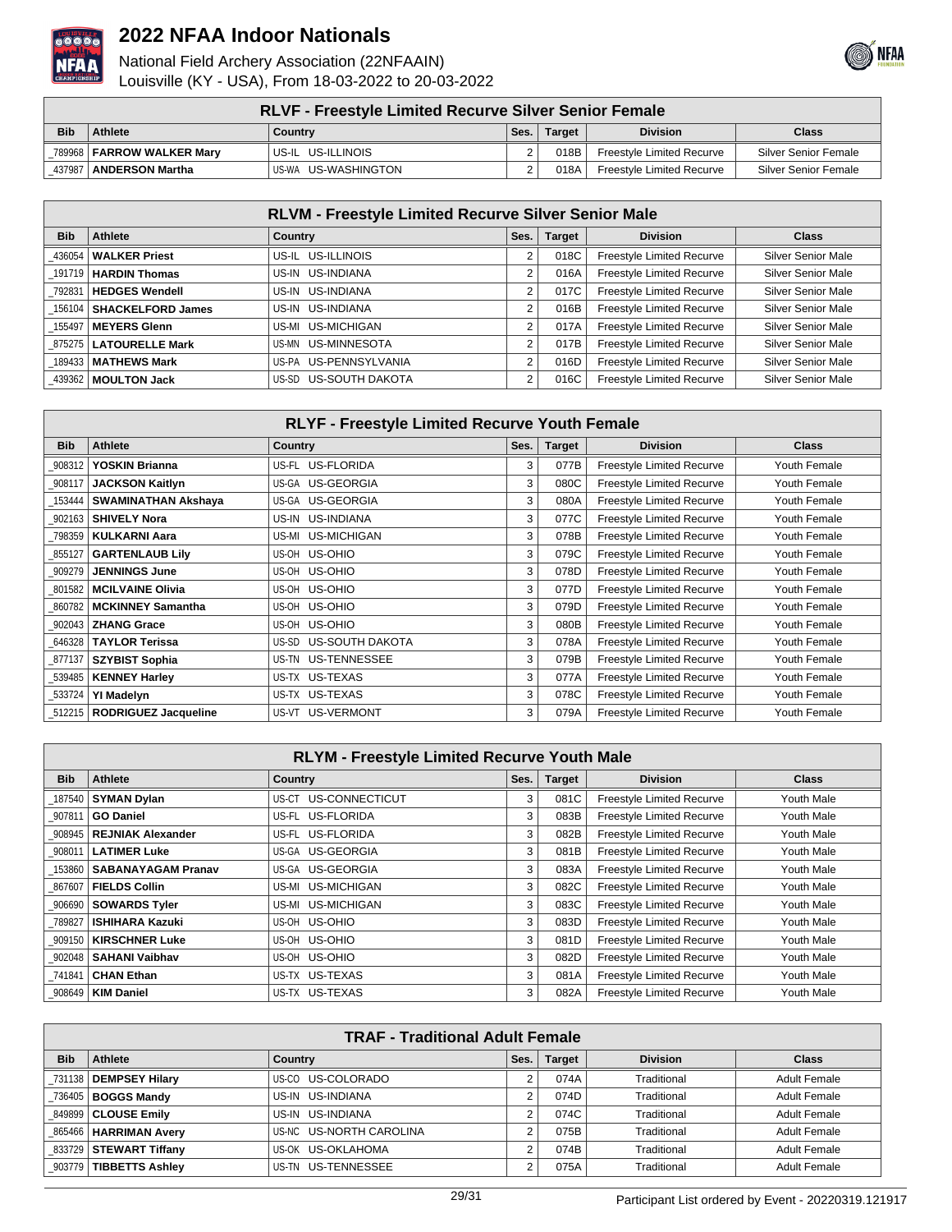# 2022 NFAA Indoor Nationals

National Field Archery Association (22NFAAIN)
Louisville (KY - USA), From 18-03-2022 to 20-03-2022

## RLVF - Freestyle Limited Recurve Silver Senior Female

| Bib | Athlete | Country | Ses. | Target | Division | Class |
|---|---|---|---|---|---|---|
| _789968 | **FARROW WALKER Mary** | US-IL US-ILLINOIS | 2 | 018B | Freestyle Limited Recurve | Silver Senior Female |
| _437987 | **ANDERSON Martha** | US-WA US-WASHINGTON | 2 | 018A | Freestyle Limited Recurve | Silver Senior Female |

## RLVM - Freestyle Limited Recurve Silver Senior Male

| Bib | Athlete | Country | Ses. | Target | Division | Class |
|---|---|---|---|---|---|---|
| _436054 | **WALKER Priest** | US-IL US-ILLINOIS | 2 | 018C | Freestyle Limited Recurve | Silver Senior Male |
| _191719 | **HARDIN Thomas** | US-IN US-INDIANA | 2 | 016A | Freestyle Limited Recurve | Silver Senior Male |
| _792831 | **HEDGES Wendell** | US-IN US-INDIANA | 2 | 017C | Freestyle Limited Recurve | Silver Senior Male |
| _156104 | **SHACKELFORD James** | US-IN US-INDIANA | 2 | 016B | Freestyle Limited Recurve | Silver Senior Male |
| _155497 | **MEYERS Glenn** | US-MI US-MICHIGAN | 2 | 017A | Freestyle Limited Recurve | Silver Senior Male |
| _875275 | **LATOURELLE Mark** | US-MN US-MINNESOTA | 2 | 017B | Freestyle Limited Recurve | Silver Senior Male |
| _189433 | **MATHEWS Mark** | US-PA US-PENNSYLVANIA | 2 | 016D | Freestyle Limited Recurve | Silver Senior Male |
| _439362 | **MOULTON Jack** | US-SD US-SOUTH DAKOTA | 2 | 016C | Freestyle Limited Recurve | Silver Senior Male |

## RLYF - Freestyle Limited Recurve Youth Female

| Bib | Athlete | Country | Ses. | Target | Division | Class |
|---|---|---|---|---|---|---|
| _908312 | **YOSKIN Brianna** | US-FL US-FLORIDA | 3 | 077B | Freestyle Limited Recurve | Youth Female |
| _908117 | **JACKSON Kaitlyn** | US-GA US-GEORGIA | 3 | 080C | Freestyle Limited Recurve | Youth Female |
| _153444 | **SWAMINATHAN Akshaya** | US-GA US-GEORGIA | 3 | 080A | Freestyle Limited Recurve | Youth Female |
| _902163 | **SHIVELY Nora** | US-IN US-INDIANA | 3 | 077C | Freestyle Limited Recurve | Youth Female |
| _798359 | **KULKARNI Aara** | US-MI US-MICHIGAN | 3 | 078B | Freestyle Limited Recurve | Youth Female |
| _855127 | **GARTENLAUB Lily** | US-OH US-OHIO | 3 | 079C | Freestyle Limited Recurve | Youth Female |
| _909279 | **JENNINGS June** | US-OH US-OHIO | 3 | 078D | Freestyle Limited Recurve | Youth Female |
| _801582 | **MCILVAINE Olivia** | US-OH US-OHIO | 3 | 077D | Freestyle Limited Recurve | Youth Female |
| _860782 | **MCKINNEY Samantha** | US-OH US-OHIO | 3 | 079D | Freestyle Limited Recurve | Youth Female |
| _902043 | **ZHANG Grace** | US-OH US-OHIO | 3 | 080D | Freestyle Limited Recurve | Youth Female |
| _646328 | **TAYLOR Terissa** | US-SD US-SOUTH DAKOTA | 3 | 078A | Freestyle Limited Recurve | Youth Female |
| _877137 | **SZYBIST Sophia** | US-TN US-TENNESSEE | 3 | 079B | Freestyle Limited Recurve | Youth Female |
| _539485 | **KENNEY Harley** | US-TX US-TEXAS | 3 | 077A | Freestyle Limited Recurve | Youth Female |
| _533724 | **YI Madelyn** | US-TX US-TEXAS | 3 | 078C | Freestyle Limited Recurve | Youth Female |
| _512215 | **RODRIGUEZ Jacqueline** | US-VT US-VERMONT | 3 | 079A | Freestyle Limited Recurve | Youth Female |

## RLYM - Freestyle Limited Recurve Youth Male

| Bib | Athlete | Country | Ses. | Target | Division | Class |
|---|---|---|---|---|---|---|
| _187540 | **SYMAN Dylan** | US-CT US-CONNECTICUT | 3 | 081C | Freestyle Limited Recurve | Youth Male |
| _907811 | **GO Daniel** | US-FL US-FLORIDA | 3 | 083B | Freestyle Limited Recurve | Youth Male |
| _908945 | **REJNIAK Alexander** | US-FL US-FLORIDA | 3 | 082B | Freestyle Limited Recurve | Youth Male |
| _908011 | **LATIMER Luke** | US-GA US-GEORGIA | 3 | 081B | Freestyle Limited Recurve | Youth Male |
| _153860 | **SABANAYAGAM Pranav** | US-GA US-GEORGIA | 3 | 083A | Freestyle Limited Recurve | Youth Male |
| _867607 | **FIELDS Collin** | US-MI US-MICHIGAN | 3 | 082C | Freestyle Limited Recurve | Youth Male |
| _906690 | **SOWARDS Tyler** | US-MI US-MICHIGAN | 3 | 083C | Freestyle Limited Recurve | Youth Male |
| _789827 | **ISHIHARA Kazuki** | US-OH US-OHIO | 3 | 083D | Freestyle Limited Recurve | Youth Male |
| _909150 | **KIRSCHNER Luke** | US-OH US-OHIO | 3 | 081D | Freestyle Limited Recurve | Youth Male |
| _902048 | **SAHANI Vaibhav** | US-OH US-OHIO | 3 | 082D | Freestyle Limited Recurve | Youth Male |
| _741841 | **CHAN Ethan** | US-TX US-TEXAS | 3 | 081A | Freestyle Limited Recurve | Youth Male |
| _908649 | **KIM Daniel** | US-TX US-TEXAS | 3 | 082A | Freestyle Limited Recurve | Youth Male |

## TRAF - Traditional Adult Female

| Bib | Athlete | Country | Ses. | Target | Division | Class |
|---|---|---|---|---|---|---|
| _731138 | **DEMPSEY Hilary** | US-CO US-COLORADO | 2 | 074A | Traditional | Adult Female |
| _736405 | **BOGGS Mandy** | US-IN US-INDIANA | 2 | 074D | Traditional | Adult Female |
| _849899 | **CLOUSE Emily** | US-IN US-INDIANA | 2 | 074C | Traditional | Adult Female |
| _865466 | **HARRIMAN Avery** | US-NC US-NORTH CAROLINA | 2 | 075B | Traditional | Adult Female |
| _833729 | **STEWART Tiffany** | US-OK US-OKLAHOMA | 2 | 074B | Traditional | Adult Female |
| _903779 | **TIBBETTS Ashley** | US-TN US-TENNESSEE | 2 | 075A | Traditional | Adult Female |

Participant List ordered by Event - 20220319.121917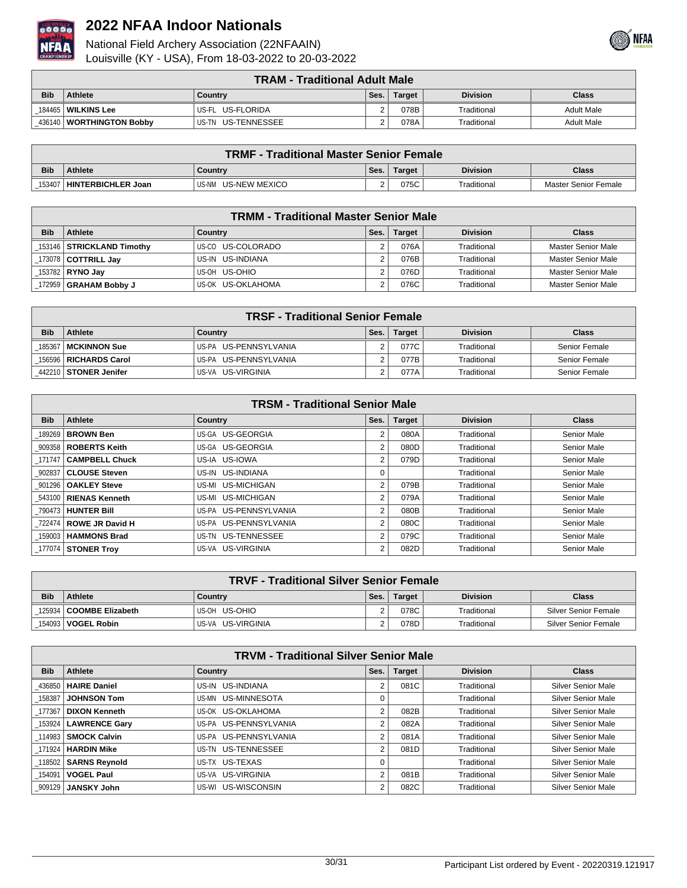# 2022 NFAA Indoor Nationals

National Field Archery Association (22NFAAIN)
Louisville (KY - USA), From 18-03-2022 to 20-03-2022

## TRAM - Traditional Adult Male

| Bib | Athlete | Country | Ses. | Target | Division | Class |
|---|---|---|---|---|---|---|
| _184465 | **WILKINS Lee** | US-FL US-FLORIDA | 2 | 078B | Traditional | Adult Male |
| _436140 | **WORTHINGTON Bobby** | US-TN US-TENNESSEE | 2 | 078A | Traditional | Adult Male |

## TRMF - Traditional Master Senior Female

| Bib | Athlete | Country | Ses. | Target | Division | Class |
|---|---|---|---|---|---|---|
| _153407 | **HINTERBICHLER Joan** | US-NM US-NEW MEXICO | 2 | 075C | Traditional | Master Senior Female |

## TRMM - Traditional Master Senior Male

| Bib | Athlete | Country | Ses. | Target | Division | Class |
|---|---|---|---|---|---|---|
| _153146 | **STRICKLAND Timothy** | US-CO US-COLORADO | 2 | 076A | Traditional | Master Senior Male |
| _173078 | **COTTRILL Jay** | US-IN US-INDIANA | 2 | 076B | Traditional | Master Senior Male |
| _153782 | **RYNO Jay** | US-OH US-OHIO | 2 | 076D | Traditional | Master Senior Male |
| _172959 | **GRAHAM Bobby J** | US-OK US-OKLAHOMA | 2 | 076C | Traditional | Master Senior Male |

## TRSF - Traditional Senior Female

| Bib | Athlete | Country | Ses. | Target | Division | Class |
|---|---|---|---|---|---|---|
| _185367 | **MCKINNON Sue** | US-PA US-PENNSYLVANIA | 2 | 077C | Traditional | Senior Female |
| _156596 | **RICHARDS Carol** | US-PA US-PENNSYLVANIA | 2 | 077B | Traditional | Senior Female |
| _442210 | **STONER Jenifer** | US-VA US-VIRGINIA | 2 | 077A | Traditional | Senior Female |

## TRSM - Traditional Senior Male

| Bib | Athlete | Country | Ses. | Target | Division | Class |
|---|---|---|---|---|---|---|
| _189269 | **BROWN Ben** | US-GA US-GEORGIA | 2 | 080A | Traditional | Senior Male |
| _909358 | **ROBERTS Keith** | US-GA US-GEORGIA | 2 | 080D | Traditional | Senior Male |
| _171747 | **CAMPBELL Chuck** | US-IA US-IOWA | 2 | 079D | Traditional | Senior Male |
| _902837 | **CLOUSE Steven** | US-IN US-INDIANA | 0 | | Traditional | Senior Male |
| _901296 | **OAKLEY Steve** | US-MI US-MICHIGAN | 2 | 079B | Traditional | Senior Male |
| _543100 | **RIENAS Kenneth** | US-MI US-MICHIGAN | 2 | 079A | Traditional | Senior Male |
| _790473 | **HUNTER Bill** | US-PA US-PENNSYLVANIA | 2 | 080B | Traditional | Senior Male |
| _722474 | **ROWE JR David H** | US-PA US-PENNSYLVANIA | 2 | 080C | Traditional | Senior Male |
| _159003 | **HAMMONS Brad** | US-TN US-TENNESSEE | 2 | 079C | Traditional | Senior Male |
| _177074 | **STONER Troy** | US-VA US-VIRGINIA | 2 | 082D | Traditional | Senior Male |

## TRVF - Traditional Silver Senior Female

| Bib | Athlete | Country | Ses. | Target | Division | Class |
|---|---|---|---|---|---|---|
| _125934 | **COOMBE Elizabeth** | US-OH US-OHIO | 2 | 078C | Traditional | Silver Senior Female |
| _154093 | **VOGEL Robin** | US-VA US-VIRGINIA | 2 | 078D | Traditional | Silver Senior Female |

## TRVM - Traditional Silver Senior Male

| Bib | Athlete | Country | Ses. | Target | Division | Class |
|---|---|---|---|---|---|---|
| _436850 | **HAIRE Daniel** | US-IN US-INDIANA | 2 | 081C | Traditional | Silver Senior Male |
| _158387 | **JOHNSON Tom** | US-MN US-MINNESOTA | 0 | | Traditional | Silver Senior Male |
| _177367 | **DIXON Kenneth** | US-OK US-OKLAHOMA | 2 | 082B | Traditional | Silver Senior Male |
| _153924 | **LAWRENCE Gary** | US-PA US-PENNSYLVANIA | 2 | 082A | Traditional | Silver Senior Male |
| _114983 | **SMOCK Calvin** | US-PA US-PENNSYLVANIA | 2 | 081A | Traditional | Silver Senior Male |
| _171924 | **HARDIN Mike** | US-TN US-TENNESSEE | 2 | 081D | Traditional | Silver Senior Male |
| _118502 | **SARNS Reynold** | US-TX US-TEXAS | 0 | | Traditional | Silver Senior Male |
| _154091 | **VOGEL Paul** | US-VA US-VIRGINIA | 2 | 081B | Traditional | Silver Senior Male |
| _909129 | **JANSKY John** | US-WI US-WISCONSIN | 2 | 082C | Traditional | Silver Senior Male |

Participant List ordered by Event - 20220319.121917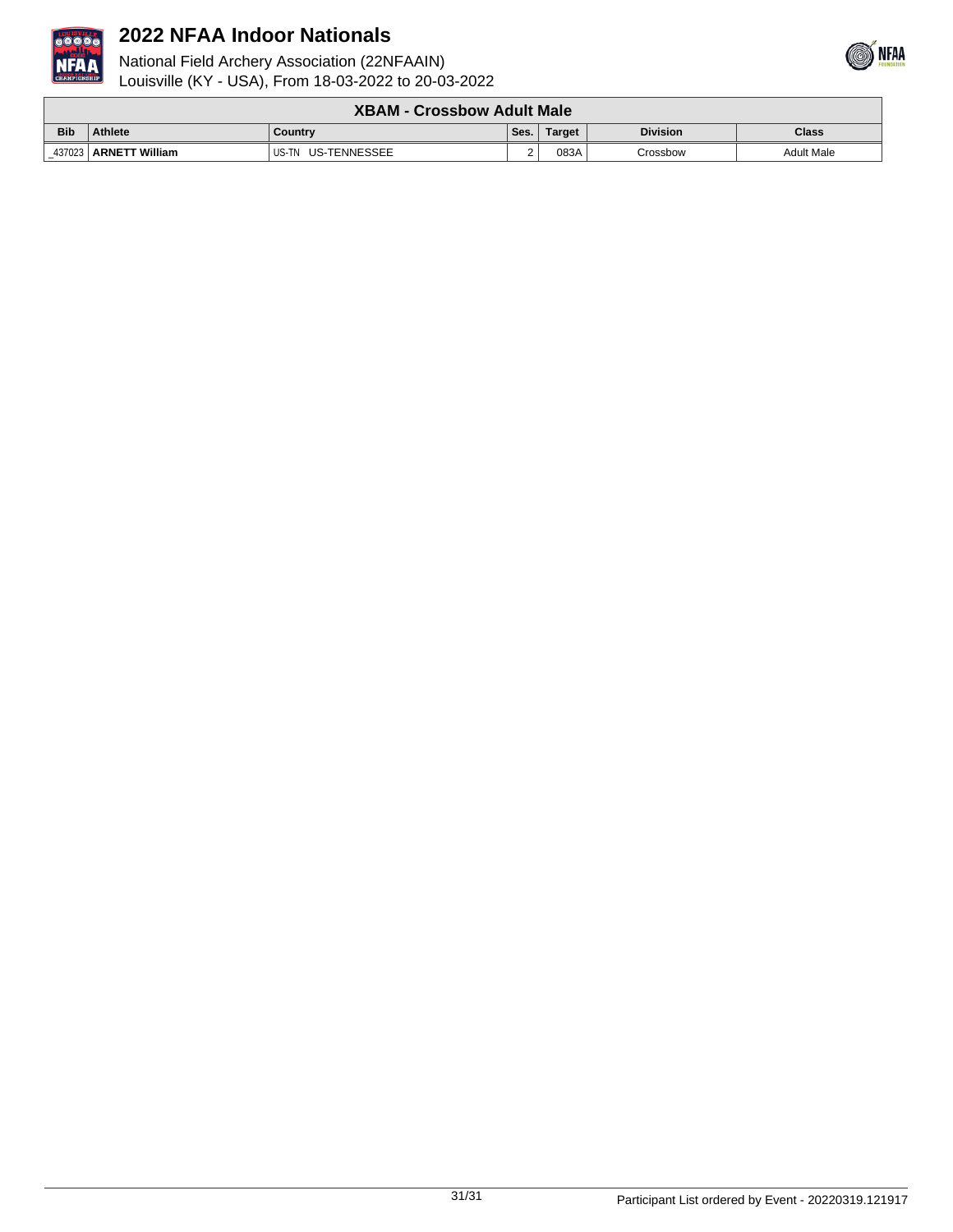# 2022 NFAA Indoor Nationals

National Field Archery Association (22NFAAIN)
Louisville (KY - USA), From 18-03-2022 to 20-03-2022

| XBAM - Crossbow Adult Male | | | | | | |
|---|---|---|---|---|---|---|
| **Bib** | **Athlete** | **Country** | **Ses.** | **Target** | **Division** | **Class** |
| _437023 | **ARNETT William** | US-TN US-TENNESSEE | 2 | 083A | Crossbow | Adult Male |

Participant List ordered by Event - 20220319.121917